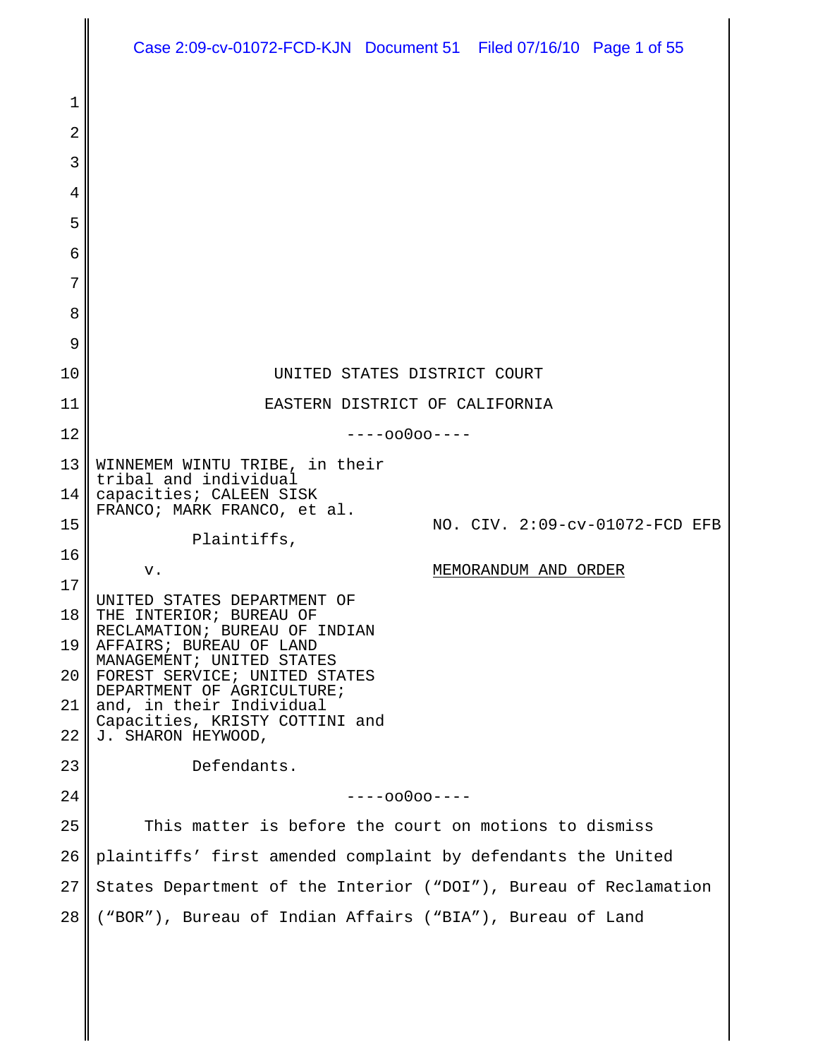UNITED STATES DISTRICT COURT

EASTERN DISTRICT OF CALIFORNIA

----oo0oo----

WINNEMEM WINTU TRIBE, in their tribal and individual capacities; CALEEN SISK FRANCO; MARK FRANCO, et al.

Plaintiffs,

v.

UNITED STATES DEPARTMENT OF THE INTERIOR; BUREAU OF RECLAMATION; BUREAU OF INDIAN AFFAIRS; BUREAU OF LAND MANAGEMENT; UNITED STATES FOREST SERVICE; UNITED STATES DEPARTMENT OF AGRICULTURE; and, in their Individual Capacities, KRISTY COTTINI and J. SHARON HEYWOOD,

Defendants.

NO. CIV. 2:09-cv-01072-FCD EFB

MEMORANDUM AND ORDER

----oo0oo----

This matter is before the court on motions to dismiss plaintiffs' first amended complaint by defendants the United States Department of the Interior ("DOI"), Bureau of Reclamation ("BOR"), Bureau of Indian Affairs ("BIA"), Bureau of Land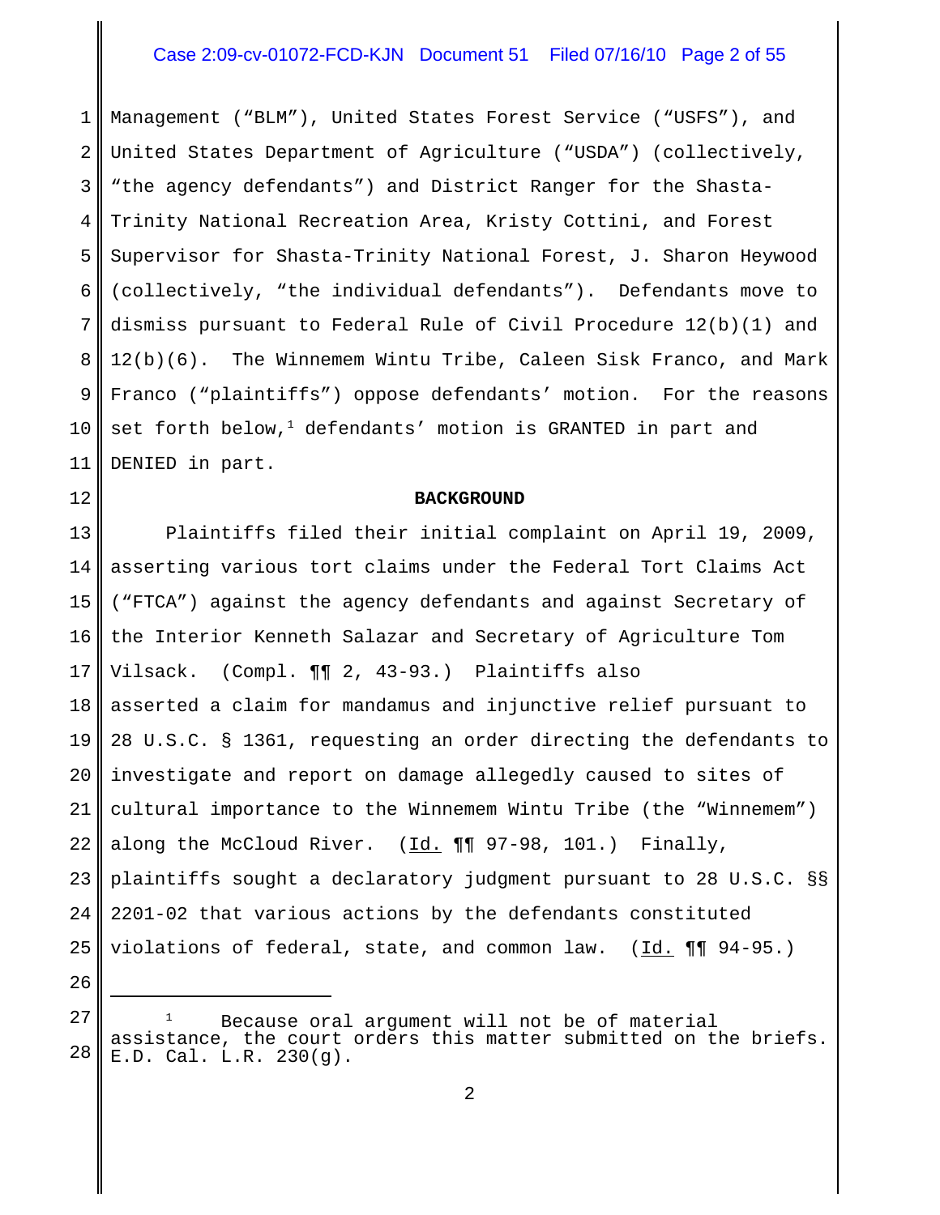Management ("BLM"), United States Forest Service ("USFS"), and United States Department of Agriculture ("USDA") (collectively, "the agency defendants") and District Ranger for the Shasta-Trinity National Recreation Area, Kristy Cottini, and Forest Supervisor for Shasta-Trinity National Forest, J. Sharon Heywood (collectively, "the individual defendants"). Defendants move to dismiss pursuant to Federal Rule of Civil Procedure 12(b)(1) and 12(b)(6). The Winnemem Wintu Tribe, Caleen Sisk Franco, and Mark Franco ("plaintiffs") oppose defendants' motion. For the reasons set forth below,[1] defendants' motion is GRANTED in part and DENIED in part.

**BACKGROUND**

Plaintiffs filed their initial complaint on April 19, 2009, asserting various tort claims under the Federal Tort Claims Act ("FTCA") against the agency defendants and against Secretary of the Interior Kenneth Salazar and Secretary of Agriculture Tom Vilsack. (Compl. ¶¶ 2, 43-93.) Plaintiffs also asserted a claim for mandamus and injunctive relief pursuant to 28 U.S.C. § 1361, requesting an order directing the defendants to investigate and report on damage allegedly caused to sites of cultural importance to the Winnemem Wintu Tribe (the "Winnemem") along the McCloud River. (Id. ¶¶ 97-98, 101.) Finally, plaintiffs sought a declaratory judgment pursuant to 28 U.S.C. §§ 2201-02 that various actions by the defendants constituted violations of federal, state, and common law. (Id. ¶¶ 94-95.)

---

[1] Because oral argument will not be of material assistance, the court orders this matter submitted on the briefs. E.D. Cal. L.R. 230(g).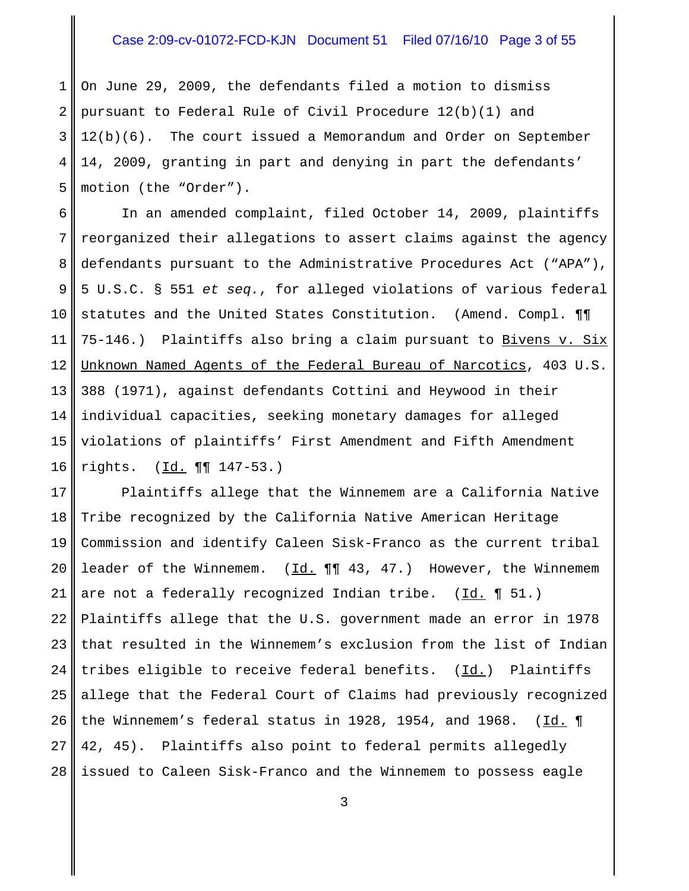On June 29, 2009, the defendants filed a motion to dismiss pursuant to Federal Rule of Civil Procedure 12(b)(1) and 12(b)(6). The court issued a Memorandum and Order on September 14, 2009, granting in part and denying in part the defendants' motion (the "Order").

In an amended complaint, filed October 14, 2009, plaintiffs reorganized their allegations to assert claims against the agency defendants pursuant to the Administrative Procedures Act ("APA"), 5 U.S.C. § 551 *et seq.*, for alleged violations of various federal statutes and the United States Constitution. (Amend. Compl. ¶¶ 75-146.) Plaintiffs also bring a claim pursuant to Bivens v. Six Unknown Named Agents of the Federal Bureau of Narcotics, 403 U.S. 388 (1971), against defendants Cottini and Heywood in their individual capacities, seeking monetary damages for alleged violations of plaintiffs' First Amendment and Fifth Amendment rights. (Id. ¶¶ 147-53.)

Plaintiffs allege that the Winnemem are a California Native Tribe recognized by the California Native American Heritage Commission and identify Caleen Sisk-Franco as the current tribal leader of the Winnemem. (Id. ¶¶ 43, 47.) However, the Winnemem are not a federally recognized Indian tribe. (Id. ¶ 51.) Plaintiffs allege that the U.S. government made an error in 1978 that resulted in the Winnemem's exclusion from the list of Indian tribes eligible to receive federal benefits. (Id.) Plaintiffs allege that the Federal Court of Claims had previously recognized the Winnemem's federal status in 1928, 1954, and 1968. (Id. ¶ 42, 45). Plaintiffs also point to federal permits allegedly issued to Caleen Sisk-Franco and the Winnemem to possess eagle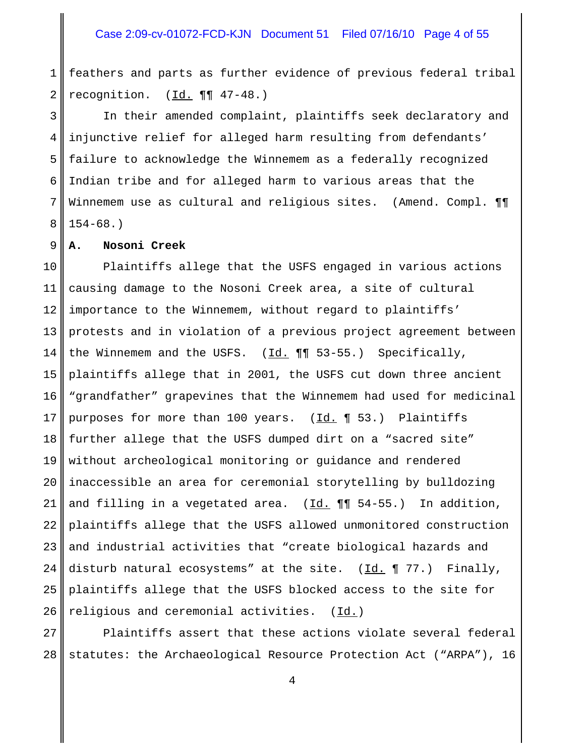feathers and parts as further evidence of previous federal tribal recognition. (Id. ¶¶ 47-48.)

In their amended complaint, plaintiffs seek declaratory and injunctive relief for alleged harm resulting from defendants' failure to acknowledge the Winnemem as a federally recognized Indian tribe and for alleged harm to various areas that the Winnemem use as cultural and religious sites. (Amend. Compl. ¶¶ 154-68.)

**A. Nosoni Creek**

Plaintiffs allege that the USFS engaged in various actions causing damage to the Nosoni Creek area, a site of cultural importance to the Winnemem, without regard to plaintiffs' protests and in violation of a previous project agreement between the Winnemem and the USFS. (Id. ¶¶ 53-55.) Specifically, plaintiffs allege that in 2001, the USFS cut down three ancient "grandfather" grapevines that the Winnemem had used for medicinal purposes for more than 100 years. (Id. ¶ 53.) Plaintiffs further allege that the USFS dumped dirt on a "sacred site" without archeological monitoring or guidance and rendered inaccessible an area for ceremonial storytelling by bulldozing and filling in a vegetated area. (Id. ¶¶ 54-55.) In addition, plaintiffs allege that the USFS allowed unmonitored construction and industrial activities that "create biological hazards and disturb natural ecosystems" at the site. (Id. ¶ 77.) Finally, plaintiffs allege that the USFS blocked access to the site for religious and ceremonial activities. (Id.)

Plaintiffs assert that these actions violate several federal statutes: the Archaeological Resource Protection Act ("ARPA"), 16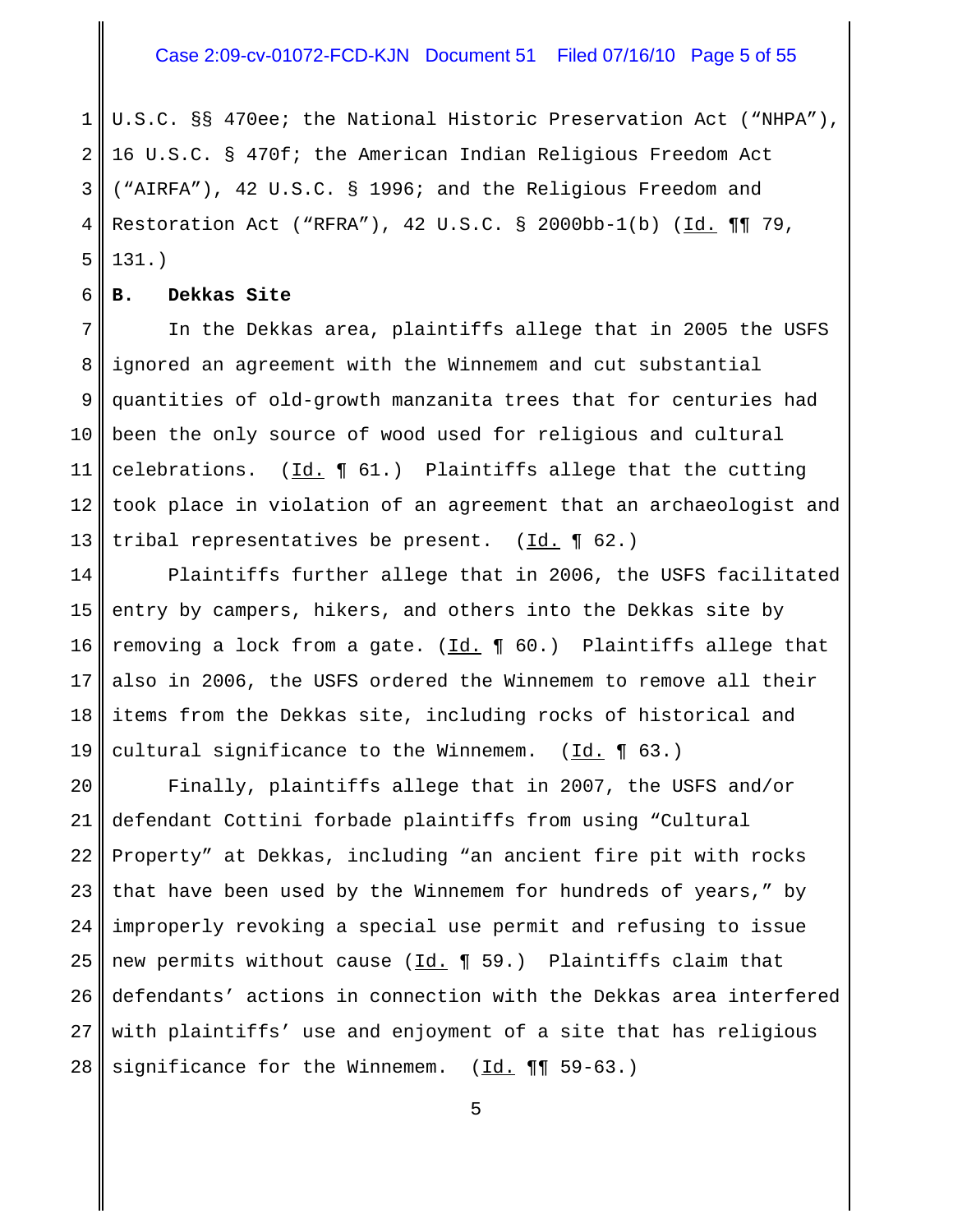U.S.C. §§ 470ee; the National Historic Preservation Act ("NHPA"), 16 U.S.C. § 470f; the American Indian Religious Freedom Act ("AIRFA"), 42 U.S.C. § 1996; and the Religious Freedom and Restoration Act ("RFRA"), 42 U.S.C. § 2000bb-1(b) (Id. ¶¶ 79, 131.)

**B. Dekkas Site**

In the Dekkas area, plaintiffs allege that in 2005 the USFS ignored an agreement with the Winnemem and cut substantial quantities of old-growth manzanita trees that for centuries had been the only source of wood used for religious and cultural celebrations. (Id. ¶ 61.) Plaintiffs allege that the cutting took place in violation of an agreement that an archaeologist and tribal representatives be present. (Id. ¶ 62.)

Plaintiffs further allege that in 2006, the USFS facilitated entry by campers, hikers, and others into the Dekkas site by removing a lock from a gate. (Id. ¶ 60.) Plaintiffs allege that also in 2006, the USFS ordered the Winnemem to remove all their items from the Dekkas site, including rocks of historical and cultural significance to the Winnemem. (Id. ¶ 63.)

Finally, plaintiffs allege that in 2007, the USFS and/or defendant Cottini forbade plaintiffs from using "Cultural Property" at Dekkas, including "an ancient fire pit with rocks that have been used by the Winnemem for hundreds of years," by improperly revoking a special use permit and refusing to issue new permits without cause (Id. ¶ 59.) Plaintiffs claim that defendants' actions in connection with the Dekkas area interfered with plaintiffs' use and enjoyment of a site that has religious significance for the Winnemem. (Id. ¶¶ 59-63.)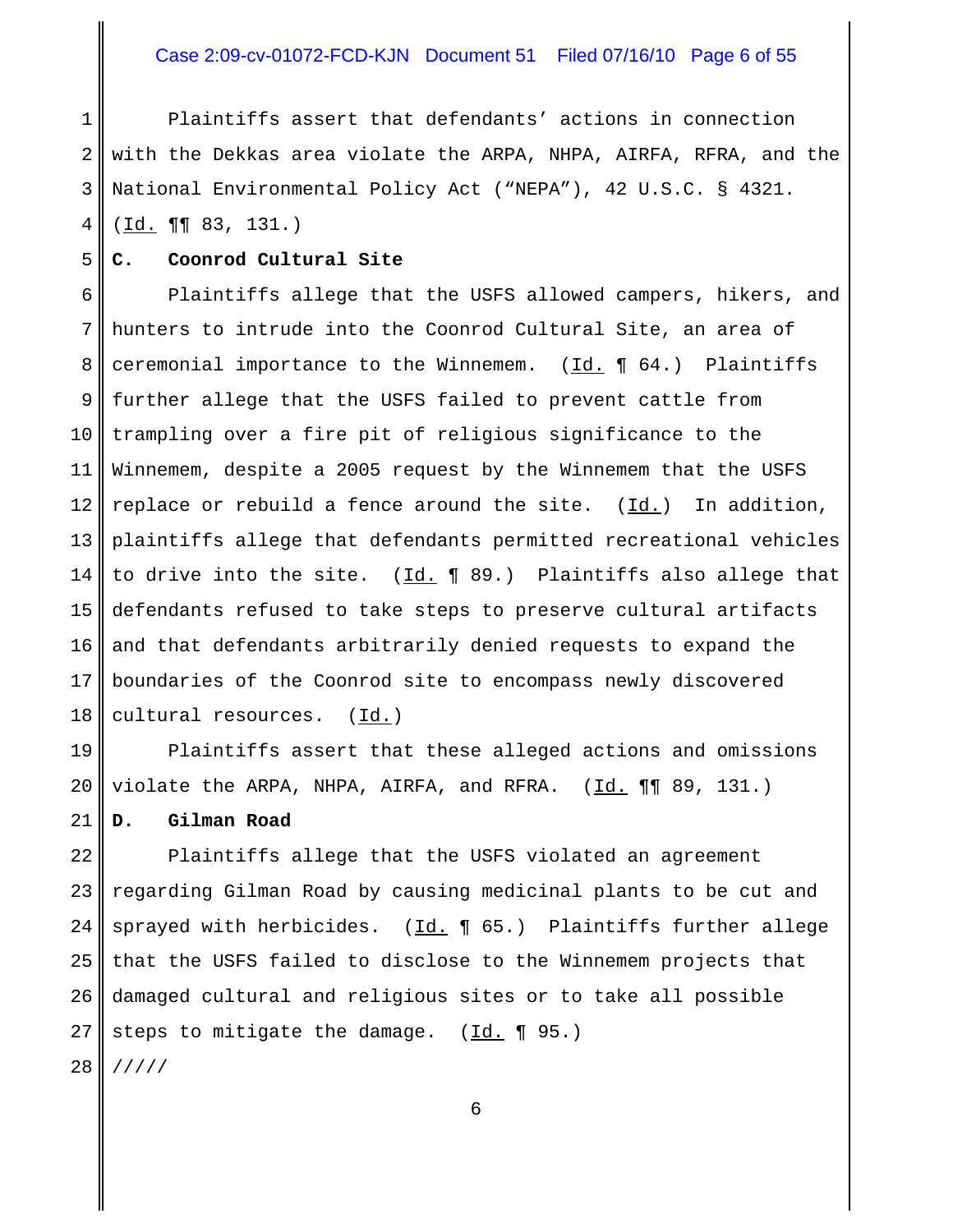Plaintiffs assert that defendants' actions in connection with the Dekkas area violate the ARPA, NHPA, AIRFA, RFRA, and the National Environmental Policy Act ("NEPA"), 42 U.S.C. § 4321. (Id. ¶¶ 83, 131.)

**C. Coonrod Cultural Site**

Plaintiffs allege that the USFS allowed campers, hikers, and hunters to intrude into the Coonrod Cultural Site, an area of ceremonial importance to the Winnemem. (Id. ¶ 64.) Plaintiffs further allege that the USFS failed to prevent cattle from trampling over a fire pit of religious significance to the Winnemem, despite a 2005 request by the Winnemem that the USFS replace or rebuild a fence around the site. (Id.) In addition, plaintiffs allege that defendants permitted recreational vehicles to drive into the site. (Id. ¶ 89.) Plaintiffs also allege that defendants refused to take steps to preserve cultural artifacts and that defendants arbitrarily denied requests to expand the boundaries of the Coonrod site to encompass newly discovered cultural resources. (Id.)

Plaintiffs assert that these alleged actions and omissions violate the ARPA, NHPA, AIRFA, and RFRA. (Id. ¶¶ 89, 131.)

**D. Gilman Road**

Plaintiffs allege that the USFS violated an agreement regarding Gilman Road by causing medicinal plants to be cut and sprayed with herbicides. (Id. ¶ 65.) Plaintiffs further allege that the USFS failed to disclose to the Winnemem projects that damaged cultural and religious sites or to take all possible steps to mitigate the damage. (Id. ¶ 95.)

/////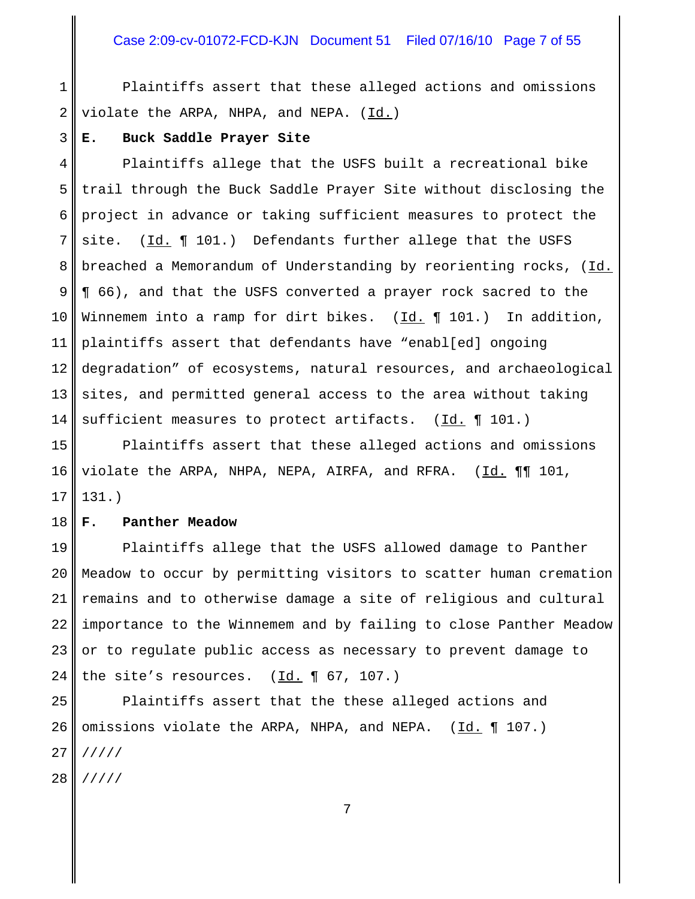Plaintiffs assert that these alleged actions and omissions violate the ARPA, NHPA, and NEPA. (Id.)

**E. Buck Saddle Prayer Site**

Plaintiffs allege that the USFS built a recreational bike trail through the Buck Saddle Prayer Site without disclosing the project in advance or taking sufficient measures to protect the site. (Id. ¶ 101.) Defendants further allege that the USFS breached a Memorandum of Understanding by reorienting rocks, (Id. ¶ 66), and that the USFS converted a prayer rock sacred to the Winnemem into a ramp for dirt bikes. (Id. ¶ 101.) In addition, plaintiffs assert that defendants have "enabl[ed] ongoing degradation" of ecosystems, natural resources, and archaeological sites, and permitted general access to the area without taking sufficient measures to protect artifacts. (Id. ¶ 101.)

Plaintiffs assert that these alleged actions and omissions violate the ARPA, NHPA, NEPA, AIRFA, and RFRA. (Id. ¶¶ 101, 131.)

**F. Panther Meadow**

Plaintiffs allege that the USFS allowed damage to Panther Meadow to occur by permitting visitors to scatter human cremation remains and to otherwise damage a site of religious and cultural importance to the Winnemem and by failing to close Panther Meadow or to regulate public access as necessary to prevent damage to the site's resources. (Id. ¶ 67, 107.)

Plaintiffs assert that the these alleged actions and omissions violate the ARPA, NHPA, and NEPA. (Id. ¶ 107.)

/////

/////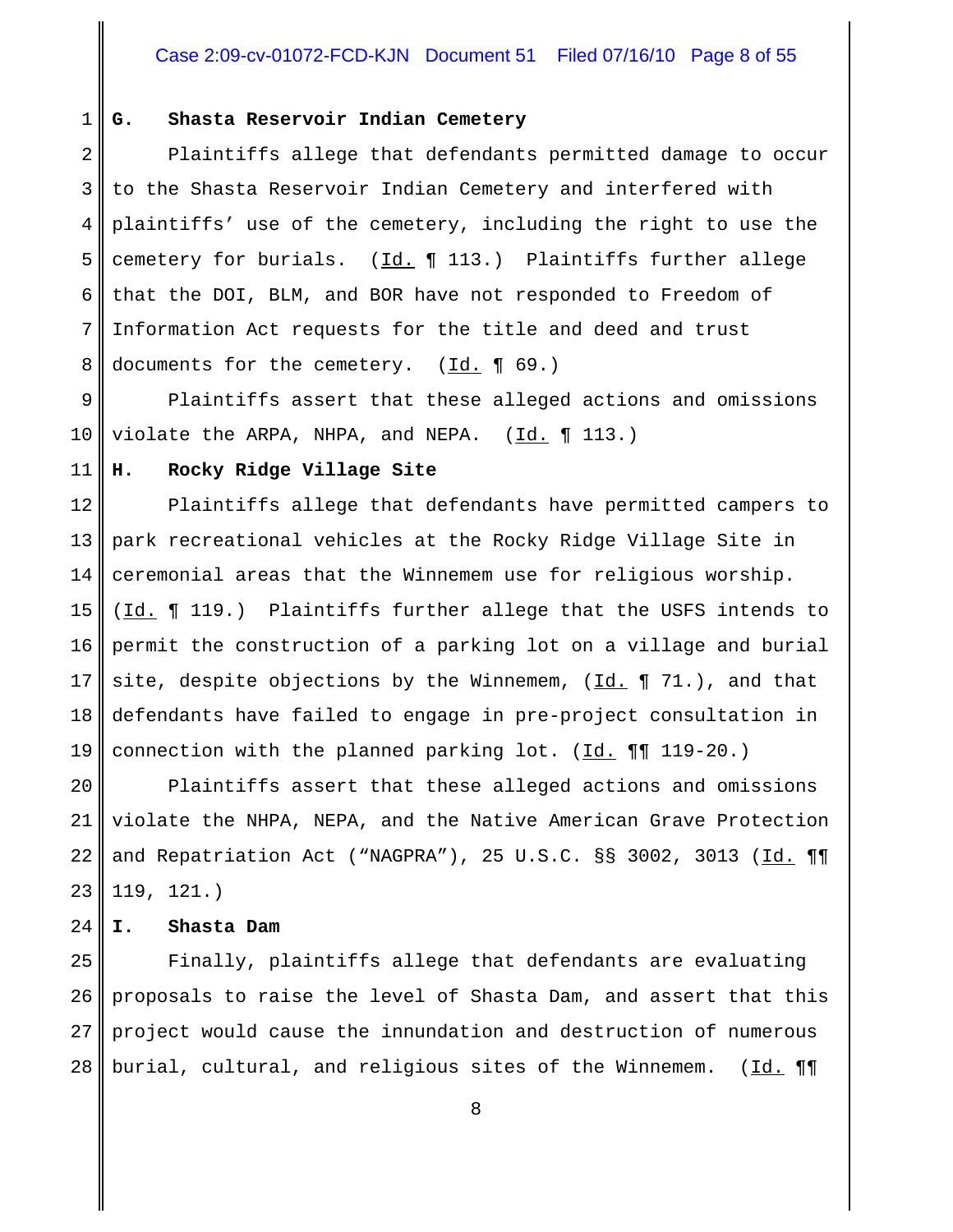### G. Shasta Reservoir Indian Cemetery

Plaintiffs allege that defendants permitted damage to occur to the Shasta Reservoir Indian Cemetery and interfered with plaintiffs' use of the cemetery, including the right to use the cemetery for burials. (Id. ¶ 113.) Plaintiffs further allege that the DOI, BLM, and BOR have not responded to Freedom of Information Act requests for the title and deed and trust documents for the cemetery. (Id. ¶ 69.)

Plaintiffs assert that these alleged actions and omissions violate the ARPA, NHPA, and NEPA. (Id. ¶ 113.)

### H. Rocky Ridge Village Site

Plaintiffs allege that defendants have permitted campers to park recreational vehicles at the Rocky Ridge Village Site in ceremonial areas that the Winnemem use for religious worship. (Id. ¶ 119.) Plaintiffs further allege that the USFS intends to permit the construction of a parking lot on a village and burial site, despite objections by the Winnemem, (Id. ¶ 71.), and that defendants have failed to engage in pre-project consultation in connection with the planned parking lot. (Id. ¶¶ 119-20.)

Plaintiffs assert that these alleged actions and omissions violate the NHPA, NEPA, and the Native American Grave Protection and Repatriation Act ("NAGPRA"), 25 U.S.C. §§ 3002, 3013 (Id. ¶¶ 119, 121.)

### I. Shasta Dam

Finally, plaintiffs allege that defendants are evaluating proposals to raise the level of Shasta Dam, and assert that this project would cause the innundation and destruction of numerous burial, cultural, and religious sites of the Winnemem. (Id. ¶¶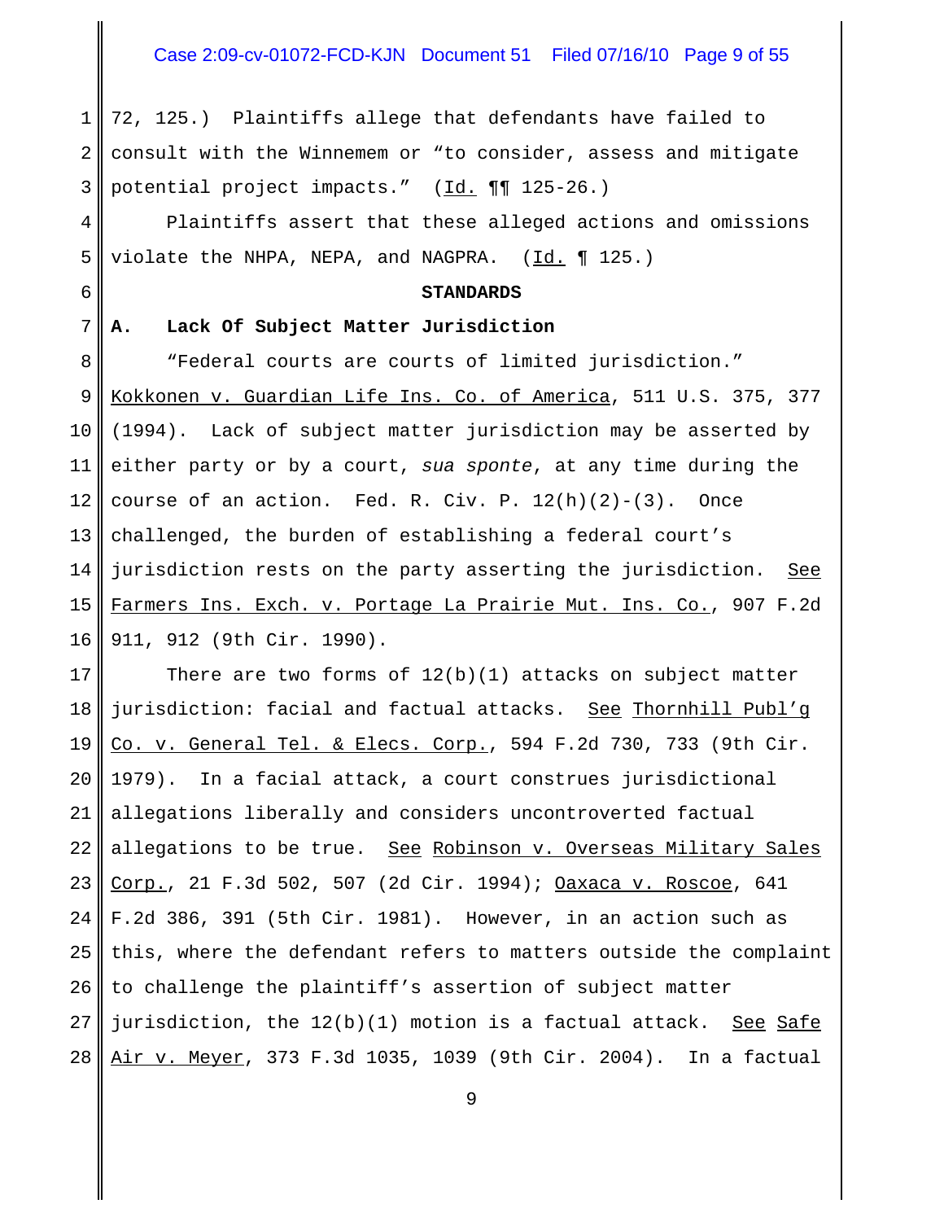72, 125.) Plaintiffs allege that defendants have failed to consult with the Winnemem or "to consider, assess and mitigate potential project impacts." (Id. ¶¶ 125-26.)

Plaintiffs assert that these alleged actions and omissions violate the NHPA, NEPA, and NAGPRA. (Id. ¶ 125.)

## STANDARDS

### A. Lack Of Subject Matter Jurisdiction

"Federal courts are courts of limited jurisdiction." Kokkonen v. Guardian Life Ins. Co. of America, 511 U.S. 375, 377 (1994). Lack of subject matter jurisdiction may be asserted by either party or by a court, *sua sponte*, at any time during the course of an action. Fed. R. Civ. P. 12(h)(2)-(3). Once challenged, the burden of establishing a federal court's jurisdiction rests on the party asserting the jurisdiction. See Farmers Ins. Exch. v. Portage La Prairie Mut. Ins. Co., 907 F.2d 911, 912 (9th Cir. 1990).

There are two forms of 12(b)(1) attacks on subject matter jurisdiction: facial and factual attacks. See Thornhill Publ'g Co. v. General Tel. & Elecs. Corp., 594 F.2d 730, 733 (9th Cir. 1979). In a facial attack, a court construes jurisdictional allegations liberally and considers uncontroverted factual allegations to be true. See Robinson v. Overseas Military Sales Corp., 21 F.3d 502, 507 (2d Cir. 1994); Oaxaca v. Roscoe, 641 F.2d 386, 391 (5th Cir. 1981). However, in an action such as this, where the defendant refers to matters outside the complaint to challenge the plaintiff's assertion of subject matter jurisdiction, the 12(b)(1) motion is a factual attack. See Safe Air v. Meyer, 373 F.3d 1035, 1039 (9th Cir. 2004). In a factual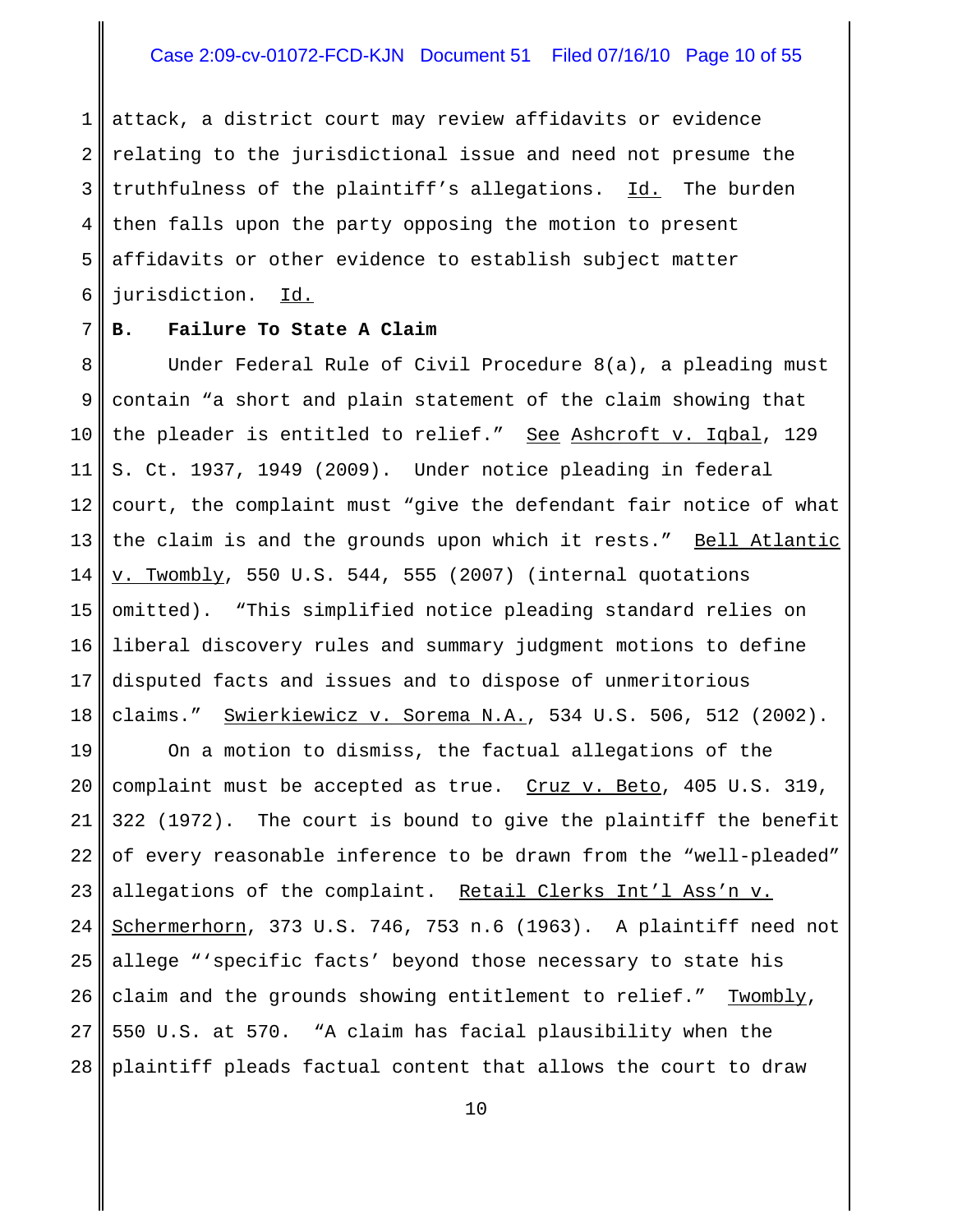attack, a district court may review affidavits or evidence relating to the jurisdictional issue and need not presume the truthfulness of the plaintiff's allegations. Id. The burden then falls upon the party opposing the motion to present affidavits or other evidence to establish subject matter jurisdiction. Id.

**B. Failure To State A Claim**

Under Federal Rule of Civil Procedure 8(a), a pleading must contain "a short and plain statement of the claim showing that the pleader is entitled to relief." See Ashcroft v. Iqbal, 129 S. Ct. 1937, 1949 (2009). Under notice pleading in federal court, the complaint must "give the defendant fair notice of what the claim is and the grounds upon which it rests." Bell Atlantic v. Twombly, 550 U.S. 544, 555 (2007) (internal quotations omitted). "This simplified notice pleading standard relies on liberal discovery rules and summary judgment motions to define disputed facts and issues and to dispose of unmeritorious claims." Swierkiewicz v. Sorema N.A., 534 U.S. 506, 512 (2002).

On a motion to dismiss, the factual allegations of the complaint must be accepted as true. Cruz v. Beto, 405 U.S. 319, 322 (1972). The court is bound to give the plaintiff the benefit of every reasonable inference to be drawn from the "well-pleaded" allegations of the complaint. Retail Clerks Int'l Ass'n v. Schermerhorn, 373 U.S. 746, 753 n.6 (1963). A plaintiff need not allege "'specific facts' beyond those necessary to state his claim and the grounds showing entitlement to relief." Twombly, 550 U.S. at 570. "A claim has facial plausibility when the plaintiff pleads factual content that allows the court to draw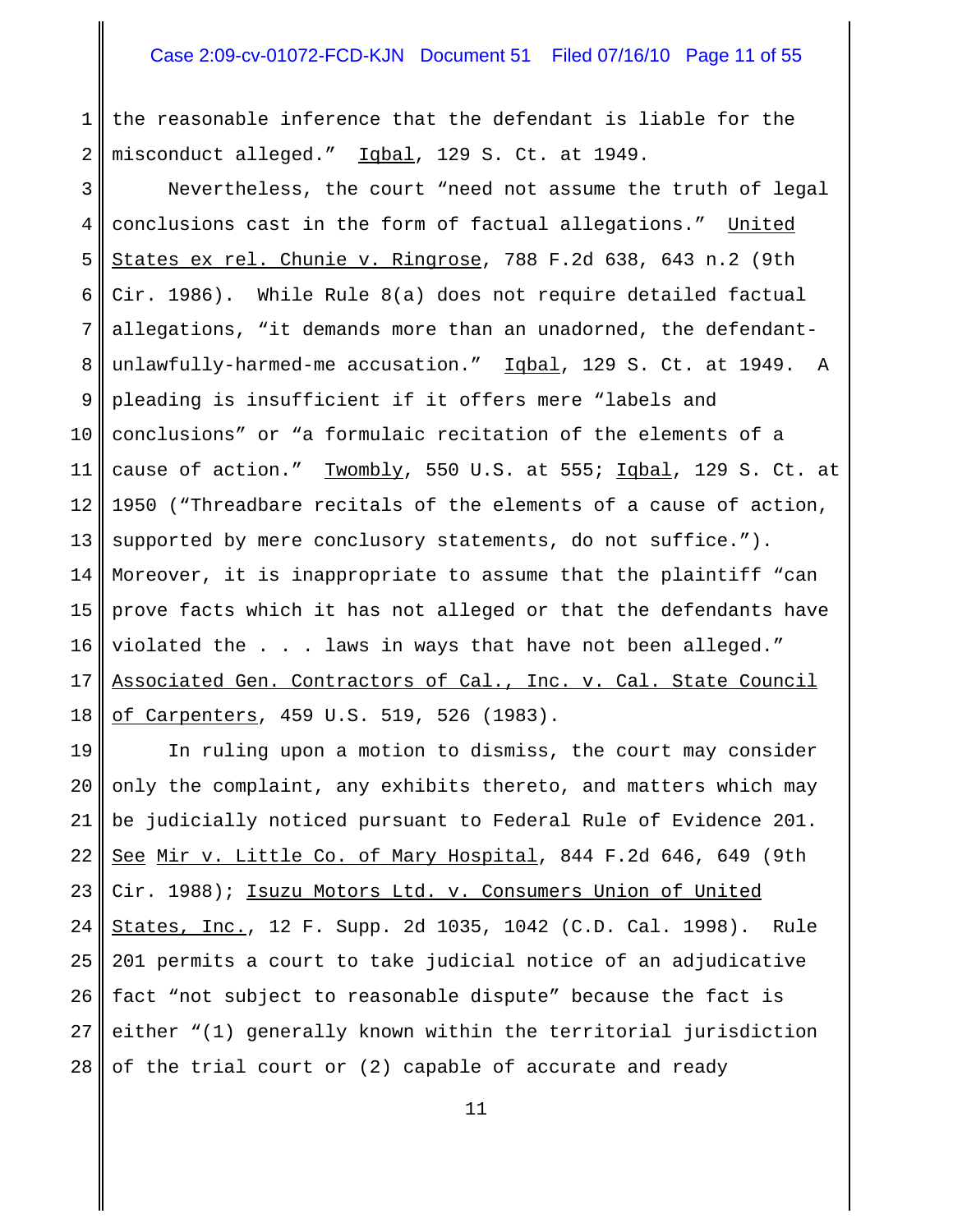the reasonable inference that the defendant is liable for the misconduct alleged." Iqbal, 129 S. Ct. at 1949.

Nevertheless, the court "need not assume the truth of legal conclusions cast in the form of factual allegations." United States ex rel. Chunie v. Ringrose, 788 F.2d 638, 643 n.2 (9th Cir. 1986). While Rule 8(a) does not require detailed factual allegations, "it demands more than an unadorned, the defendant-unlawfully-harmed-me accusation." Iqbal, 129 S. Ct. at 1949. A pleading is insufficient if it offers mere "labels and conclusions" or "a formulaic recitation of the elements of a cause of action." Twombly, 550 U.S. at 555; Iqbal, 129 S. Ct. at 1950 ("Threadbare recitals of the elements of a cause of action, supported by mere conclusory statements, do not suffice."). Moreover, it is inappropriate to assume that the plaintiff "can prove facts which it has not alleged or that the defendants have violated the . . . laws in ways that have not been alleged." Associated Gen. Contractors of Cal., Inc. v. Cal. State Council of Carpenters, 459 U.S. 519, 526 (1983).

In ruling upon a motion to dismiss, the court may consider only the complaint, any exhibits thereto, and matters which may be judicially noticed pursuant to Federal Rule of Evidence 201. See Mir v. Little Co. of Mary Hospital, 844 F.2d 646, 649 (9th Cir. 1988); Isuzu Motors Ltd. v. Consumers Union of United States, Inc., 12 F. Supp. 2d 1035, 1042 (C.D. Cal. 1998). Rule 201 permits a court to take judicial notice of an adjudicative fact "not subject to reasonable dispute" because the fact is either "(1) generally known within the territorial jurisdiction of the trial court or (2) capable of accurate and ready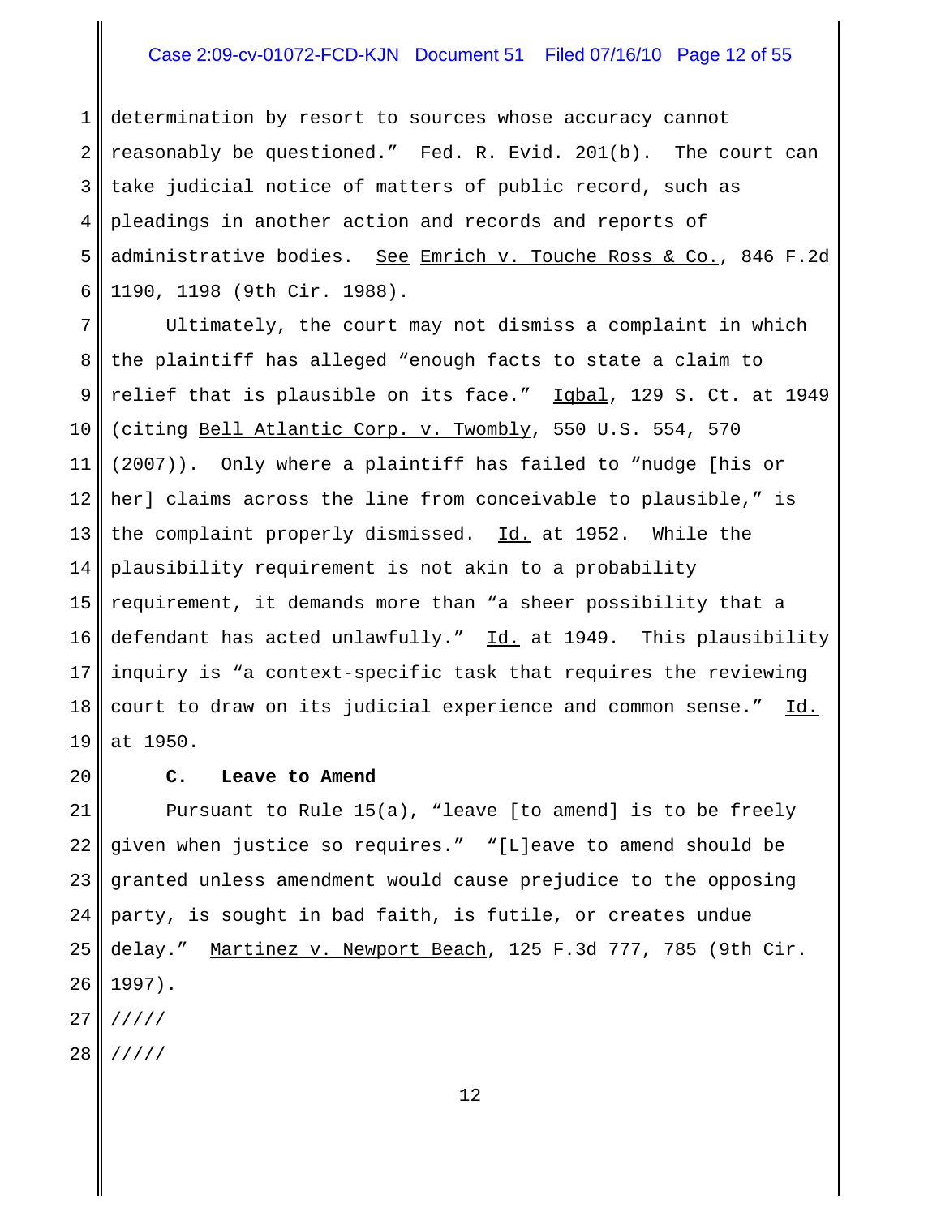determination by resort to sources whose accuracy cannot reasonably be questioned." Fed. R. Evid. 201(b). The court can take judicial notice of matters of public record, such as pleadings in another action and records and reports of administrative bodies. See Emrich v. Touche Ross & Co., 846 F.2d 1190, 1198 (9th Cir. 1988).

Ultimately, the court may not dismiss a complaint in which the plaintiff has alleged "enough facts to state a claim to relief that is plausible on its face." Iqbal, 129 S. Ct. at 1949 (citing Bell Atlantic Corp. v. Twombly, 550 U.S. 554, 570 (2007)). Only where a plaintiff has failed to "nudge [his or her] claims across the line from conceivable to plausible," is the complaint properly dismissed. Id. at 1952. While the plausibility requirement is not akin to a probability requirement, it demands more than "a sheer possibility that a defendant has acted unlawfully." Id. at 1949. This plausibility inquiry is "a context-specific task that requires the reviewing court to draw on its judicial experience and common sense." Id. at 1950.

**C. Leave to Amend**

Pursuant to Rule 15(a), "leave [to amend] is to be freely given when justice so requires." "[L]eave to amend should be granted unless amendment would cause prejudice to the opposing party, is sought in bad faith, is futile, or creates undue delay." Martinez v. Newport Beach, 125 F.3d 777, 785 (9th Cir. 1997).

/////

/////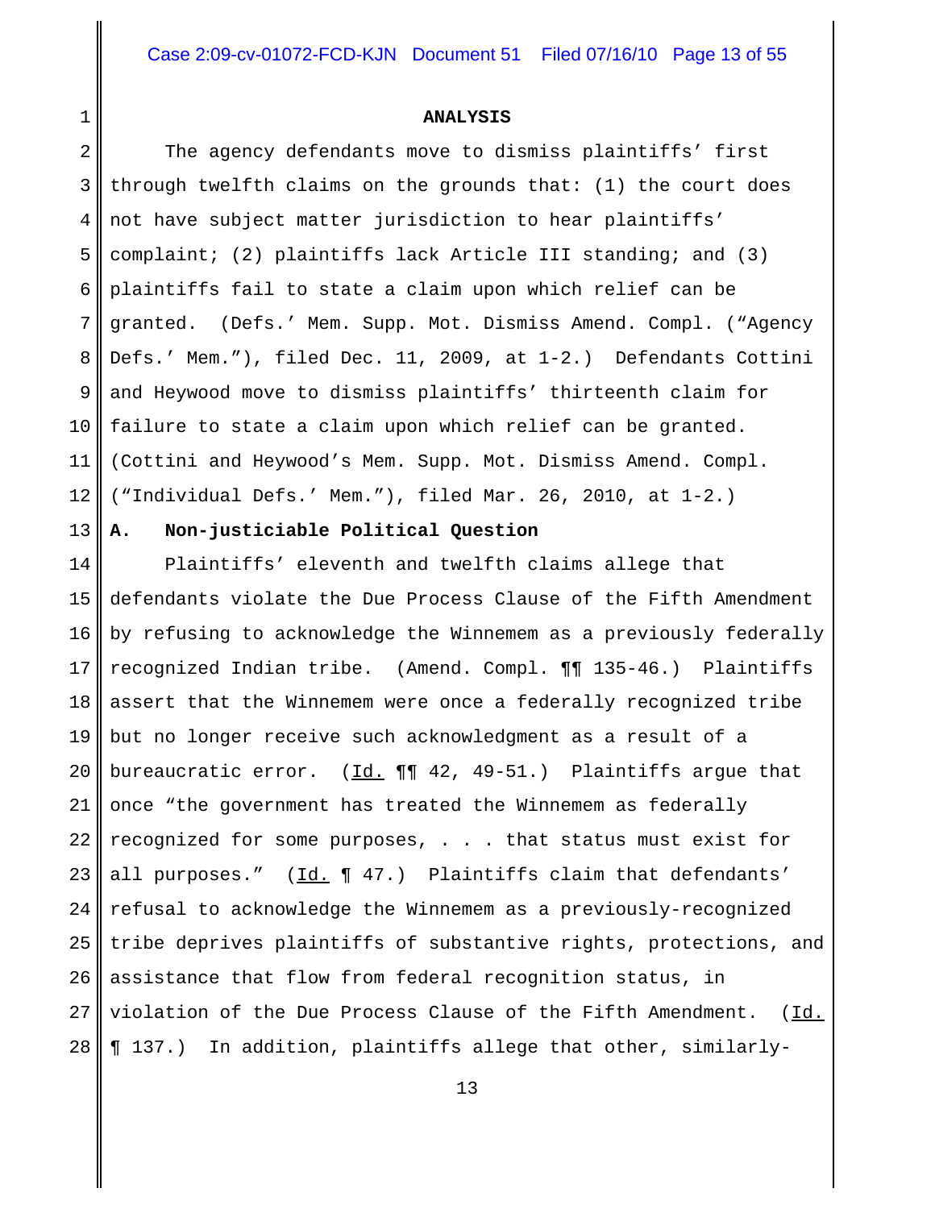## ANALYSIS

The agency defendants move to dismiss plaintiffs' first through twelfth claims on the grounds that: (1) the court does not have subject matter jurisdiction to hear plaintiffs' complaint; (2) plaintiffs lack Article III standing; and (3) plaintiffs fail to state a claim upon which relief can be granted. (Defs.' Mem. Supp. Mot. Dismiss Amend. Compl. ("Agency Defs.' Mem."), filed Dec. 11, 2009, at 1-2.) Defendants Cottini and Heywood move to dismiss plaintiffs' thirteenth claim for failure to state a claim upon which relief can be granted. (Cottini and Heywood's Mem. Supp. Mot. Dismiss Amend. Compl. ("Individual Defs.' Mem."), filed Mar. 26, 2010, at 1-2.)

### A. Non-justiciable Political Question

Plaintiffs' eleventh and twelfth claims allege that defendants violate the Due Process Clause of the Fifth Amendment by refusing to acknowledge the Winnemem as a previously federally recognized Indian tribe. (Amend. Compl. ¶¶ 135-46.) Plaintiffs assert that the Winnemem were once a federally recognized tribe but no longer receive such acknowledgment as a result of a bureaucratic error. (Id. ¶¶ 42, 49-51.) Plaintiffs argue that once "the government has treated the Winnemem as federally recognized for some purposes, . . . that status must exist for all purposes." (Id. ¶ 47.) Plaintiffs claim that defendants' refusal to acknowledge the Winnemem as a previously-recognized tribe deprives plaintiffs of substantive rights, protections, and assistance that flow from federal recognition status, in violation of the Due Process Clause of the Fifth Amendment. (Id. ¶ 137.) In addition, plaintiffs allege that other, similarly-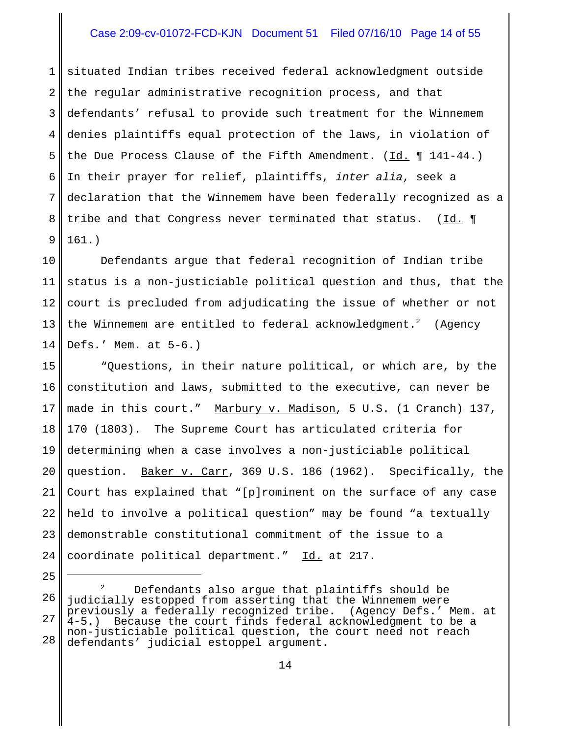situated Indian tribes received federal acknowledgment outside the regular administrative recognition process, and that defendants' refusal to provide such treatment for the Winnemem denies plaintiffs equal protection of the laws, in violation of the Due Process Clause of the Fifth Amendment. (Id. ¶ 141-44.) In their prayer for relief, plaintiffs, *inter alia*, seek a declaration that the Winnemem have been federally recognized as a tribe and that Congress never terminated that status. (Id. ¶ 161.)

Defendants argue that federal recognition of Indian tribe status is a non-justiciable political question and thus, that the court is precluded from adjudicating the issue of whether or not the Winnemem are entitled to federal acknowledgment.[2] (Agency Defs.' Mem. at 5-6.)

"Questions, in their nature political, or which are, by the constitution and laws, submitted to the executive, can never be made in this court." Marbury v. Madison, 5 U.S. (1 Cranch) 137, 170 (1803). The Supreme Court has articulated criteria for determining when a case involves a non-justiciable political question. Baker v. Carr, 369 U.S. 186 (1962). Specifically, the Court has explained that "[p]rominent on the surface of any case held to involve a political question" may be found "a textually demonstrable constitutional commitment of the issue to a coordinate political department." Id. at 217.

---

[2] Defendants also argue that plaintiffs should be judicially estopped from asserting that the Winnemem were previously a federally recognized tribe. (Agency Defs.' Mem. at 4-5.) Because the court finds federal acknowledgment to be a non-justiciable political question, the court need not reach defendants' judicial estoppel argument.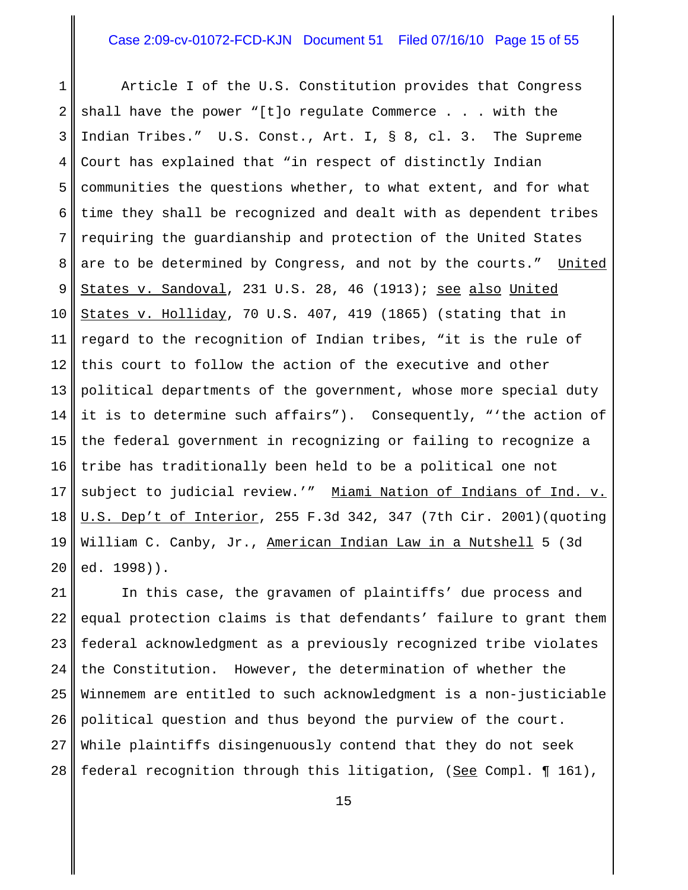Article I of the U.S. Constitution provides that Congress shall have the power "[t]o regulate Commerce . . . with the Indian Tribes." U.S. Const., Art. I, § 8, cl. 3. The Supreme Court has explained that "in respect of distinctly Indian communities the questions whether, to what extent, and for what time they shall be recognized and dealt with as dependent tribes requiring the guardianship and protection of the United States are to be determined by Congress, and not by the courts." United States v. Sandoval, 231 U.S. 28, 46 (1913); see also United States v. Holliday, 70 U.S. 407, 419 (1865) (stating that in regard to the recognition of Indian tribes, "it is the rule of this court to follow the action of the executive and other political departments of the government, whose more special duty it is to determine such affairs"). Consequently, "'the action of the federal government in recognizing or failing to recognize a tribe has traditionally been held to be a political one not subject to judicial review.'" Miami Nation of Indians of Ind. v. U.S. Dep't of Interior, 255 F.3d 342, 347 (7th Cir. 2001)(quoting William C. Canby, Jr., American Indian Law in a Nutshell 5 (3d ed. 1998)).

In this case, the gravamen of plaintiffs' due process and equal protection claims is that defendants' failure to grant them federal acknowledgment as a previously recognized tribe violates the Constitution. However, the determination of whether the Winnemem are entitled to such acknowledgment is a non-justiciable political question and thus beyond the purview of the court. While plaintiffs disingenuously contend that they do not seek federal recognition through this litigation, (See Compl. ¶ 161),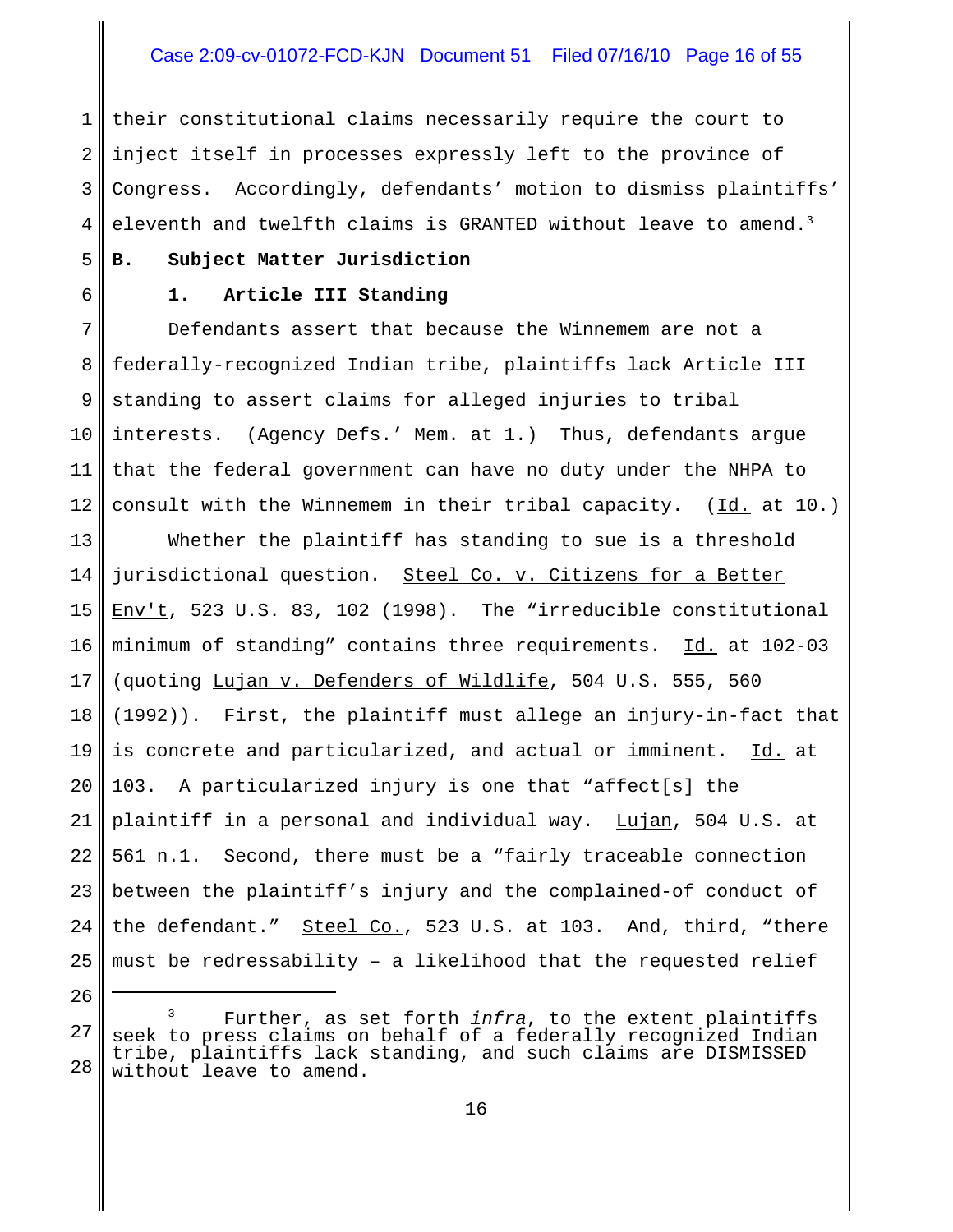their constitutional claims necessarily require the court to inject itself in processes expressly left to the province of Congress. Accordingly, defendants' motion to dismiss plaintiffs' eleventh and twelfth claims is GRANTED without leave to amend.[3]

**B. Subject Matter Jurisdiction**

**1. Article III Standing**

Defendants assert that because the Winnemem are not a federally-recognized Indian tribe, plaintiffs lack Article III standing to assert claims for alleged injuries to tribal interests. (Agency Defs.' Mem. at 1.) Thus, defendants argue that the federal government can have no duty under the NHPA to consult with the Winnemem in their tribal capacity. (Id. at 10.)

Whether the plaintiff has standing to sue is a threshold jurisdictional question. Steel Co. v. Citizens for a Better Env't, 523 U.S. 83, 102 (1998). The "irreducible constitutional minimum of standing" contains three requirements. Id. at 102-03 (quoting Lujan v. Defenders of Wildlife, 504 U.S. 555, 560 (1992)). First, the plaintiff must allege an injury-in-fact that is concrete and particularized, and actual or imminent. Id. at 103. A particularized injury is one that "affect[s] the plaintiff in a personal and individual way. Lujan, 504 U.S. at 561 n.1. Second, there must be a "fairly traceable connection between the plaintiff's injury and the complained-of conduct of the defendant." Steel Co., 523 U.S. at 103. And, third, "there must be redressability – a likelihood that the requested relief

---

[3] Further, as set forth *infra*, to the extent plaintiffs seek to press claims on behalf of a federally recognized Indian tribe, plaintiffs lack standing, and such claims are DISMISSED without leave to amend.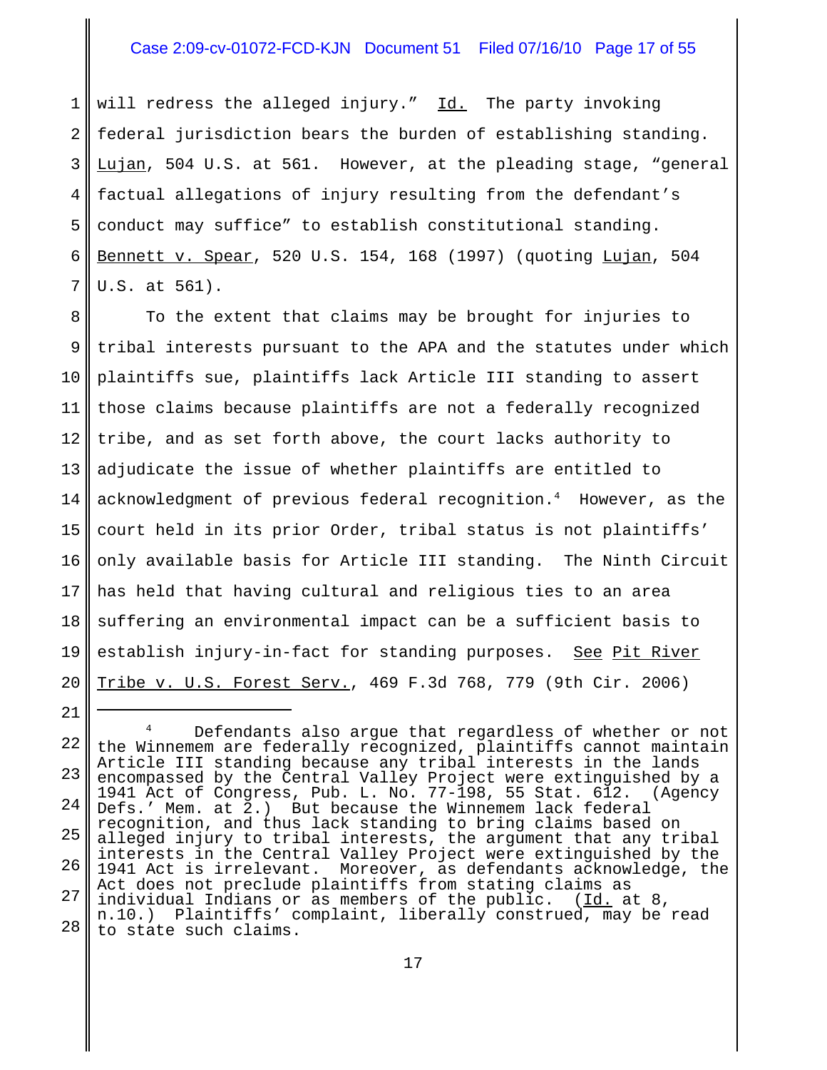will redress the alleged injury." Id. The party invoking federal jurisdiction bears the burden of establishing standing. Lujan, 504 U.S. at 561. However, at the pleading stage, "general factual allegations of injury resulting from the defendant's conduct may suffice" to establish constitutional standing. Bennett v. Spear, 520 U.S. 154, 168 (1997) (quoting Lujan, 504 U.S. at 561).

To the extent that claims may be brought for injuries to tribal interests pursuant to the APA and the statutes under which plaintiffs sue, plaintiffs lack Article III standing to assert those claims because plaintiffs are not a federally recognized tribe, and as set forth above, the court lacks authority to adjudicate the issue of whether plaintiffs are entitled to acknowledgment of previous federal recognition.[4] However, as the court held in its prior Order, tribal status is not plaintiffs' only available basis for Article III standing. The Ninth Circuit has held that having cultural and religious ties to an area suffering an environmental impact can be a sufficient basis to establish injury-in-fact for standing purposes. See Pit River Tribe v. U.S. Forest Serv., 469 F.3d 768, 779 (9th Cir. 2006)

---

[4] Defendants also argue that regardless of whether or not the Winnemem are federally recognized, plaintiffs cannot maintain Article III standing because any tribal interests in the lands encompassed by the Central Valley Project were extinguished by a 1941 Act of Congress, Pub. L. No. 77-198, 55 Stat. 612. (Agency Defs.' Mem. at 2.) But because the Winnemem lack federal recognition, and thus lack standing to bring claims based on alleged injury to tribal interests, the argument that any tribal interests in the Central Valley Project were extinguished by the 1941 Act is irrelevant. Moreover, as defendants acknowledge, the Act does not preclude plaintiffs from stating claims as individual Indians or as members of the public. (Id. at 8, n.10.) Plaintiffs' complaint, liberally construed, may be read to state such claims.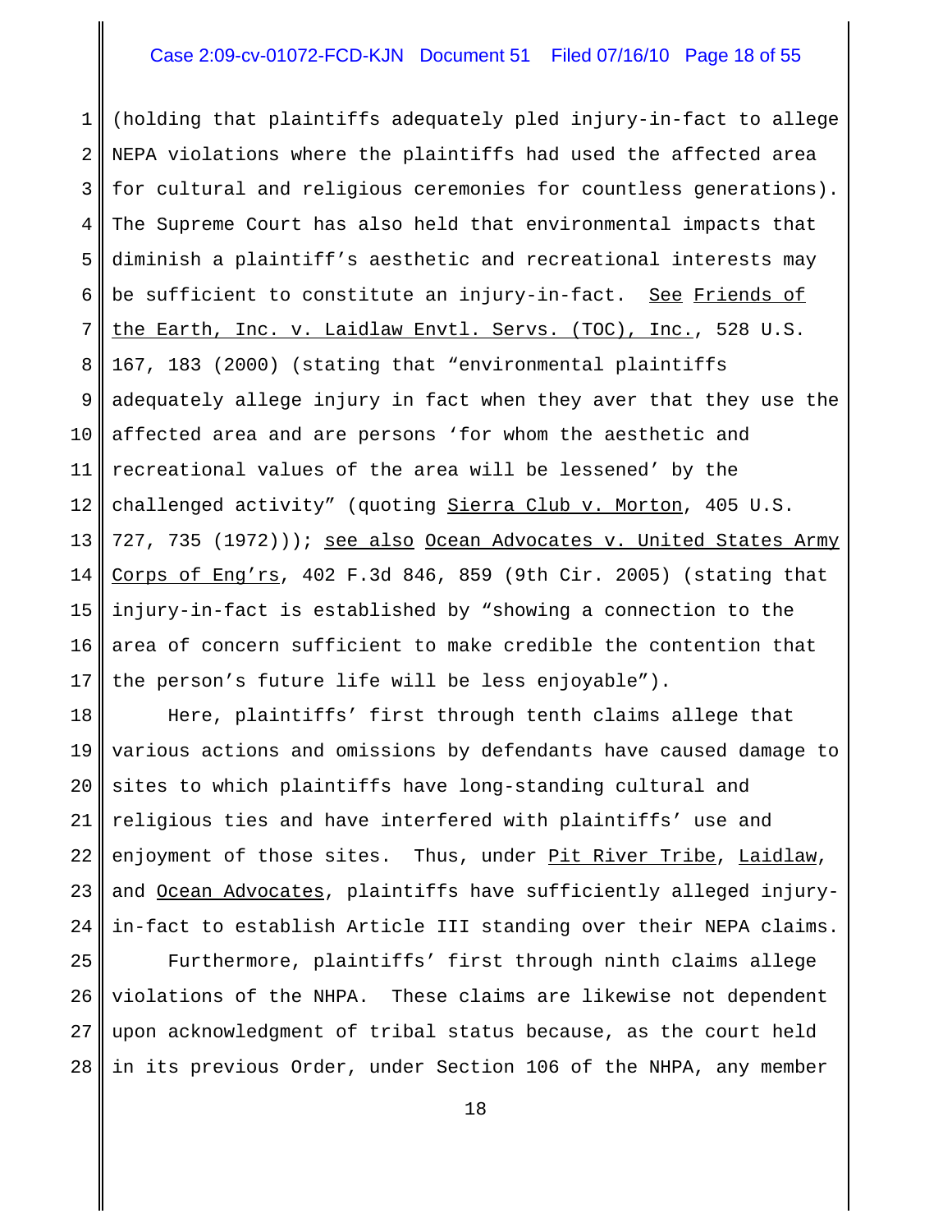(holding that plaintiffs adequately pled injury-in-fact to allege NEPA violations where the plaintiffs had used the affected area for cultural and religious ceremonies for countless generations). The Supreme Court has also held that environmental impacts that diminish a plaintiff's aesthetic and recreational interests may be sufficient to constitute an injury-in-fact. See Friends of the Earth, Inc. v. Laidlaw Envtl. Servs. (TOC), Inc., 528 U.S. 167, 183 (2000) (stating that "environmental plaintiffs adequately allege injury in fact when they aver that they use the affected area and are persons 'for whom the aesthetic and recreational values of the area will be lessened' by the challenged activity" (quoting Sierra Club v. Morton, 405 U.S. 727, 735 (1972))); see also Ocean Advocates v. United States Army Corps of Eng'rs, 402 F.3d 846, 859 (9th Cir. 2005) (stating that injury-in-fact is established by "showing a connection to the area of concern sufficient to make credible the contention that the person's future life will be less enjoyable").

Here, plaintiffs' first through tenth claims allege that various actions and omissions by defendants have caused damage to sites to which plaintiffs have long-standing cultural and religious ties and have interfered with plaintiffs' use and enjoyment of those sites. Thus, under Pit River Tribe, Laidlaw, and Ocean Advocates, plaintiffs have sufficiently alleged injury-in-fact to establish Article III standing over their NEPA claims.

Furthermore, plaintiffs' first through ninth claims allege violations of the NHPA. These claims are likewise not dependent upon acknowledgment of tribal status because, as the court held in its previous Order, under Section 106 of the NHPA, any member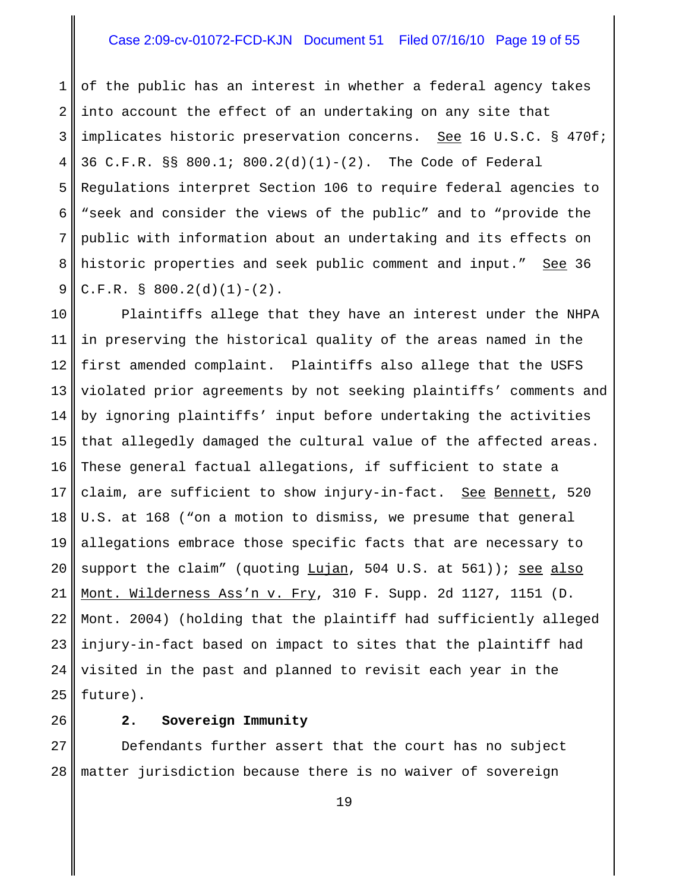of the public has an interest in whether a federal agency takes into account the effect of an undertaking on any site that implicates historic preservation concerns. See 16 U.S.C. § 470f; 36 C.F.R. §§ 800.1; 800.2(d)(1)-(2). The Code of Federal Regulations interpret Section 106 to require federal agencies to "seek and consider the views of the public" and to "provide the public with information about an undertaking and its effects on historic properties and seek public comment and input." See 36 C.F.R. § 800.2(d)(1)-(2).

Plaintiffs allege that they have an interest under the NHPA in preserving the historical quality of the areas named in the first amended complaint. Plaintiffs also allege that the USFS violated prior agreements by not seeking plaintiffs' comments and by ignoring plaintiffs' input before undertaking the activities that allegedly damaged the cultural value of the affected areas. These general factual allegations, if sufficient to state a claim, are sufficient to show injury-in-fact. See Bennett, 520 U.S. at 168 ("on a motion to dismiss, we presume that general allegations embrace those specific facts that are necessary to support the claim" (quoting Lujan, 504 U.S. at 561)); see also Mont. Wilderness Ass'n v. Fry, 310 F. Supp. 2d 1127, 1151 (D. Mont. 2004) (holding that the plaintiff had sufficiently alleged injury-in-fact based on impact to sites that the plaintiff had visited in the past and planned to revisit each year in the future).

**2. Sovereign Immunity**

Defendants further assert that the court has no subject matter jurisdiction because there is no waiver of sovereign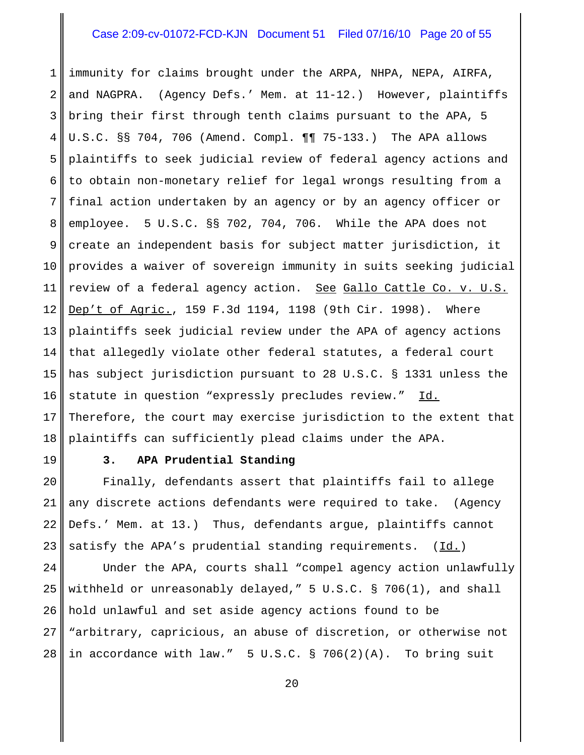immunity for claims brought under the ARPA, NHPA, NEPA, AIRFA, and NAGPRA. (Agency Defs.' Mem. at 11-12.) However, plaintiffs bring their first through tenth claims pursuant to the APA, 5 U.S.C. §§ 704, 706 (Amend. Compl. ¶¶ 75-133.) The APA allows plaintiffs to seek judicial review of federal agency actions and to obtain non-monetary relief for legal wrongs resulting from a final action undertaken by an agency or by an agency officer or employee. 5 U.S.C. §§ 702, 704, 706. While the APA does not create an independent basis for subject matter jurisdiction, it provides a waiver of sovereign immunity in suits seeking judicial review of a federal agency action. See Gallo Cattle Co. v. U.S. Dep't of Agric., 159 F.3d 1194, 1198 (9th Cir. 1998). Where plaintiffs seek judicial review under the APA of agency actions that allegedly violate other federal statutes, a federal court has subject jurisdiction pursuant to 28 U.S.C. § 1331 unless the statute in question "expressly precludes review." Id. Therefore, the court may exercise jurisdiction to the extent that plaintiffs can sufficiently plead claims under the APA.

**3. APA Prudential Standing**

Finally, defendants assert that plaintiffs fail to allege any discrete actions defendants were required to take. (Agency Defs.' Mem. at 13.) Thus, defendants argue, plaintiffs cannot satisfy the APA's prudential standing requirements. (Id.)

Under the APA, courts shall "compel agency action unlawfully withheld or unreasonably delayed," 5 U.S.C. § 706(1), and shall hold unlawful and set aside agency actions found to be "arbitrary, capricious, an abuse of discretion, or otherwise not in accordance with law." 5 U.S.C. § 706(2)(A). To bring suit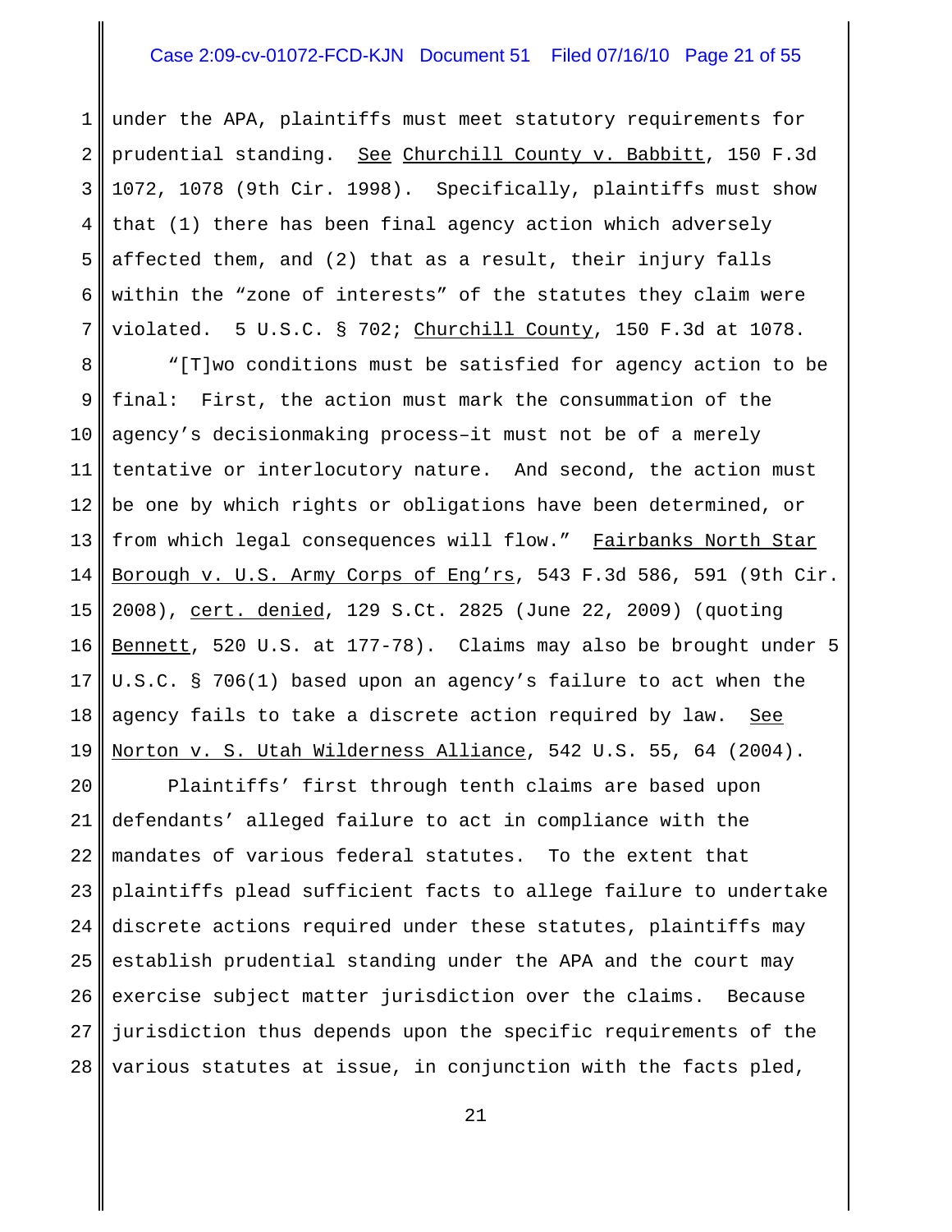under the APA, plaintiffs must meet statutory requirements for prudential standing. See Churchill County v. Babbitt, 150 F.3d 1072, 1078 (9th Cir. 1998). Specifically, plaintiffs must show that (1) there has been final agency action which adversely affected them, and (2) that as a result, their injury falls within the "zone of interests" of the statutes they claim were violated. 5 U.S.C. § 702; Churchill County, 150 F.3d at 1078.

"[T]wo conditions must be satisfied for agency action to be final: First, the action must mark the consummation of the agency's decisionmaking process–it must not be of a merely tentative or interlocutory nature. And second, the action must be one by which rights or obligations have been determined, or from which legal consequences will flow." Fairbanks North Star Borough v. U.S. Army Corps of Eng'rs, 543 F.3d 586, 591 (9th Cir. 2008), cert. denied, 129 S.Ct. 2825 (June 22, 2009) (quoting Bennett, 520 U.S. at 177-78). Claims may also be brought under 5 U.S.C. § 706(1) based upon an agency's failure to act when the agency fails to take a discrete action required by law. See Norton v. S. Utah Wilderness Alliance, 542 U.S. 55, 64 (2004).

Plaintiffs' first through tenth claims are based upon defendants' alleged failure to act in compliance with the mandates of various federal statutes. To the extent that plaintiffs plead sufficient facts to allege failure to undertake discrete actions required under these statutes, plaintiffs may establish prudential standing under the APA and the court may exercise subject matter jurisdiction over the claims. Because jurisdiction thus depends upon the specific requirements of the various statutes at issue, in conjunction with the facts pled,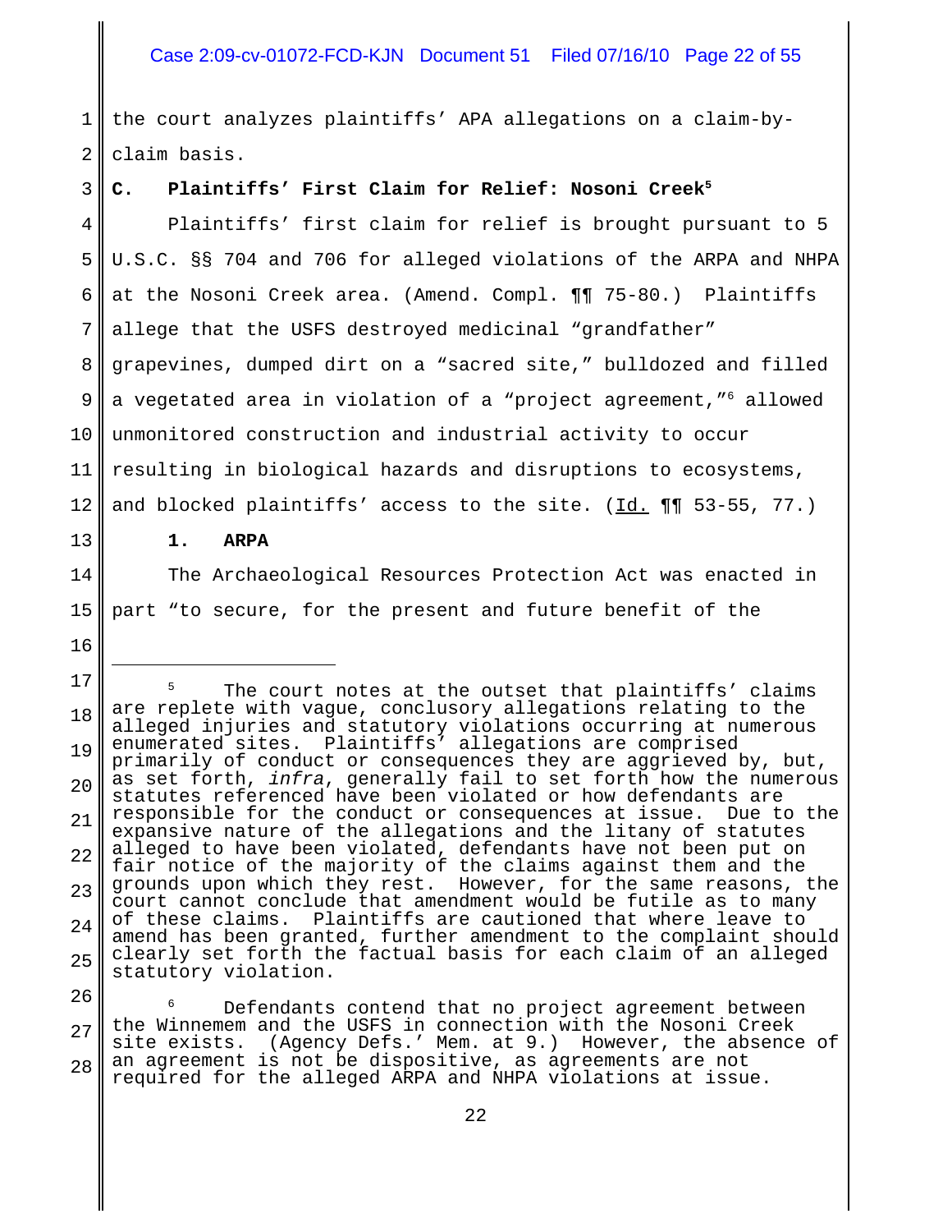the court analyzes plaintiffs' APA allegations on a claim-by-claim basis.

### C. Plaintiffs' First Claim for Relief: Nosoni Creek[5]

Plaintiffs' first claim for relief is brought pursuant to 5 U.S.C. §§ 704 and 706 for alleged violations of the ARPA and NHPA at the Nosoni Creek area. (Amend. Compl. ¶¶ 75-80.) Plaintiffs allege that the USFS destroyed medicinal "grandfather" grapevines, dumped dirt on a "sacred site," bulldozed and filled a vegetated area in violation of a "project agreement,"[6] allowed unmonitored construction and industrial activity to occur resulting in biological hazards and disruptions to ecosystems, and blocked plaintiffs' access to the site. (Id. ¶¶ 53-55, 77.)

#### 1. ARPA

The Archaeological Resources Protection Act was enacted in part "to secure, for the present and future benefit of the

---

[5] The court notes at the outset that plaintiffs' claims are replete with vague, conclusory allegations relating to the alleged injuries and statutory violations occurring at numerous enumerated sites. Plaintiffs' allegations are comprised primarily of conduct or consequences they are aggrieved by, but, as set forth, *infra*, generally fail to set forth how the numerous statutes referenced have been violated or how defendants are responsible for the conduct or consequences at issue. Due to the expansive nature of the allegations and the litany of statutes alleged to have been violated, defendants have not been put on fair notice of the majority of the claims against them and the grounds upon which they rest. However, for the same reasons, the court cannot conclude that amendment would be futile as to many of these claims. Plaintiffs are cautioned that where leave to amend has been granted, further amendment to the complaint should clearly set forth the factual basis for each claim of an alleged statutory violation.

[6] Defendants contend that no project agreement between the Winnemem and the USFS in connection with the Nosoni Creek site exists. (Agency Defs.' Mem. at 9.) However, the absence of an agreement is not be dispositive, as agreements are not required for the alleged ARPA and NHPA violations at issue.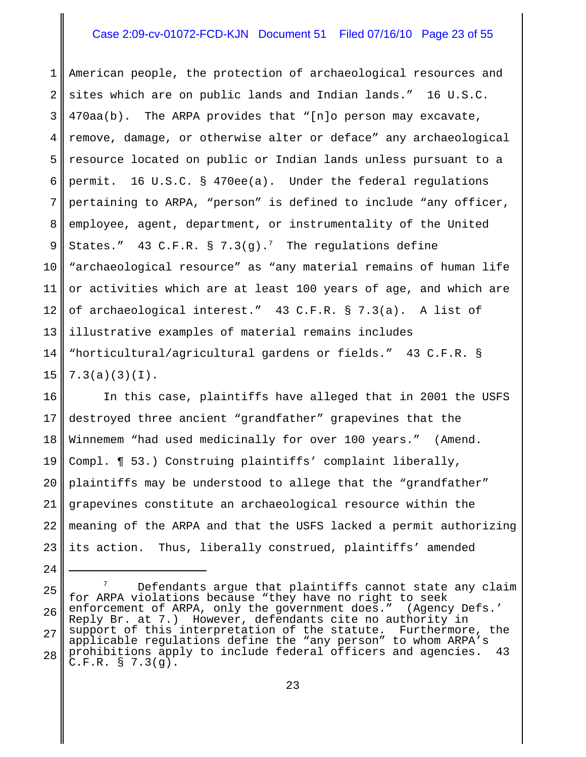American people, the protection of archaeological resources and sites which are on public lands and Indian lands." 16 U.S.C. 470aa(b). The ARPA provides that "[n]o person may excavate, remove, damage, or otherwise alter or deface" any archaeological resource located on public or Indian lands unless pursuant to a permit. 16 U.S.C. § 470ee(a). Under the federal regulations pertaining to ARPA, "person" is defined to include "any officer, employee, agent, department, or instrumentality of the United States." 43 C.F.R. § 7.3(g).[7] The regulations define "archaeological resource" as "any material remains of human life or activities which are at least 100 years of age, and which are of archaeological interest." 43 C.F.R. § 7.3(a). A list of illustrative examples of material remains includes "horticultural/agricultural gardens or fields." 43 C.F.R. § 7.3(a)(3)(I).

In this case, plaintiffs have alleged that in 2001 the USFS destroyed three ancient "grandfather" grapevines that the Winnemem "had used medicinally for over 100 years." (Amend. Compl. ¶ 53.) Construing plaintiffs' complaint liberally, plaintiffs may be understood to allege that the "grandfather" grapevines constitute an archaeological resource within the meaning of the ARPA and that the USFS lacked a permit authorizing its action. Thus, liberally construed, plaintiffs' amended

---

[7] Defendants argue that plaintiffs cannot state any claim for ARPA violations because "they have no right to seek enforcement of ARPA, only the government does." (Agency Defs.' Reply Br. at 7.) However, defendants cite no authority in support of this interpretation of the statute. Furthermore, the applicable regulations define the "any person" to whom ARPA's prohibitions apply to include federal officers and agencies. 43 C.F.R. § 7.3(g).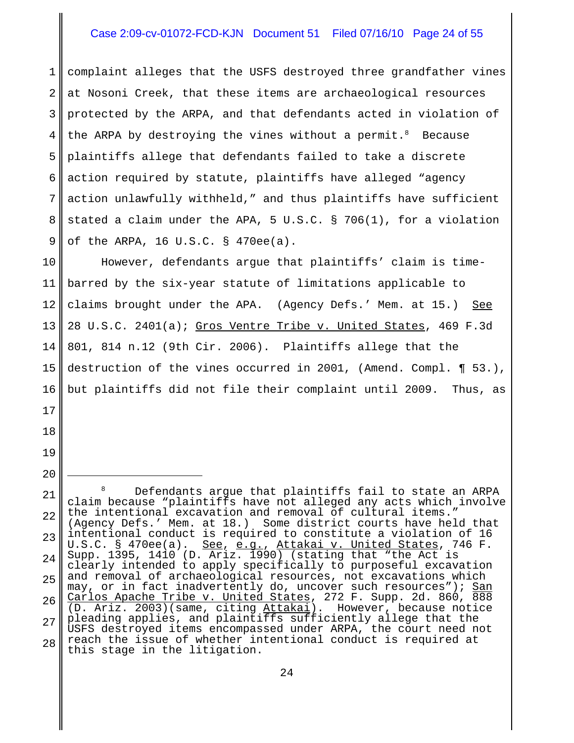complaint alleges that the USFS destroyed three grandfather vines at Nosoni Creek, that these items are archaeological resources protected by the ARPA, and that defendants acted in violation of the ARPA by destroying the vines without a permit.[8] Because plaintiffs allege that defendants failed to take a discrete action required by statute, plaintiffs have alleged "agency action unlawfully withheld," and thus plaintiffs have sufficient stated a claim under the APA, 5 U.S.C. § 706(1), for a violation of the ARPA, 16 U.S.C. § 470ee(a).

However, defendants argue that plaintiffs' claim is time-barred by the six-year statute of limitations applicable to claims brought under the APA. (Agency Defs.' Mem. at 15.) See 28 U.S.C. 2401(a); Gros Ventre Tribe v. United States, 469 F.3d 801, 814 n.12 (9th Cir. 2006). Plaintiffs allege that the destruction of the vines occurred in 2001, (Amend. Compl. ¶ 53.), but plaintiffs did not file their complaint until 2009. Thus, as

---

[8] Defendants argue that plaintiffs fail to state an ARPA claim because "plaintiffs have not alleged any acts which involve the intentional excavation and removal of cultural items." (Agency Defs.' Mem. at 18.) Some district courts have held that intentional conduct is required to constitute a violation of 16 U.S.C. § 470ee(a). See, e.g., Attakai v. United States, 746 F. Supp. 1395, 1410 (D. Ariz. 1990) (stating that "the Act is clearly intended to apply specifically to purposeful excavation and removal of archaeological resources, not excavations which may, or in fact inadvertently do, uncover such resources"); San Carlos Apache Tribe v. United States, 272 F. Supp. 2d. 860, 888 (D. Ariz. 2003)(same, citing Attakai). However, because notice pleading applies, and plaintiffs sufficiently allege that the USFS destroyed items encompassed under ARPA, the court need not reach the issue of whether intentional conduct is required at this stage in the litigation.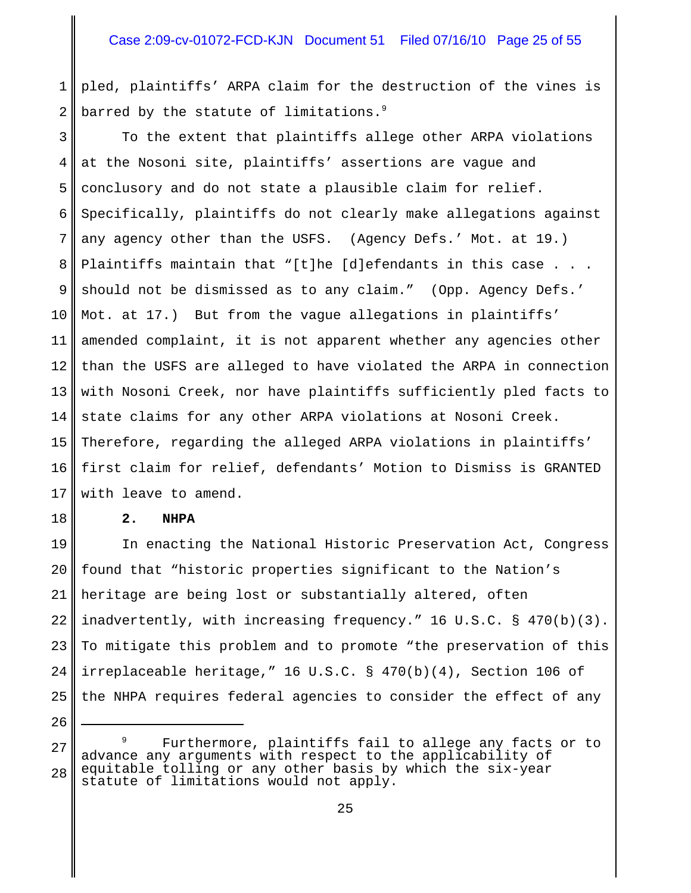pled, plaintiffs' ARPA claim for the destruction of the vines is barred by the statute of limitations.[9]

To the extent that plaintiffs allege other ARPA violations at the Nosoni site, plaintiffs' assertions are vague and conclusory and do not state a plausible claim for relief. Specifically, plaintiffs do not clearly make allegations against any agency other than the USFS. (Agency Defs.' Mot. at 19.) Plaintiffs maintain that "[t]he [d]efendants in this case . . . should not be dismissed as to any claim." (Opp. Agency Defs.' Mot. at 17.) But from the vague allegations in plaintiffs' amended complaint, it is not apparent whether any agencies other than the USFS are alleged to have violated the ARPA in connection with Nosoni Creek, nor have plaintiffs sufficiently pled facts to state claims for any other ARPA violations at Nosoni Creek. Therefore, regarding the alleged ARPA violations in plaintiffs' first claim for relief, defendants' Motion to Dismiss is GRANTED with leave to amend.

**2. NHPA**

In enacting the National Historic Preservation Act, Congress found that "historic properties significant to the Nation's heritage are being lost or substantially altered, often inadvertently, with increasing frequency." 16 U.S.C. § 470(b)(3). To mitigate this problem and to promote "the preservation of this irreplaceable heritage," 16 U.S.C. § 470(b)(4), Section 106 of the NHPA requires federal agencies to consider the effect of any

---

[9] Furthermore, plaintiffs fail to allege any facts or to advance any arguments with respect to the applicability of equitable tolling or any other basis by which the six-year statute of limitations would not apply.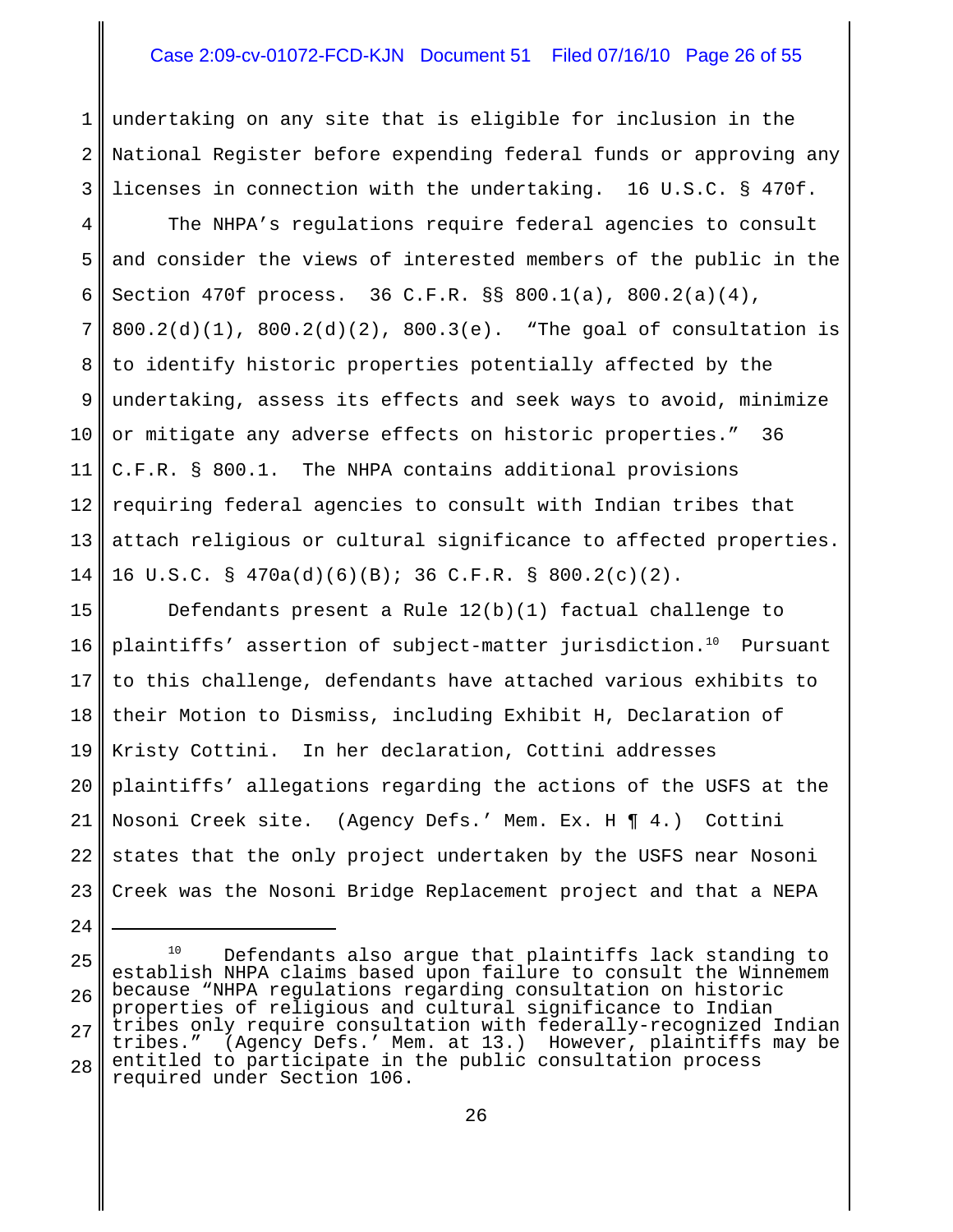undertaking on any site that is eligible for inclusion in the National Register before expending federal funds or approving any licenses in connection with the undertaking. 16 U.S.C. § 470f.

The NHPA's regulations require federal agencies to consult and consider the views of interested members of the public in the Section 470f process. 36 C.F.R. §§ 800.1(a), 800.2(a)(4), 800.2(d)(1), 800.2(d)(2), 800.3(e). "The goal of consultation is to identify historic properties potentially affected by the undertaking, assess its effects and seek ways to avoid, minimize or mitigate any adverse effects on historic properties." 36 C.F.R. § 800.1. The NHPA contains additional provisions requiring federal agencies to consult with Indian tribes that attach religious or cultural significance to affected properties. 16 U.S.C. § 470a(d)(6)(B); 36 C.F.R. § 800.2(c)(2).

Defendants present a Rule 12(b)(1) factual challenge to plaintiffs' assertion of subject-matter jurisdiction.[10] Pursuant to this challenge, defendants have attached various exhibits to their Motion to Dismiss, including Exhibit H, Declaration of Kristy Cottini. In her declaration, Cottini addresses plaintiffs' allegations regarding the actions of the USFS at the Nosoni Creek site. (Agency Defs.' Mem. Ex. H ¶ 4.) Cottini states that the only project undertaken by the USFS near Nosoni Creek was the Nosoni Bridge Replacement project and that a NEPA

---

[10] Defendants also argue that plaintiffs lack standing to establish NHPA claims based upon failure to consult the Winnemem because "NHPA regulations regarding consultation on historic properties of religious and cultural significance to Indian tribes only require consultation with federally-recognized Indian tribes." (Agency Defs.' Mem. at 13.) However, plaintiffs may be entitled to participate in the public consultation process required under Section 106.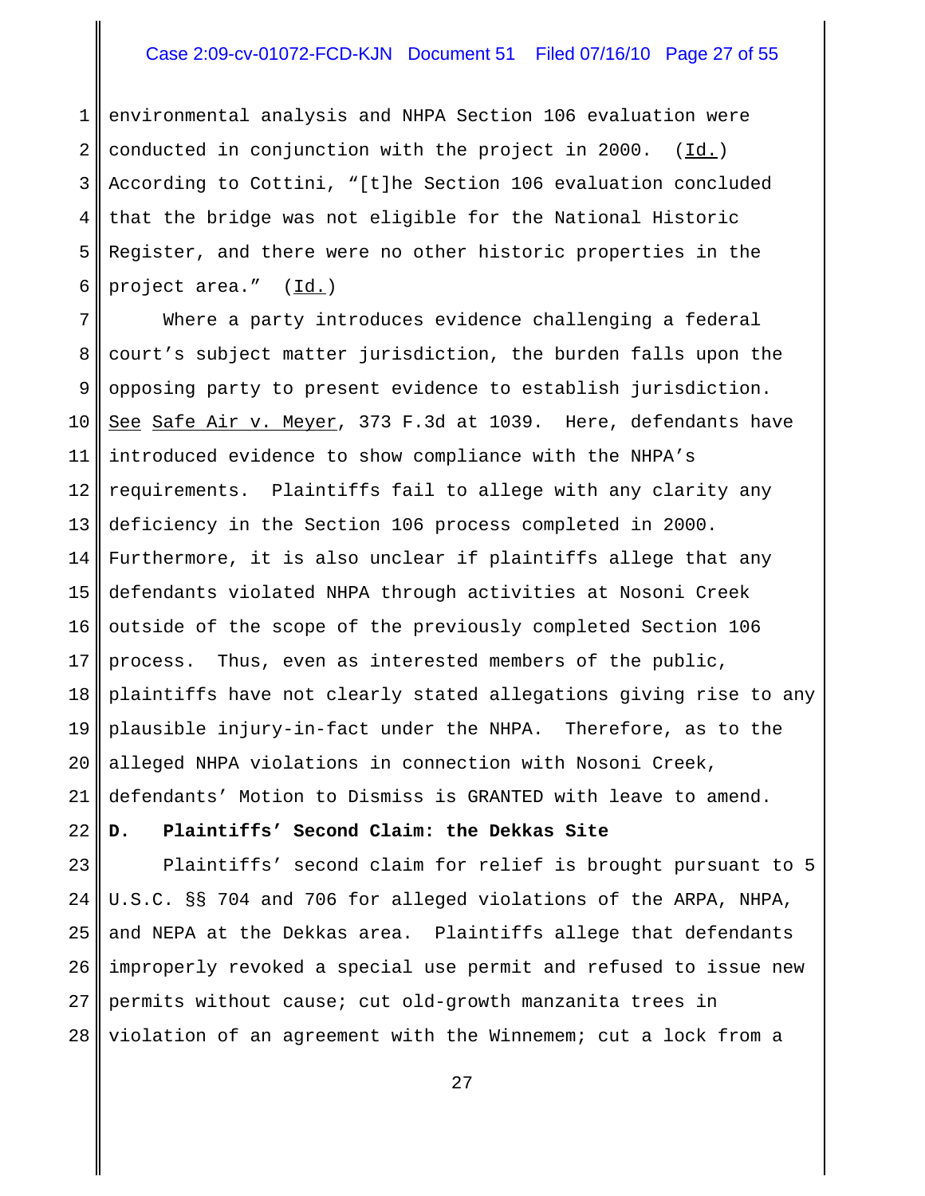environmental analysis and NHPA Section 106 evaluation were conducted in conjunction with the project in 2000. (Id.) According to Cottini, "[t]he Section 106 evaluation concluded that the bridge was not eligible for the National Historic Register, and there were no other historic properties in the project area." (Id.)

Where a party introduces evidence challenging a federal court's subject matter jurisdiction, the burden falls upon the opposing party to present evidence to establish jurisdiction. See Safe Air v. Meyer, 373 F.3d at 1039. Here, defendants have introduced evidence to show compliance with the NHPA's requirements. Plaintiffs fail to allege with any clarity any deficiency in the Section 106 process completed in 2000. Furthermore, it is also unclear if plaintiffs allege that any defendants violated NHPA through activities at Nosoni Creek outside of the scope of the previously completed Section 106 process. Thus, even as interested members of the public, plaintiffs have not clearly stated allegations giving rise to any plausible injury-in-fact under the NHPA. Therefore, as to the alleged NHPA violations in connection with Nosoni Creek, defendants' Motion to Dismiss is GRANTED with leave to amend.

**D. Plaintiffs' Second Claim: the Dekkas Site**

Plaintiffs' second claim for relief is brought pursuant to 5 U.S.C. §§ 704 and 706 for alleged violations of the ARPA, NHPA, and NEPA at the Dekkas area. Plaintiffs allege that defendants improperly revoked a special use permit and refused to issue new permits without cause; cut old-growth manzanita trees in violation of an agreement with the Winnemem; cut a lock from a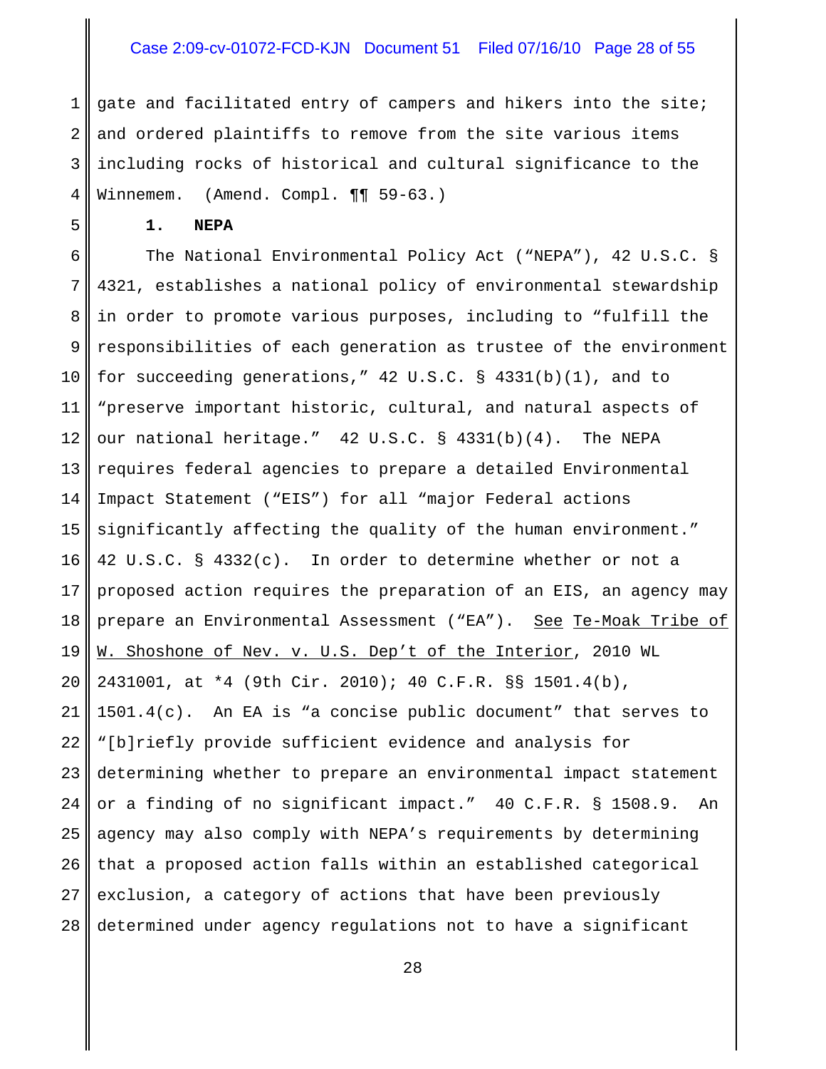gate and facilitated entry of campers and hikers into the site; and ordered plaintiffs to remove from the site various items including rocks of historical and cultural significance to the Winnemem. (Amend. Compl. ¶¶ 59-63.)

**1. NEPA**

The National Environmental Policy Act ("NEPA"), 42 U.S.C. § 4321, establishes a national policy of environmental stewardship in order to promote various purposes, including to "fulfill the responsibilities of each generation as trustee of the environment for succeeding generations," 42 U.S.C. § 4331(b)(1), and to "preserve important historic, cultural, and natural aspects of our national heritage." 42 U.S.C. § 4331(b)(4). The NEPA requires federal agencies to prepare a detailed Environmental Impact Statement ("EIS") for all "major Federal actions significantly affecting the quality of the human environment." 42 U.S.C. § 4332(c). In order to determine whether or not a proposed action requires the preparation of an EIS, an agency may prepare an Environmental Assessment ("EA"). See Te-Moak Tribe of W. Shoshone of Nev. v. U.S. Dep't of the Interior, 2010 WL 2431001, at *4 (9th Cir. 2010); 40 C.F.R. §§ 1501.4(b), 1501.4(c). An EA is "a concise public document" that serves to "[b]riefly provide sufficient evidence and analysis for determining whether to prepare an environmental impact statement or a finding of no significant impact." 40 C.F.R. § 1508.9. An agency may also comply with NEPA's requirements by determining that a proposed action falls within an established categorical exclusion, a category of actions that have been previously determined under agency regulations not to have a significant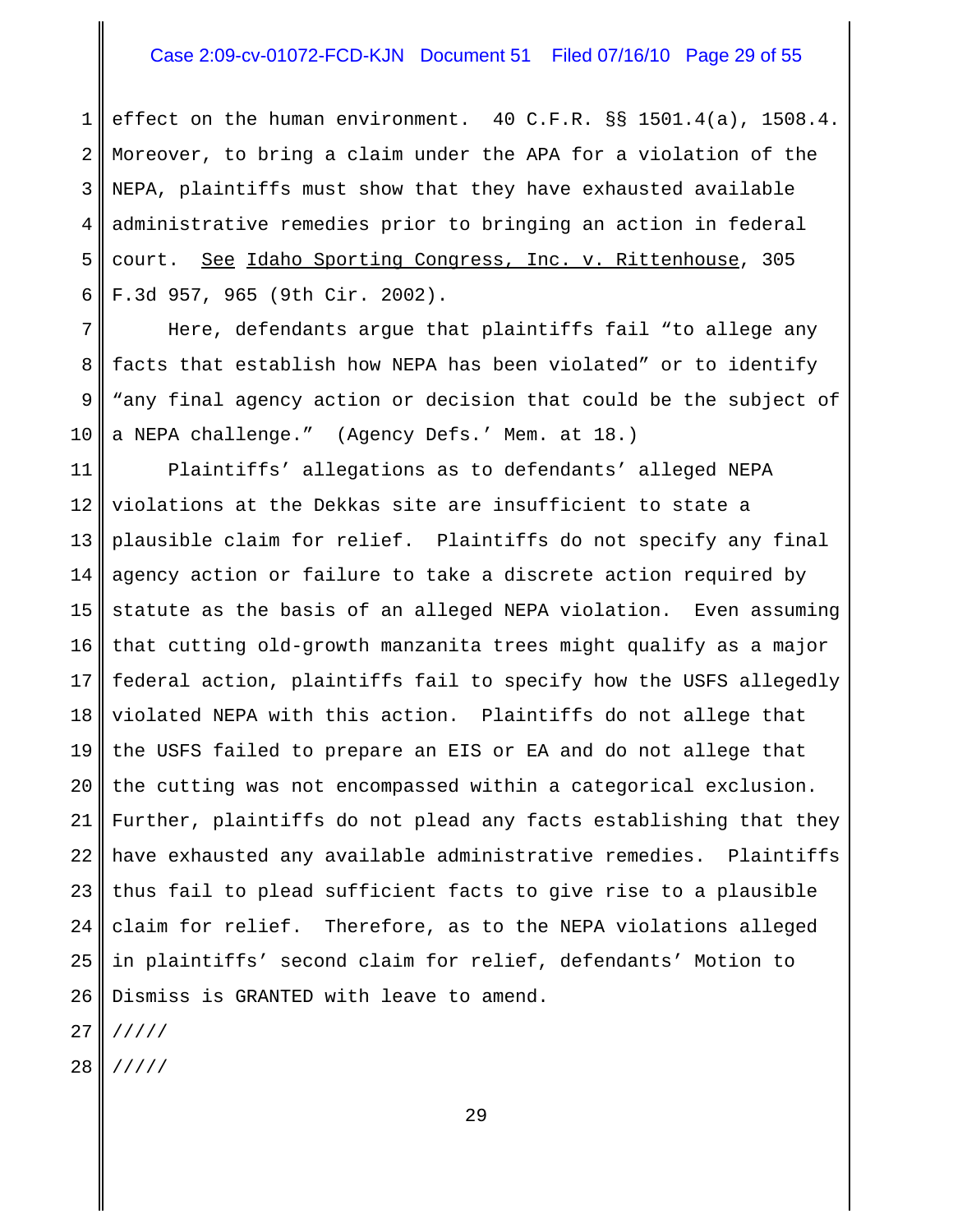effect on the human environment. 40 C.F.R. §§ 1501.4(a), 1508.4. Moreover, to bring a claim under the APA for a violation of the NEPA, plaintiffs must show that they have exhausted available administrative remedies prior to bringing an action in federal court. See Idaho Sporting Congress, Inc. v. Rittenhouse, 305 F.3d 957, 965 (9th Cir. 2002).

Here, defendants argue that plaintiffs fail "to allege any facts that establish how NEPA has been violated" or to identify "any final agency action or decision that could be the subject of a NEPA challenge." (Agency Defs.' Mem. at 18.)

Plaintiffs' allegations as to defendants' alleged NEPA violations at the Dekkas site are insufficient to state a plausible claim for relief. Plaintiffs do not specify any final agency action or failure to take a discrete action required by statute as the basis of an alleged NEPA violation. Even assuming that cutting old-growth manzanita trees might qualify as a major federal action, plaintiffs fail to specify how the USFS allegedly violated NEPA with this action. Plaintiffs do not allege that the USFS failed to prepare an EIS or EA and do not allege that the cutting was not encompassed within a categorical exclusion. Further, plaintiffs do not plead any facts establishing that they have exhausted any available administrative remedies. Plaintiffs thus fail to plead sufficient facts to give rise to a plausible claim for relief. Therefore, as to the NEPA violations alleged in plaintiffs' second claim for relief, defendants' Motion to Dismiss is GRANTED with leave to amend.

/////

/////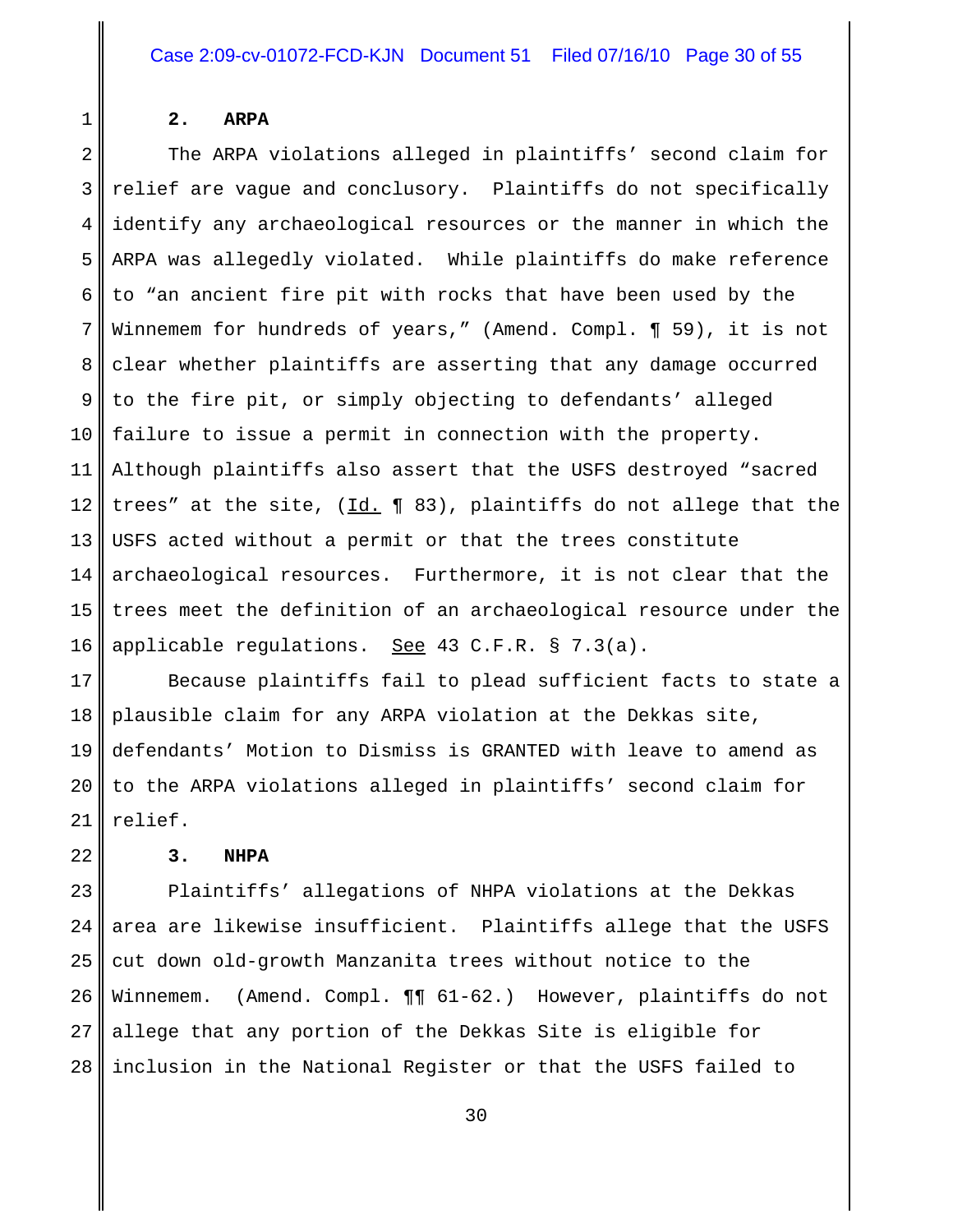### 2. ARPA

The ARPA violations alleged in plaintiffs' second claim for relief are vague and conclusory. Plaintiffs do not specifically identify any archaeological resources or the manner in which the ARPA was allegedly violated. While plaintiffs do make reference to "an ancient fire pit with rocks that have been used by the Winnemem for hundreds of years," (Amend. Compl. ¶ 59), it is not clear whether plaintiffs are asserting that any damage occurred to the fire pit, or simply objecting to defendants' alleged failure to issue a permit in connection with the property. Although plaintiffs also assert that the USFS destroyed "sacred trees" at the site, (Id. ¶ 83), plaintiffs do not allege that the USFS acted without a permit or that the trees constitute archaeological resources. Furthermore, it is not clear that the trees meet the definition of an archaeological resource under the applicable regulations. See 43 C.F.R. § 7.3(a).

Because plaintiffs fail to plead sufficient facts to state a plausible claim for any ARPA violation at the Dekkas site, defendants' Motion to Dismiss is GRANTED with leave to amend as to the ARPA violations alleged in plaintiffs' second claim for relief.

### 3. NHPA

Plaintiffs' allegations of NHPA violations at the Dekkas area are likewise insufficient. Plaintiffs allege that the USFS cut down old-growth Manzanita trees without notice to the Winnemem. (Amend. Compl. ¶¶ 61-62.) However, plaintiffs do not allege that any portion of the Dekkas Site is eligible for inclusion in the National Register or that the USFS failed to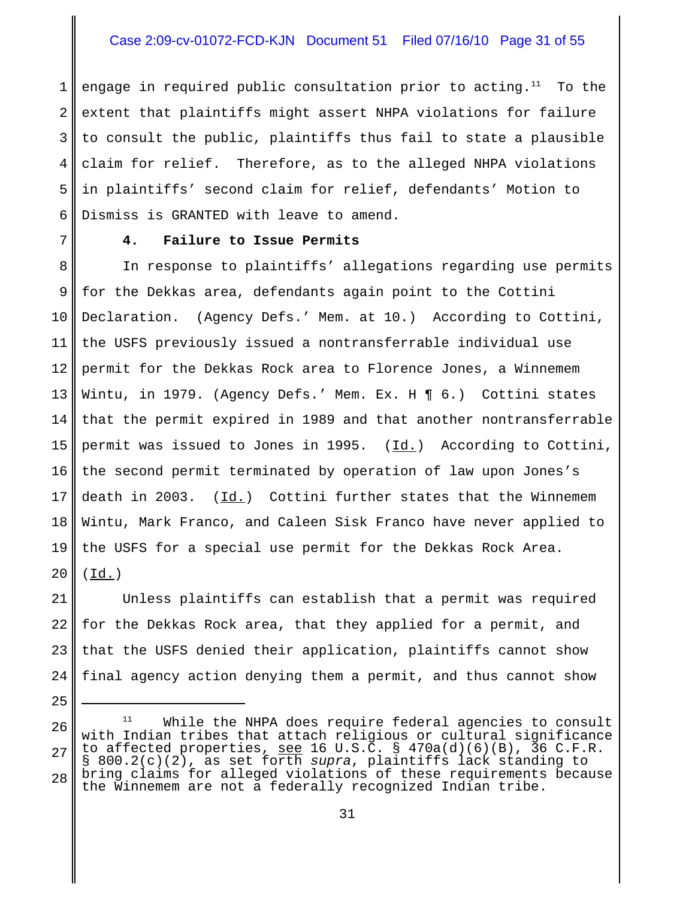engage in required public consultation prior to acting.[11] To the extent that plaintiffs might assert NHPA violations for failure to consult the public, plaintiffs thus fail to state a plausible claim for relief. Therefore, as to the alleged NHPA violations in plaintiffs' second claim for relief, defendants' Motion to Dismiss is GRANTED with leave to amend.

**4. Failure to Issue Permits**

In response to plaintiffs' allegations regarding use permits for the Dekkas area, defendants again point to the Cottini Declaration. (Agency Defs.' Mem. at 10.) According to Cottini, the USFS previously issued a nontransferrable individual use permit for the Dekkas Rock area to Florence Jones, a Winnemem Wintu, in 1979. (Agency Defs.' Mem. Ex. H ¶ 6.) Cottini states that the permit expired in 1989 and that another nontransferrable permit was issued to Jones in 1995. (Id.) According to Cottini, the second permit terminated by operation of law upon Jones's death in 2003. (Id.) Cottini further states that the Winnemem Wintu, Mark Franco, and Caleen Sisk Franco have never applied to the USFS for a special use permit for the Dekkas Rock Area. (Id.)

Unless plaintiffs can establish that a permit was required for the Dekkas Rock area, that they applied for a permit, and that the USFS denied their application, plaintiffs cannot show final agency action denying them a permit, and thus cannot show

---

[11] While the NHPA does require federal agencies to consult with Indian tribes that attach religious or cultural significance to affected properties, see 16 U.S.C. § 470a(d)(6)(B), 36 C.F.R. § 800.2(c)(2), as set forth *supra*, plaintiffs lack standing to bring claims for alleged violations of these requirements because the Winnemem are not a federally recognized Indian tribe.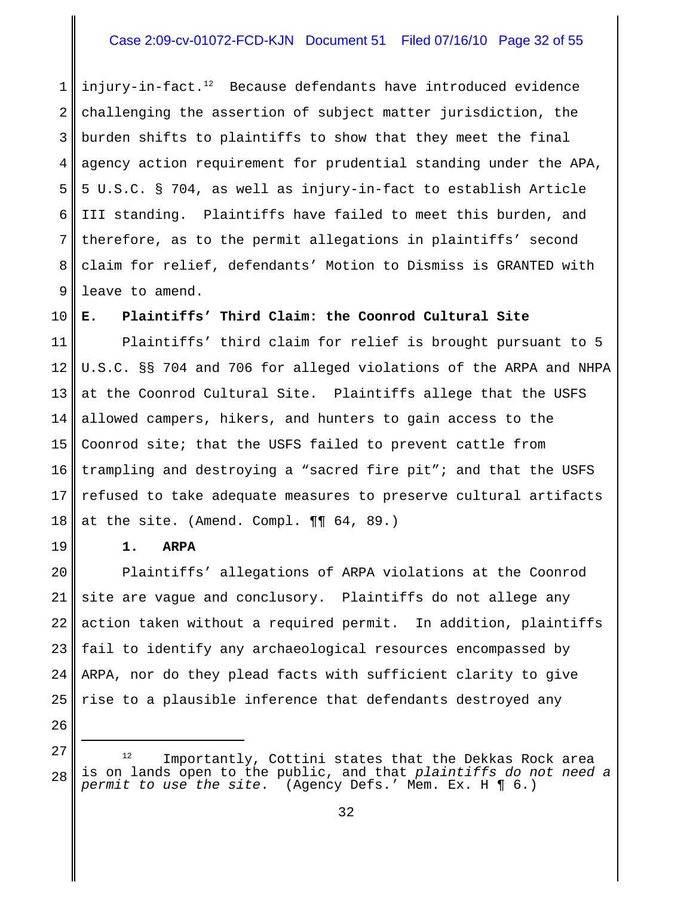injury-in-fact.[12] Because defendants have introduced evidence challenging the assertion of subject matter jurisdiction, the burden shifts to plaintiffs to show that they meet the final agency action requirement for prudential standing under the APA, 5 U.S.C. § 704, as well as injury-in-fact to establish Article III standing. Plaintiffs have failed to meet this burden, and therefore, as to the permit allegations in plaintiffs' second claim for relief, defendants' Motion to Dismiss is GRANTED with leave to amend.

**E. Plaintiffs' Third Claim: the Coonrod Cultural Site**

Plaintiffs' third claim for relief is brought pursuant to 5 U.S.C. §§ 704 and 706 for alleged violations of the ARPA and NHPA at the Coonrod Cultural Site. Plaintiffs allege that the USFS allowed campers, hikers, and hunters to gain access to the Coonrod site; that the USFS failed to prevent cattle from trampling and destroying a "sacred fire pit"; and that the USFS refused to take adequate measures to preserve cultural artifacts at the site. (Amend. Compl. ¶¶ 64, 89.)

**1. ARPA**

Plaintiffs' allegations of ARPA violations at the Coonrod site are vague and conclusory. Plaintiffs do not allege any action taken without a required permit. In addition, plaintiffs fail to identify any archaeological resources encompassed by ARPA, nor do they plead facts with sufficient clarity to give rise to a plausible inference that defendants destroyed any

---

[12] Importantly, Cottini states that the Dekkas Rock area is on lands open to the public, and that *plaintiffs do not need a permit to use the site*. (Agency Defs.' Mem. Ex. H ¶ 6.)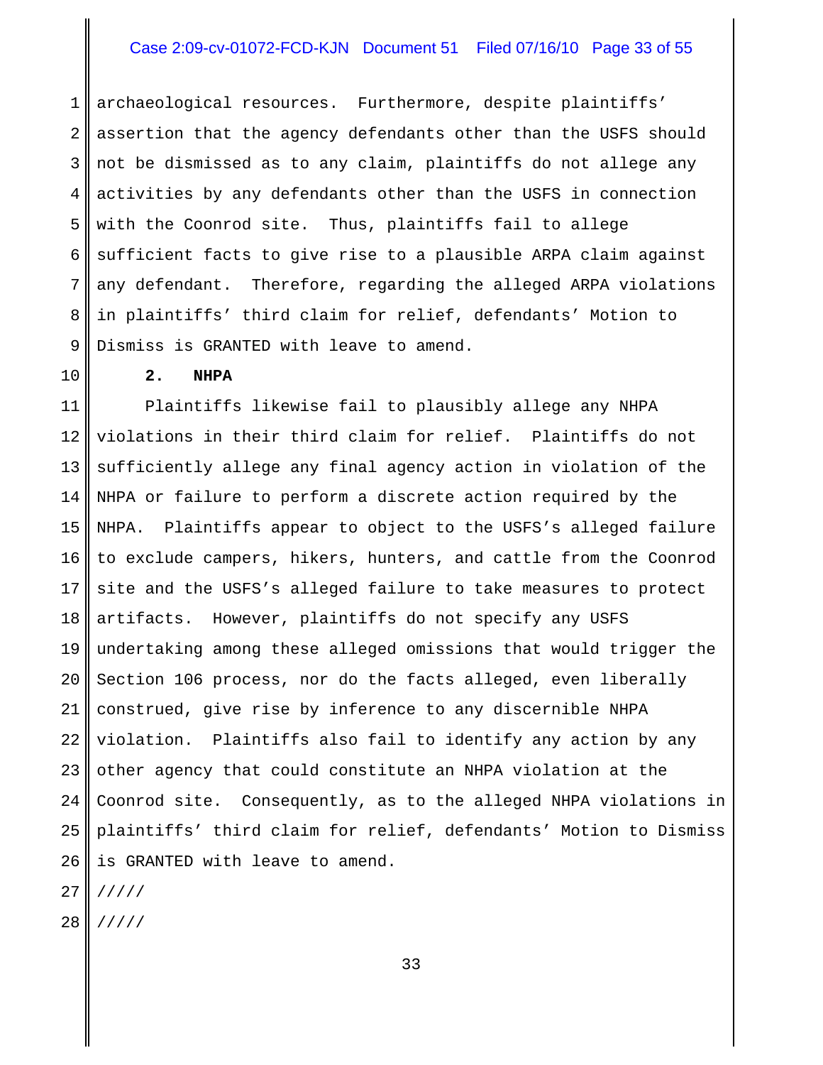archaeological resources. Furthermore, despite plaintiffs' assertion that the agency defendants other than the USFS should not be dismissed as to any claim, plaintiffs do not allege any activities by any defendants other than the USFS in connection with the Coonrod site. Thus, plaintiffs fail to allege sufficient facts to give rise to a plausible ARPA claim against any defendant. Therefore, regarding the alleged ARPA violations in plaintiffs' third claim for relief, defendants' Motion to Dismiss is GRANTED with leave to amend.

**2. NHPA**

Plaintiffs likewise fail to plausibly allege any NHPA violations in their third claim for relief. Plaintiffs do not sufficiently allege any final agency action in violation of the NHPA or failure to perform a discrete action required by the NHPA. Plaintiffs appear to object to the USFS's alleged failure to exclude campers, hikers, hunters, and cattle from the Coonrod site and the USFS's alleged failure to take measures to protect artifacts. However, plaintiffs do not specify any USFS undertaking among these alleged omissions that would trigger the Section 106 process, nor do the facts alleged, even liberally construed, give rise by inference to any discernible NHPA violation. Plaintiffs also fail to identify any action by any other agency that could constitute an NHPA violation at the Coonrod site. Consequently, as to the alleged NHPA violations in plaintiffs' third claim for relief, defendants' Motion to Dismiss is GRANTED with leave to amend.

/////

/////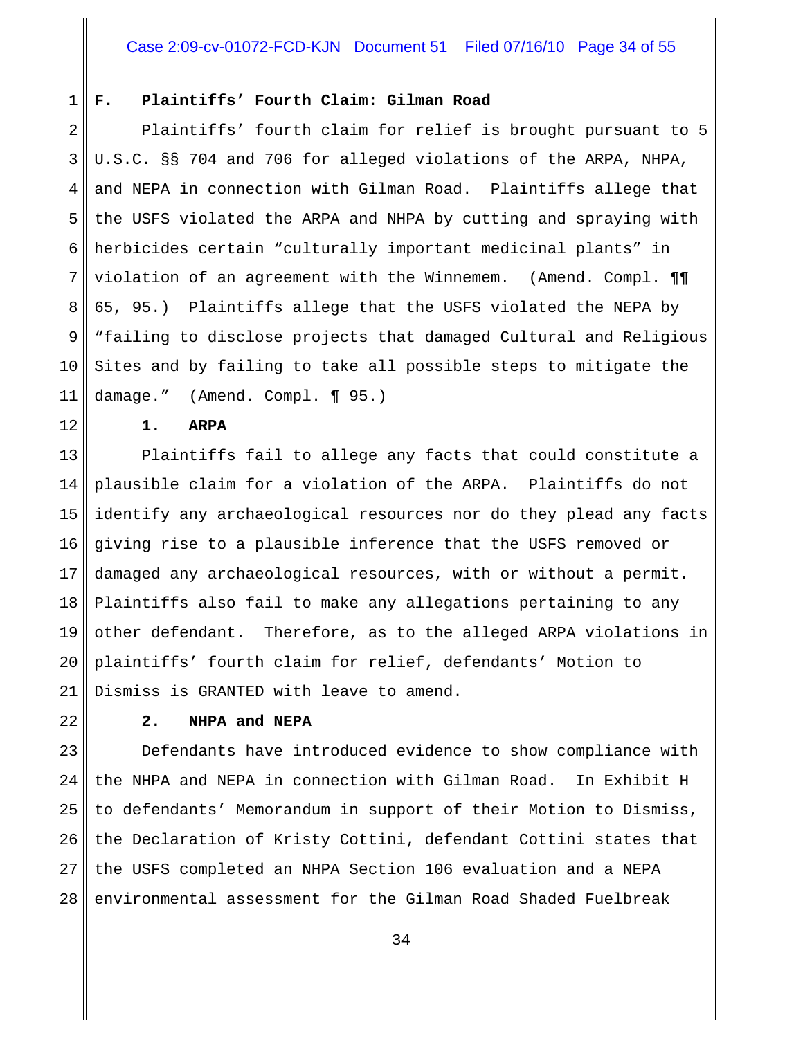### F. Plaintiffs' Fourth Claim: Gilman Road

Plaintiffs' fourth claim for relief is brought pursuant to 5 U.S.C. §§ 704 and 706 for alleged violations of the ARPA, NHPA, and NEPA in connection with Gilman Road. Plaintiffs allege that the USFS violated the ARPA and NHPA by cutting and spraying with herbicides certain "culturally important medicinal plants" in violation of an agreement with the Winnemem. (Amend. Compl. ¶¶ 65, 95.) Plaintiffs allege that the USFS violated the NEPA by "failing to disclose projects that damaged Cultural and Religious Sites and by failing to take all possible steps to mitigate the damage." (Amend. Compl. ¶ 95.)

#### 1. ARPA

Plaintiffs fail to allege any facts that could constitute a plausible claim for a violation of the ARPA. Plaintiffs do not identify any archaeological resources nor do they plead any facts giving rise to a plausible inference that the USFS removed or damaged any archaeological resources, with or without a permit. Plaintiffs also fail to make any allegations pertaining to any other defendant. Therefore, as to the alleged ARPA violations in plaintiffs' fourth claim for relief, defendants' Motion to Dismiss is GRANTED with leave to amend.

#### 2. NHPA and NEPA

Defendants have introduced evidence to show compliance with the NHPA and NEPA in connection with Gilman Road. In Exhibit H to defendants' Memorandum in support of their Motion to Dismiss, the Declaration of Kristy Cottini, defendant Cottini states that the USFS completed an NHPA Section 106 evaluation and a NEPA environmental assessment for the Gilman Road Shaded Fuelbreak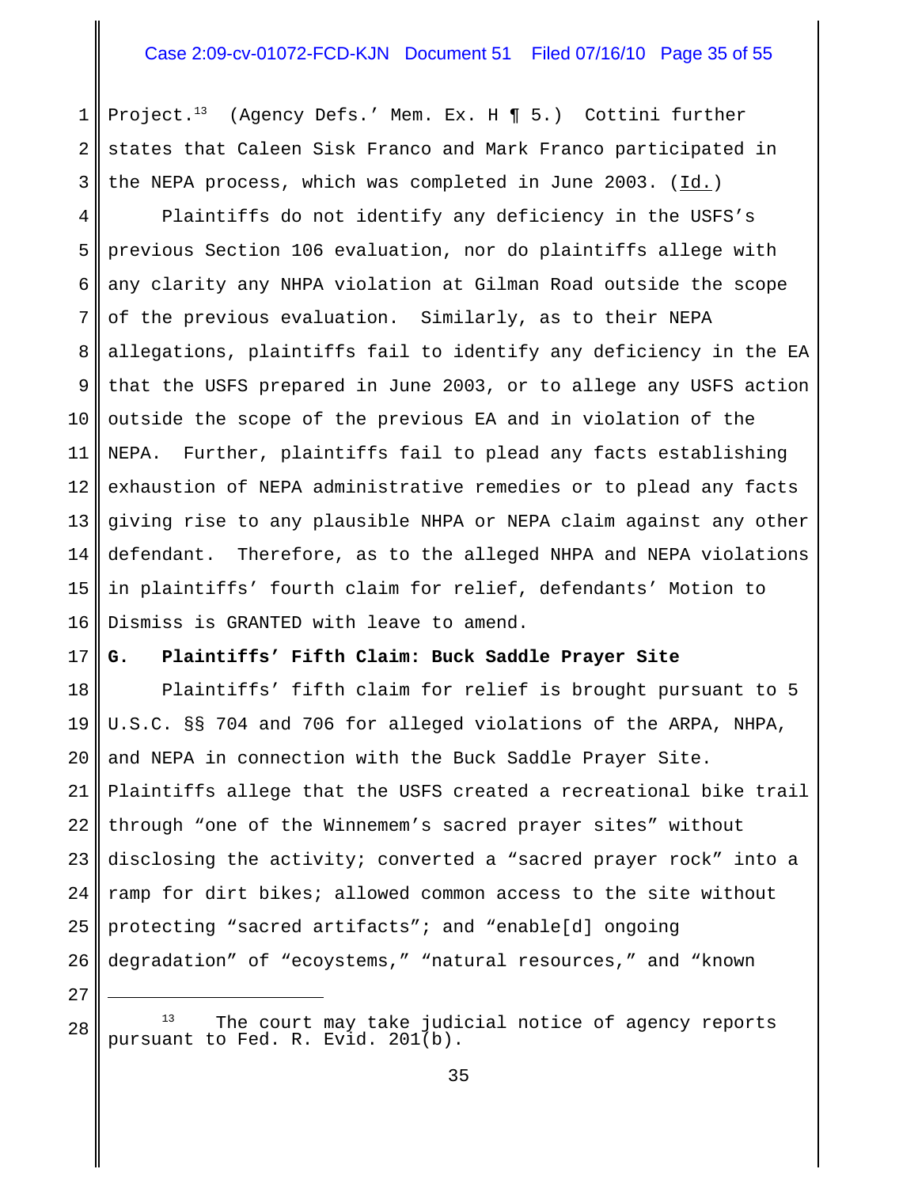Project.[13] (Agency Defs.' Mem. Ex. H ¶ 5.) Cottini further states that Caleen Sisk Franco and Mark Franco participated in the NEPA process, which was completed in June 2003. (Id.)

Plaintiffs do not identify any deficiency in the USFS's previous Section 106 evaluation, nor do plaintiffs allege with any clarity any NHPA violation at Gilman Road outside the scope of the previous evaluation. Similarly, as to their NEPA allegations, plaintiffs fail to identify any deficiency in the EA that the USFS prepared in June 2003, or to allege any USFS action outside the scope of the previous EA and in violation of the NEPA. Further, plaintiffs fail to plead any facts establishing exhaustion of NEPA administrative remedies or to plead any facts giving rise to any plausible NHPA or NEPA claim against any other defendant. Therefore, as to the alleged NHPA and NEPA violations in plaintiffs' fourth claim for relief, defendants' Motion to Dismiss is GRANTED with leave to amend.

**G. Plaintiffs' Fifth Claim: Buck Saddle Prayer Site**

Plaintiffs' fifth claim for relief is brought pursuant to 5 U.S.C. §§ 704 and 706 for alleged violations of the ARPA, NHPA, and NEPA in connection with the Buck Saddle Prayer Site. Plaintiffs allege that the USFS created a recreational bike trail through "one of the Winnemem's sacred prayer sites" without disclosing the activity; converted a "sacred prayer rock" into a ramp for dirt bikes; allowed common access to the site without protecting "sacred artifacts"; and "enable[d] ongoing degradation" of "ecoystems," "natural resources," and "known

[13] The court may take judicial notice of agency reports pursuant to Fed. R. Evid. 201(b).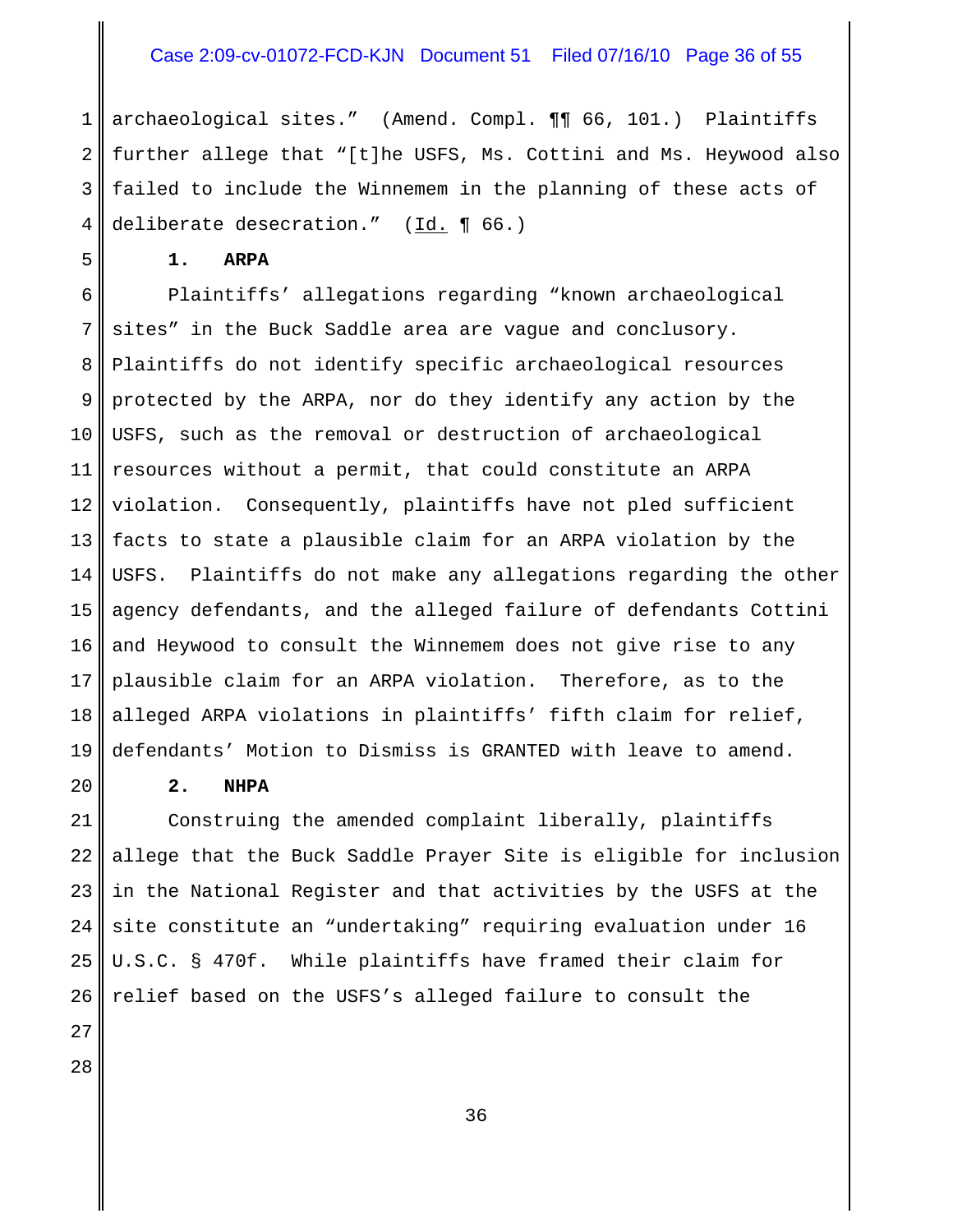archaeological sites." (Amend. Compl. ¶¶ 66, 101.) Plaintiffs further allege that "[t]he USFS, Ms. Cottini and Ms. Heywood also failed to include the Winnemem in the planning of these acts of deliberate desecration." (Id. ¶ 66.)

**1. ARPA**

Plaintiffs' allegations regarding "known archaeological sites" in the Buck Saddle area are vague and conclusory. Plaintiffs do not identify specific archaeological resources protected by the ARPA, nor do they identify any action by the USFS, such as the removal or destruction of archaeological resources without a permit, that could constitute an ARPA violation. Consequently, plaintiffs have not pled sufficient facts to state a plausible claim for an ARPA violation by the USFS. Plaintiffs do not make any allegations regarding the other agency defendants, and the alleged failure of defendants Cottini and Heywood to consult the Winnemem does not give rise to any plausible claim for an ARPA violation. Therefore, as to the alleged ARPA violations in plaintiffs' fifth claim for relief, defendants' Motion to Dismiss is GRANTED with leave to amend.

**2. NHPA**

Construing the amended complaint liberally, plaintiffs allege that the Buck Saddle Prayer Site is eligible for inclusion in the National Register and that activities by the USFS at the site constitute an "undertaking" requiring evaluation under 16 U.S.C. § 470f. While plaintiffs have framed their claim for relief based on the USFS's alleged failure to consult the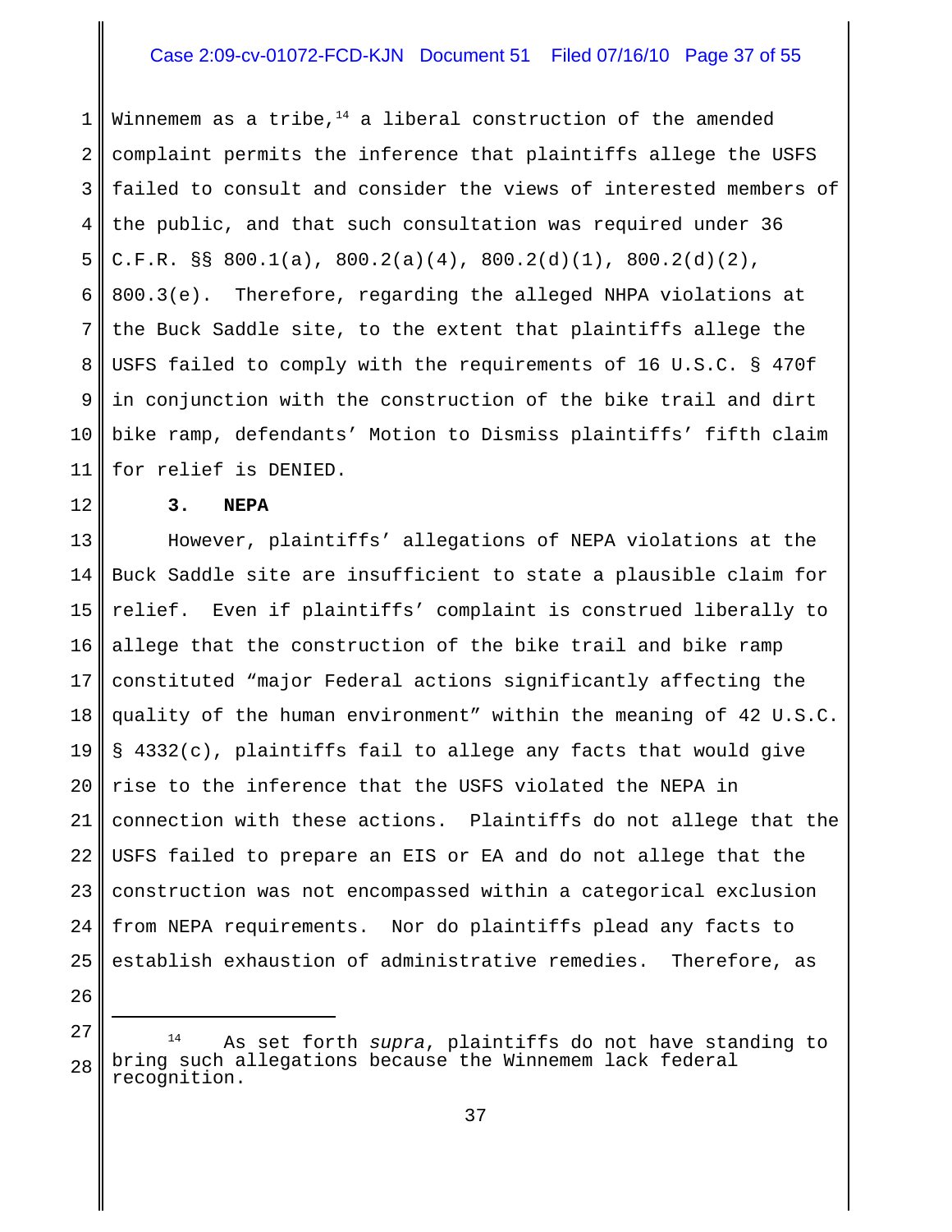Winnemem as a tribe,[14] a liberal construction of the amended complaint permits the inference that plaintiffs allege the USFS failed to consult and consider the views of interested members of the public, and that such consultation was required under 36 C.F.R. §§ 800.1(a), 800.2(a)(4), 800.2(d)(1), 800.2(d)(2), 800.3(e). Therefore, regarding the alleged NHPA violations at the Buck Saddle site, to the extent that plaintiffs allege the USFS failed to comply with the requirements of 16 U.S.C. § 470f in conjunction with the construction of the bike trail and dirt bike ramp, defendants' Motion to Dismiss plaintiffs' fifth claim for relief is DENIED.

**3. NEPA**

However, plaintiffs' allegations of NEPA violations at the Buck Saddle site are insufficient to state a plausible claim for relief. Even if plaintiffs' complaint is construed liberally to allege that the construction of the bike trail and bike ramp constituted "major Federal actions significantly affecting the quality of the human environment" within the meaning of 42 U.S.C. § 4332(c), plaintiffs fail to allege any facts that would give rise to the inference that the USFS violated the NEPA in connection with these actions. Plaintiffs do not allege that the USFS failed to prepare an EIS or EA and do not allege that the construction was not encompassed within a categorical exclusion from NEPA requirements. Nor do plaintiffs plead any facts to establish exhaustion of administrative remedies. Therefore, as

---

[14] As set forth *supra*, plaintiffs do not have standing to bring such allegations because the Winnemem lack federal recognition.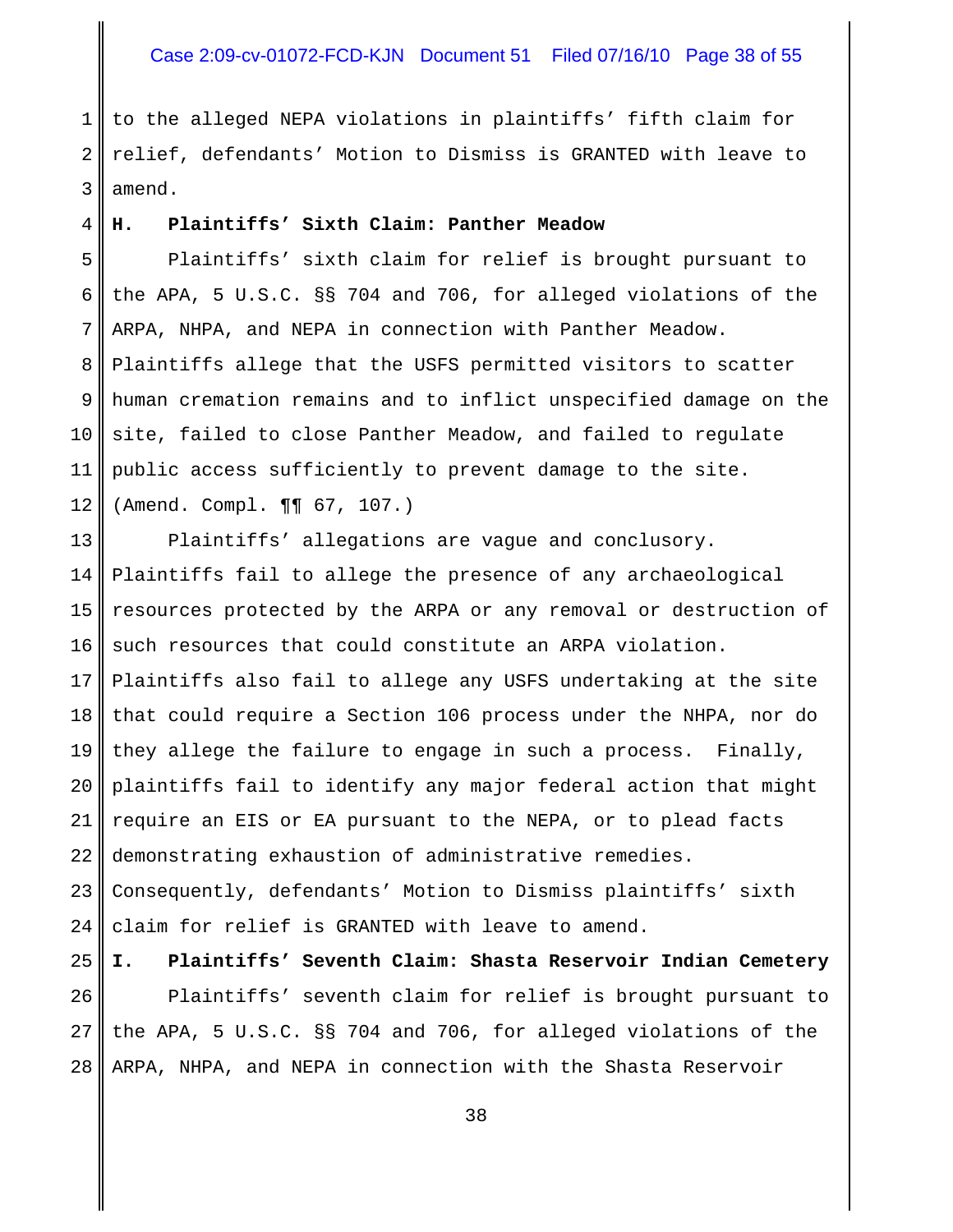to the alleged NEPA violations in plaintiffs' fifth claim for relief, defendants' Motion to Dismiss is GRANTED with leave to amend.

**H. Plaintiffs' Sixth Claim: Panther Meadow**

Plaintiffs' sixth claim for relief is brought pursuant to the APA, 5 U.S.C. §§ 704 and 706, for alleged violations of the ARPA, NHPA, and NEPA in connection with Panther Meadow. Plaintiffs allege that the USFS permitted visitors to scatter human cremation remains and to inflict unspecified damage on the site, failed to close Panther Meadow, and failed to regulate public access sufficiently to prevent damage to the site. (Amend. Compl. ¶¶ 67, 107.)

Plaintiffs' allegations are vague and conclusory. Plaintiffs fail to allege the presence of any archaeological resources protected by the ARPA or any removal or destruction of such resources that could constitute an ARPA violation. Plaintiffs also fail to allege any USFS undertaking at the site that could require a Section 106 process under the NHPA, nor do they allege the failure to engage in such a process. Finally, plaintiffs fail to identify any major federal action that might require an EIS or EA pursuant to the NEPA, or to plead facts demonstrating exhaustion of administrative remedies. Consequently, defendants' Motion to Dismiss plaintiffs' sixth claim for relief is GRANTED with leave to amend.

**I. Plaintiffs' Seventh Claim: Shasta Reservoir Indian Cemetery**

Plaintiffs' seventh claim for relief is brought pursuant to the APA, 5 U.S.C. §§ 704 and 706, for alleged violations of the ARPA, NHPA, and NEPA in connection with the Shasta Reservoir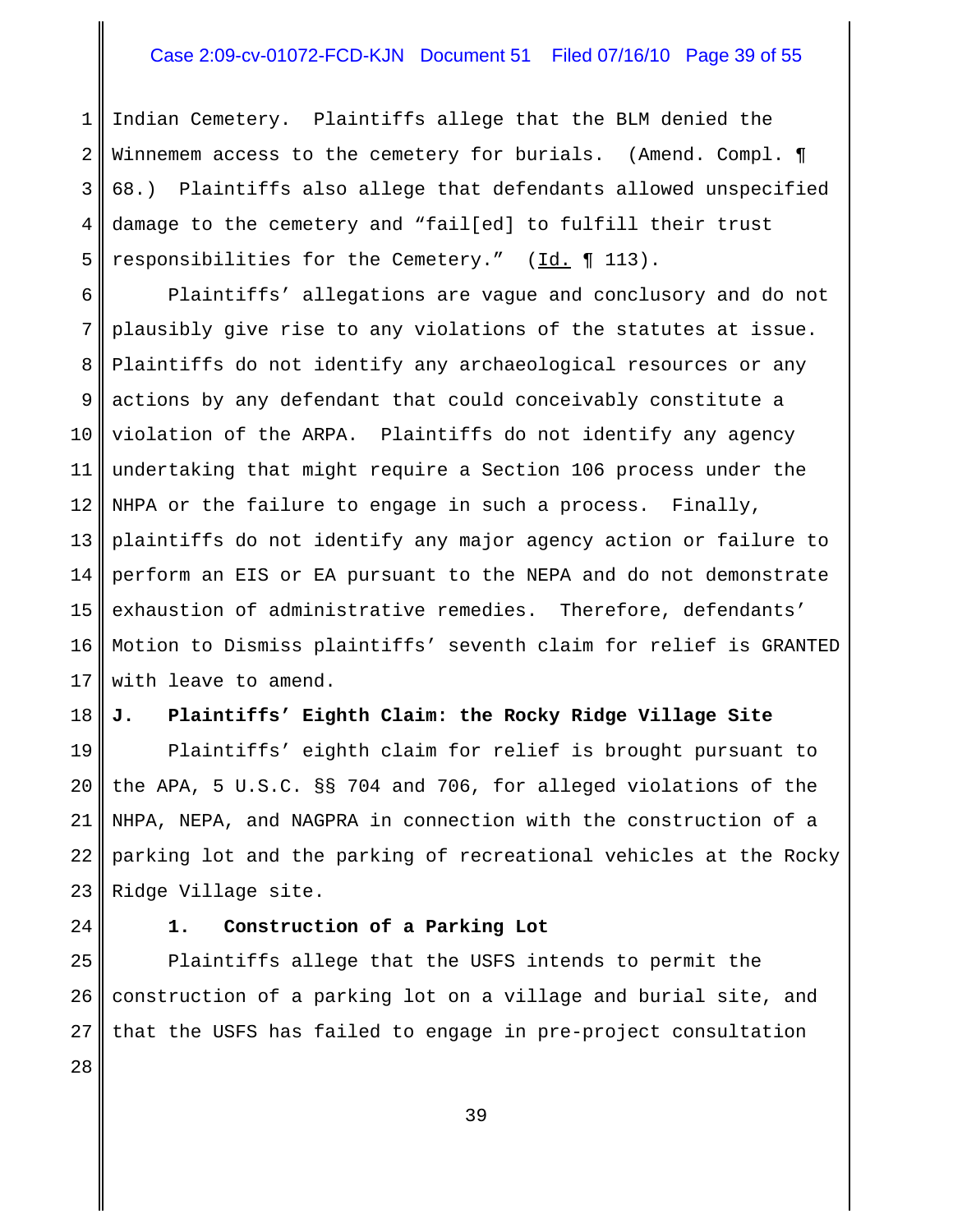Indian Cemetery. Plaintiffs allege that the BLM denied the Winnemem access to the cemetery for burials. (Amend. Compl. ¶ 68.) Plaintiffs also allege that defendants allowed unspecified damage to the cemetery and "fail[ed] to fulfill their trust responsibilities for the Cemetery." (Id. ¶ 113).

Plaintiffs' allegations are vague and conclusory and do not plausibly give rise to any violations of the statutes at issue. Plaintiffs do not identify any archaeological resources or any actions by any defendant that could conceivably constitute a violation of the ARPA. Plaintiffs do not identify any agency undertaking that might require a Section 106 process under the NHPA or the failure to engage in such a process. Finally, plaintiffs do not identify any major agency action or failure to perform an EIS or EA pursuant to the NEPA and do not demonstrate exhaustion of administrative remedies. Therefore, defendants' Motion to Dismiss plaintiffs' seventh claim for relief is GRANTED with leave to amend.

**J. Plaintiffs' Eighth Claim: the Rocky Ridge Village Site**

Plaintiffs' eighth claim for relief is brought pursuant to the APA, 5 U.S.C. §§ 704 and 706, for alleged violations of the NHPA, NEPA, and NAGPRA in connection with the construction of a parking lot and the parking of recreational vehicles at the Rocky Ridge Village site.

**1. Construction of a Parking Lot**

Plaintiffs allege that the USFS intends to permit the construction of a parking lot on a village and burial site, and that the USFS has failed to engage in pre-project consultation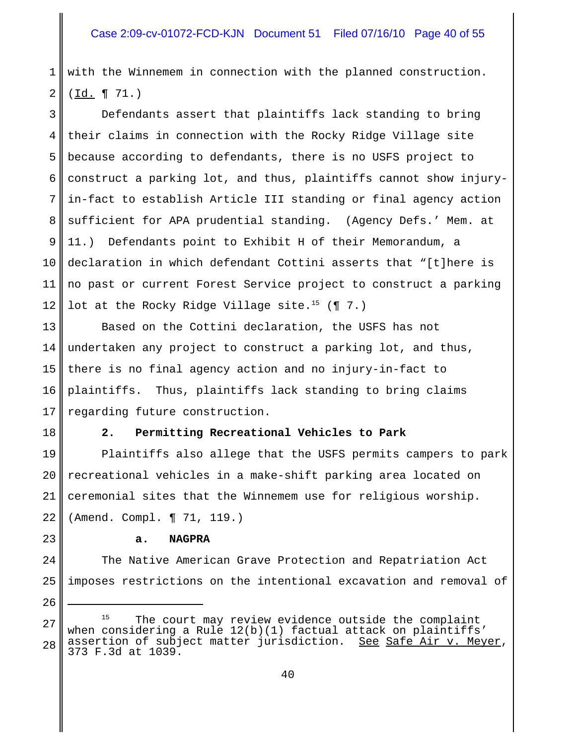with the Winnemem in connection with the planned construction. (Id. ¶ 71.)

Defendants assert that plaintiffs lack standing to bring their claims in connection with the Rocky Ridge Village site because according to defendants, there is no USFS project to construct a parking lot, and thus, plaintiffs cannot show injury-in-fact to establish Article III standing or final agency action sufficient for APA prudential standing. (Agency Defs.' Mem. at 11.) Defendants point to Exhibit H of their Memorandum, a declaration in which defendant Cottini asserts that "[t]here is no past or current Forest Service project to construct a parking lot at the Rocky Ridge Village site.[15] (¶ 7.)

Based on the Cottini declaration, the USFS has not undertaken any project to construct a parking lot, and thus, there is no final agency action and no injury-in-fact to plaintiffs. Thus, plaintiffs lack standing to bring claims regarding future construction.

**2. Permitting Recreational Vehicles to Park**

Plaintiffs also allege that the USFS permits campers to park recreational vehicles in a make-shift parking area located on ceremonial sites that the Winnemem use for religious worship. (Amend. Compl. ¶ 71, 119.)

**a. NAGPRA**

The Native American Grave Protection and Repatriation Act imposes restrictions on the intentional excavation and removal of

---

[15] The court may review evidence outside the complaint when considering a Rule 12(b)(1) factual attack on plaintiffs' assertion of subject matter jurisdiction. See Safe Air v. Meyer, 373 F.3d at 1039.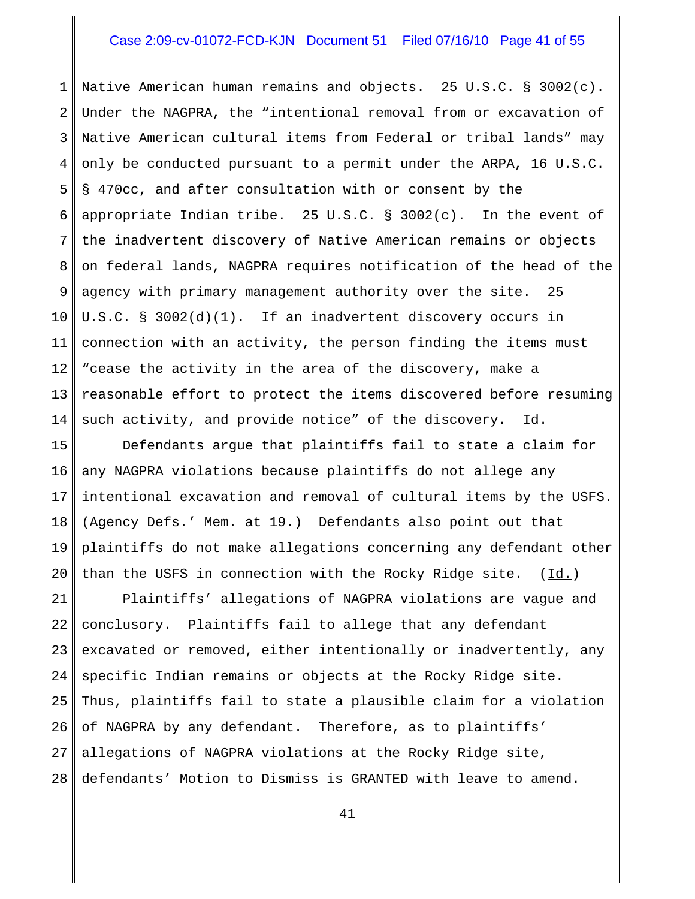Native American human remains and objects. 25 U.S.C. § 3002(c). Under the NAGPRA, the "intentional removal from or excavation of Native American cultural items from Federal or tribal lands" may only be conducted pursuant to a permit under the ARPA, 16 U.S.C. § 470cc, and after consultation with or consent by the appropriate Indian tribe. 25 U.S.C. § 3002(c). In the event of the inadvertent discovery of Native American remains or objects on federal lands, NAGPRA requires notification of the head of the agency with primary management authority over the site. 25 U.S.C. § 3002(d)(1). If an inadvertent discovery occurs in connection with an activity, the person finding the items must "cease the activity in the area of the discovery, make a reasonable effort to protect the items discovered before resuming such activity, and provide notice" of the discovery. Id.

Defendants argue that plaintiffs fail to state a claim for any NAGPRA violations because plaintiffs do not allege any intentional excavation and removal of cultural items by the USFS. (Agency Defs.' Mem. at 19.) Defendants also point out that plaintiffs do not make allegations concerning any defendant other than the USFS in connection with the Rocky Ridge site. (Id.)

Plaintiffs' allegations of NAGPRA violations are vague and conclusory. Plaintiffs fail to allege that any defendant excavated or removed, either intentionally or inadvertently, any specific Indian remains or objects at the Rocky Ridge site. Thus, plaintiffs fail to state a plausible claim for a violation of NAGPRA by any defendant. Therefore, as to plaintiffs' allegations of NAGPRA violations at the Rocky Ridge site, defendants' Motion to Dismiss is GRANTED with leave to amend.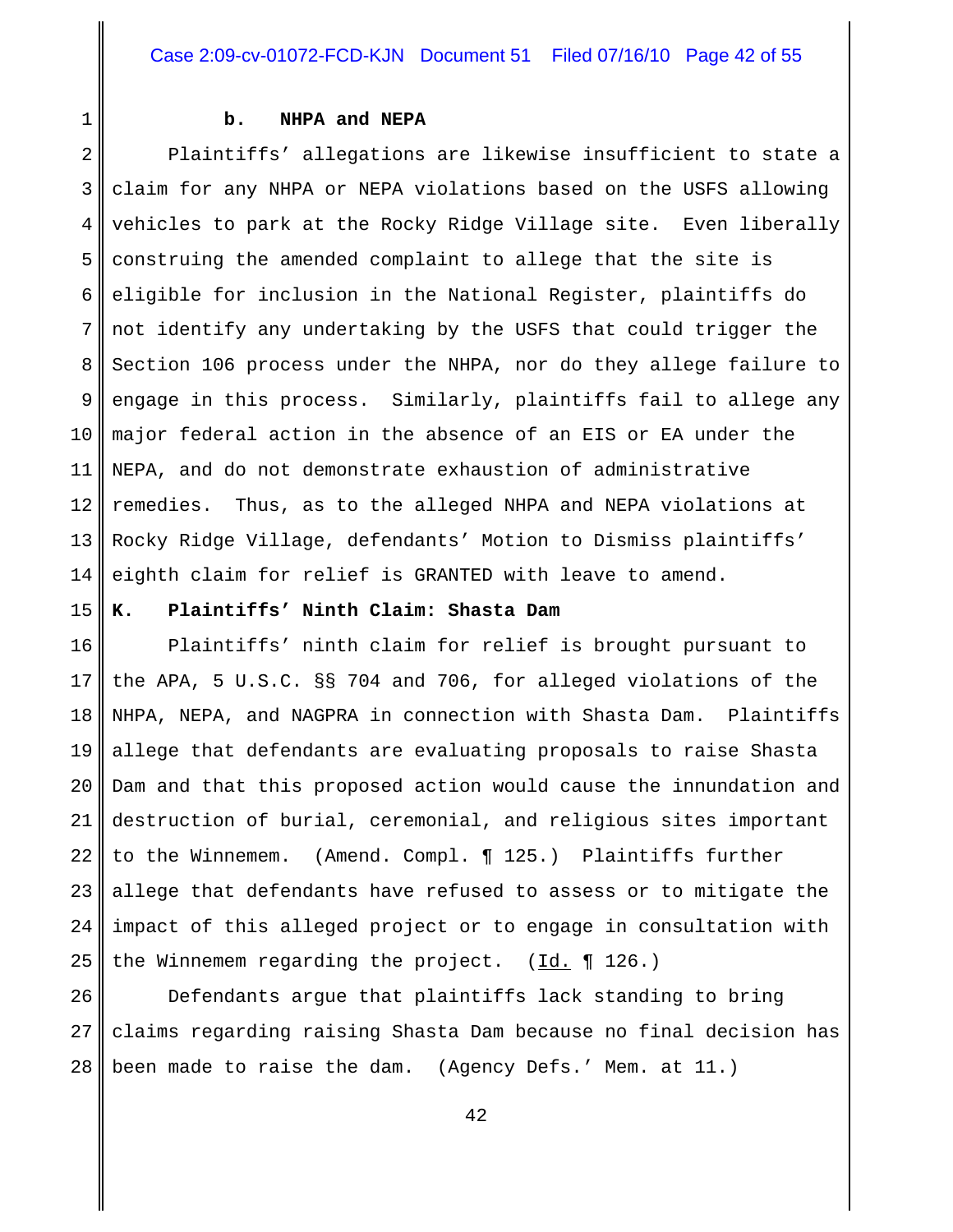#### b. NHPA and NEPA

Plaintiffs' allegations are likewise insufficient to state a claim for any NHPA or NEPA violations based on the USFS allowing vehicles to park at the Rocky Ridge Village site. Even liberally construing the amended complaint to allege that the site is eligible for inclusion in the National Register, plaintiffs do not identify any undertaking by the USFS that could trigger the Section 106 process under the NHPA, nor do they allege failure to engage in this process. Similarly, plaintiffs fail to allege any major federal action in the absence of an EIS or EA under the NEPA, and do not demonstrate exhaustion of administrative remedies. Thus, as to the alleged NHPA and NEPA violations at Rocky Ridge Village, defendants' Motion to Dismiss plaintiffs' eighth claim for relief is GRANTED with leave to amend.

### K. Plaintiffs' Ninth Claim: Shasta Dam

Plaintiffs' ninth claim for relief is brought pursuant to the APA, 5 U.S.C. §§ 704 and 706, for alleged violations of the NHPA, NEPA, and NAGPRA in connection with Shasta Dam. Plaintiffs allege that defendants are evaluating proposals to raise Shasta Dam and that this proposed action would cause the innundation and destruction of burial, ceremonial, and religious sites important to the Winnemem. (Amend. Compl. ¶ 125.) Plaintiffs further allege that defendants have refused to assess or to mitigate the impact of this alleged project or to engage in consultation with the Winnemem regarding the project. (Id. ¶ 126.)

Defendants argue that plaintiffs lack standing to bring claims regarding raising Shasta Dam because no final decision has been made to raise the dam. (Agency Defs.' Mem. at 11.)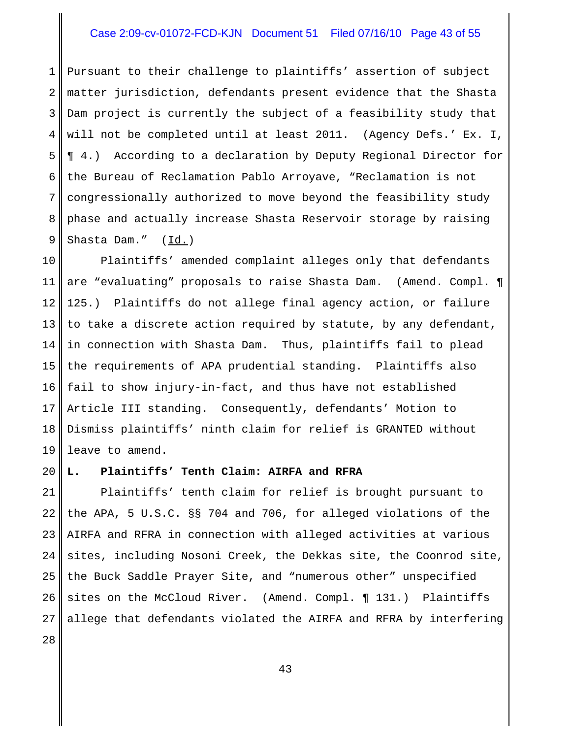Pursuant to their challenge to plaintiffs' assertion of subject matter jurisdiction, defendants present evidence that the Shasta Dam project is currently the subject of a feasibility study that will not be completed until at least 2011. (Agency Defs.' Ex. I, ¶ 4.) According to a declaration by Deputy Regional Director for the Bureau of Reclamation Pablo Arroyave, "Reclamation is not congressionally authorized to move beyond the feasibility study phase and actually increase Shasta Reservoir storage by raising Shasta Dam." (Id.)

Plaintiffs' amended complaint alleges only that defendants are "evaluating" proposals to raise Shasta Dam. (Amend. Compl. ¶ 125.) Plaintiffs do not allege final agency action, or failure to take a discrete action required by statute, by any defendant, in connection with Shasta Dam. Thus, plaintiffs fail to plead the requirements of APA prudential standing. Plaintiffs also fail to show injury-in-fact, and thus have not established Article III standing. Consequently, defendants' Motion to Dismiss plaintiffs' ninth claim for relief is GRANTED without leave to amend.

**L. Plaintiffs' Tenth Claim: AIRFA and RFRA**

Plaintiffs' tenth claim for relief is brought pursuant to the APA, 5 U.S.C. §§ 704 and 706, for alleged violations of the AIRFA and RFRA in connection with alleged activities at various sites, including Nosoni Creek, the Dekkas site, the Coonrod site, the Buck Saddle Prayer Site, and "numerous other" unspecified sites on the McCloud River. (Amend. Compl. ¶ 131.) Plaintiffs allege that defendants violated the AIRFA and RFRA by interfering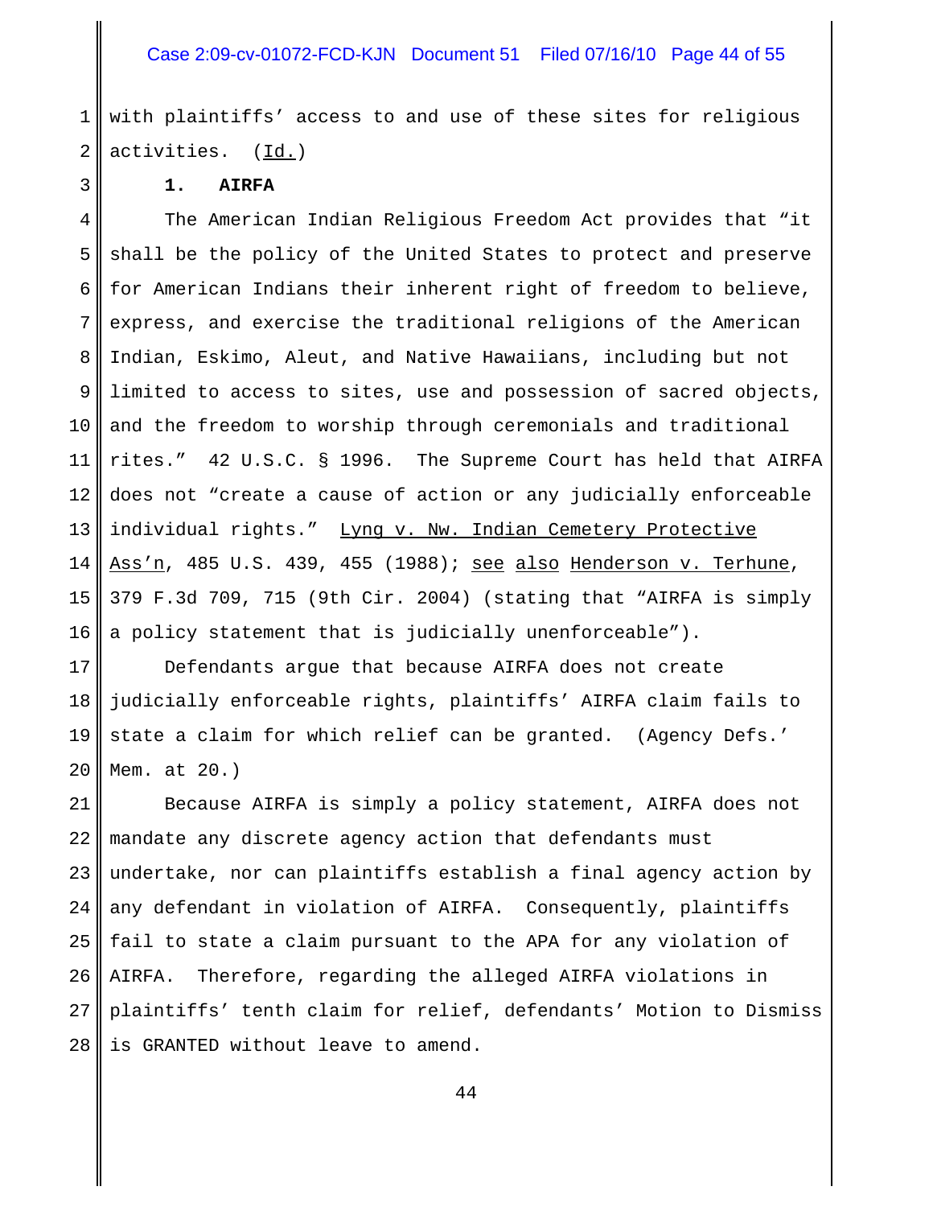with plaintiffs' access to and use of these sites for religious activities. (Id.)

### 1. AIRFA

The American Indian Religious Freedom Act provides that "it shall be the policy of the United States to protect and preserve for American Indians their inherent right of freedom to believe, express, and exercise the traditional religions of the American Indian, Eskimo, Aleut, and Native Hawaiians, including but not limited to access to sites, use and possession of sacred objects, and the freedom to worship through ceremonials and traditional rites." 42 U.S.C. § 1996. The Supreme Court has held that AIRFA does not "create a cause of action or any judicially enforceable individual rights." Lyng v. Nw. Indian Cemetery Protective Ass'n, 485 U.S. 439, 455 (1988); see also Henderson v. Terhune, 379 F.3d 709, 715 (9th Cir. 2004) (stating that "AIRFA is simply a policy statement that is judicially unenforceable").

Defendants argue that because AIRFA does not create judicially enforceable rights, plaintiffs' AIRFA claim fails to state a claim for which relief can be granted. (Agency Defs.' Mem. at 20.)

Because AIRFA is simply a policy statement, AIRFA does not mandate any discrete agency action that defendants must undertake, nor can plaintiffs establish a final agency action by any defendant in violation of AIRFA. Consequently, plaintiffs fail to state a claim pursuant to the APA for any violation of AIRFA. Therefore, regarding the alleged AIRFA violations in plaintiffs' tenth claim for relief, defendants' Motion to Dismiss is GRANTED without leave to amend.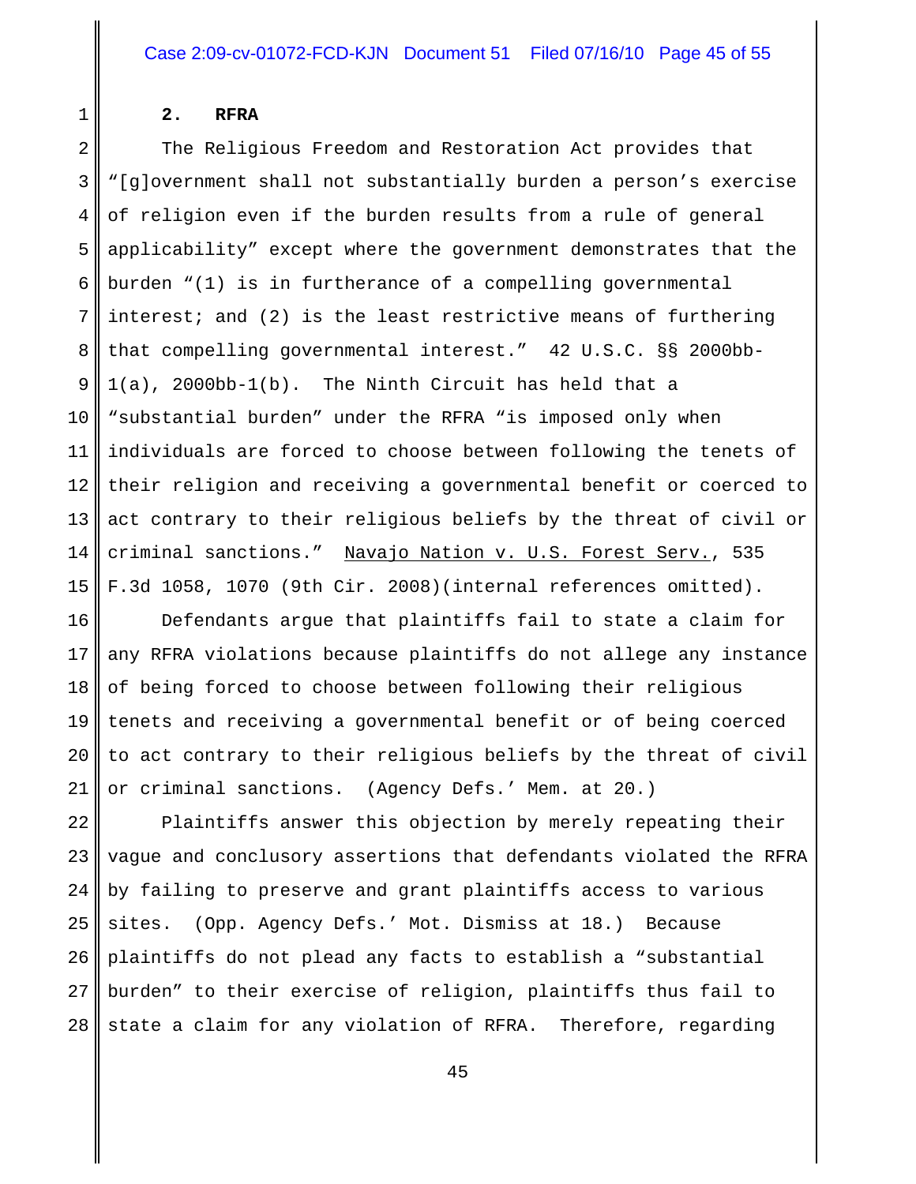### 2. RFRA

The Religious Freedom and Restoration Act provides that "[g]overnment shall not substantially burden a person's exercise of religion even if the burden results from a rule of general applicability" except where the government demonstrates that the burden "(1) is in furtherance of a compelling governmental interest; and (2) is the least restrictive means of furthering that compelling governmental interest." 42 U.S.C. §§ 2000bb-1(a), 2000bb-1(b). The Ninth Circuit has held that a "substantial burden" under the RFRA "is imposed only when individuals are forced to choose between following the tenets of their religion and receiving a governmental benefit or coerced to act contrary to their religious beliefs by the threat of civil or criminal sanctions." Navajo Nation v. U.S. Forest Serv., 535 F.3d 1058, 1070 (9th Cir. 2008)(internal references omitted).

Defendants argue that plaintiffs fail to state a claim for any RFRA violations because plaintiffs do not allege any instance of being forced to choose between following their religious tenets and receiving a governmental benefit or of being coerced to act contrary to their religious beliefs by the threat of civil or criminal sanctions. (Agency Defs.' Mem. at 20.)

Plaintiffs answer this objection by merely repeating their vague and conclusory assertions that defendants violated the RFRA by failing to preserve and grant plaintiffs access to various sites. (Opp. Agency Defs.' Mot. Dismiss at 18.) Because plaintiffs do not plead any facts to establish a "substantial burden" to their exercise of religion, plaintiffs thus fail to state a claim for any violation of RFRA. Therefore, regarding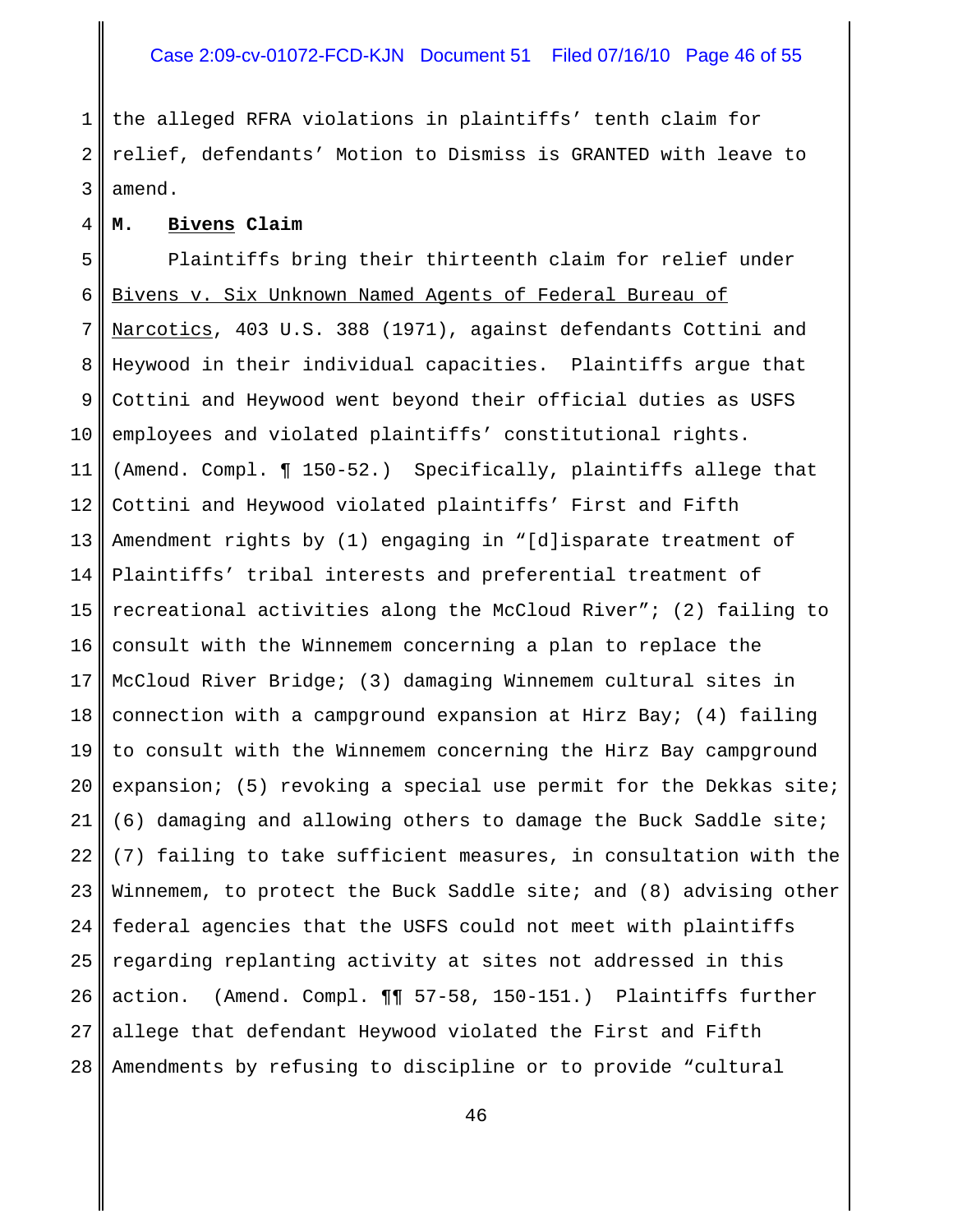the alleged RFRA violations in plaintiffs' tenth claim for relief, defendants' Motion to Dismiss is GRANTED with leave to amend.

**M. Bivens Claim**

Plaintiffs bring their thirteenth claim for relief under Bivens v. Six Unknown Named Agents of Federal Bureau of Narcotics, 403 U.S. 388 (1971), against defendants Cottini and Heywood in their individual capacities. Plaintiffs argue that Cottini and Heywood went beyond their official duties as USFS employees and violated plaintiffs' constitutional rights. (Amend. Compl. ¶ 150-52.) Specifically, plaintiffs allege that Cottini and Heywood violated plaintiffs' First and Fifth Amendment rights by (1) engaging in "[d]isparate treatment of Plaintiffs' tribal interests and preferential treatment of recreational activities along the McCloud River"; (2) failing to consult with the Winnemem concerning a plan to replace the McCloud River Bridge; (3) damaging Winnemem cultural sites in connection with a campground expansion at Hirz Bay; (4) failing to consult with the Winnemem concerning the Hirz Bay campground expansion; (5) revoking a special use permit for the Dekkas site; (6) damaging and allowing others to damage the Buck Saddle site; (7) failing to take sufficient measures, in consultation with the Winnemem, to protect the Buck Saddle site; and (8) advising other federal agencies that the USFS could not meet with plaintiffs regarding replanting activity at sites not addressed in this action. (Amend. Compl. ¶¶ 57-58, 150-151.) Plaintiffs further allege that defendant Heywood violated the First and Fifth Amendments by refusing to discipline or to provide "cultural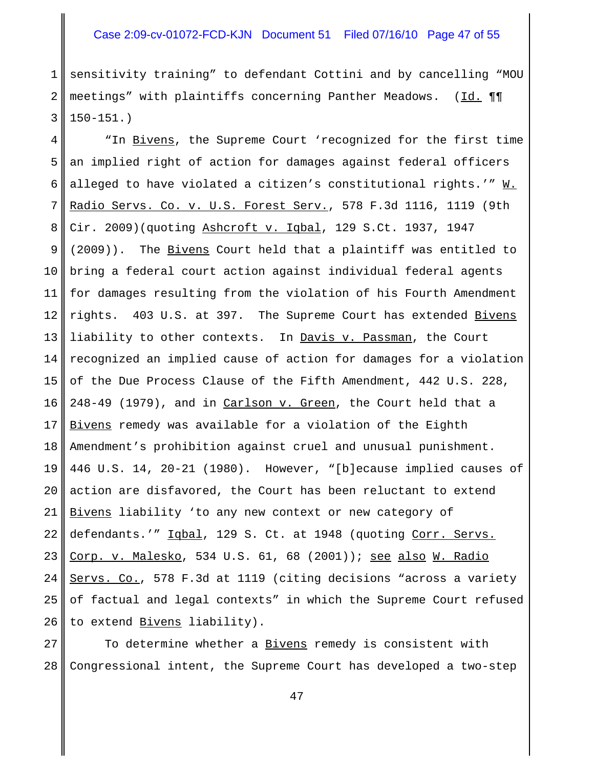sensitivity training" to defendant Cottini and by cancelling "MOU meetings" with plaintiffs concerning Panther Meadows. (Id. ¶¶ 150-151.)

"In Bivens, the Supreme Court 'recognized for the first time an implied right of action for damages against federal officers alleged to have violated a citizen's constitutional rights.'" W. Radio Servs. Co. v. U.S. Forest Serv., 578 F.3d 1116, 1119 (9th Cir. 2009)(quoting Ashcroft v. Iqbal, 129 S.Ct. 1937, 1947 (2009)). The Bivens Court held that a plaintiff was entitled to bring a federal court action against individual federal agents for damages resulting from the violation of his Fourth Amendment rights. 403 U.S. at 397. The Supreme Court has extended Bivens liability to other contexts. In Davis v. Passman, the Court recognized an implied cause of action for damages for a violation of the Due Process Clause of the Fifth Amendment, 442 U.S. 228, 248-49 (1979), and in Carlson v. Green, the Court held that a Bivens remedy was available for a violation of the Eighth Amendment's prohibition against cruel and unusual punishment. 446 U.S. 14, 20-21 (1980). However, "[b]ecause implied causes of action are disfavored, the Court has been reluctant to extend Bivens liability 'to any new context or new category of defendants.'" Iqbal, 129 S. Ct. at 1948 (quoting Corr. Servs. Corp. v. Malesko, 534 U.S. 61, 68 (2001)); see also W. Radio Servs. Co., 578 F.3d at 1119 (citing decisions "across a variety of factual and legal contexts" in which the Supreme Court refused to extend Bivens liability).

To determine whether a Bivens remedy is consistent with Congressional intent, the Supreme Court has developed a two-step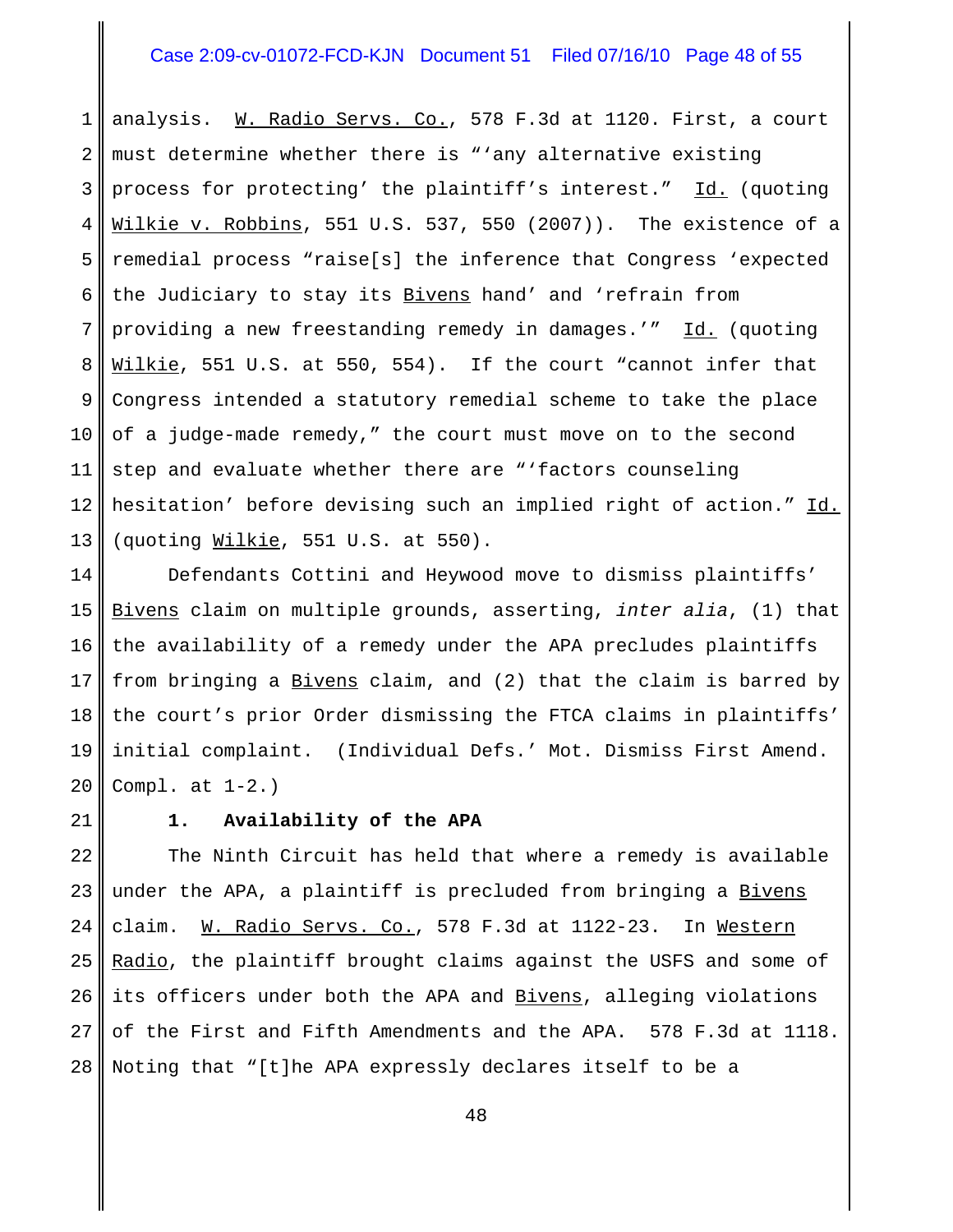analysis. W. Radio Servs. Co., 578 F.3d at 1120. First, a court must determine whether there is "'any alternative existing process for protecting' the plaintiff's interest." Id. (quoting Wilkie v. Robbins, 551 U.S. 537, 550 (2007)). The existence of a remedial process "raise[s] the inference that Congress 'expected the Judiciary to stay its Bivens hand' and 'refrain from providing a new freestanding remedy in damages.'" Id. (quoting Wilkie, 551 U.S. at 550, 554). If the court "cannot infer that Congress intended a statutory remedial scheme to take the place of a judge-made remedy," the court must move on to the second step and evaluate whether there are "'factors counseling hesitation' before devising such an implied right of action." Id. (quoting Wilkie, 551 U.S. at 550).

Defendants Cottini and Heywood move to dismiss plaintiffs' Bivens claim on multiple grounds, asserting, *inter alia*, (1) that the availability of a remedy under the APA precludes plaintiffs from bringing a Bivens claim, and (2) that the claim is barred by the court's prior Order dismissing the FTCA claims in plaintiffs' initial complaint. (Individual Defs.' Mot. Dismiss First Amend. Compl. at 1-2.)

**1. Availability of the APA**

The Ninth Circuit has held that where a remedy is available under the APA, a plaintiff is precluded from bringing a Bivens claim. W. Radio Servs. Co., 578 F.3d at 1122-23. In Western Radio, the plaintiff brought claims against the USFS and some of its officers under both the APA and Bivens, alleging violations of the First and Fifth Amendments and the APA. 578 F.3d at 1118. Noting that "[t]he APA expressly declares itself to be a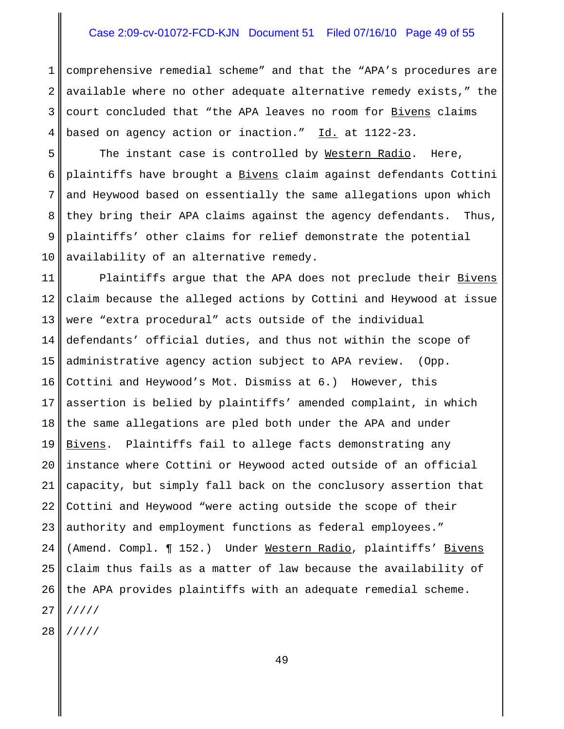comprehensive remedial scheme" and that the "APA's procedures are available where no other adequate alternative remedy exists," the court concluded that "the APA leaves no room for Bivens claims based on agency action or inaction." Id. at 1122-23.

The instant case is controlled by Western Radio. Here, plaintiffs have brought a Bivens claim against defendants Cottini and Heywood based on essentially the same allegations upon which they bring their APA claims against the agency defendants. Thus, plaintiffs' other claims for relief demonstrate the potential availability of an alternative remedy.

Plaintiffs argue that the APA does not preclude their Bivens claim because the alleged actions by Cottini and Heywood at issue were "extra procedural" acts outside of the individual defendants' official duties, and thus not within the scope of administrative agency action subject to APA review. (Opp. Cottini and Heywood's Mot. Dismiss at 6.) However, this assertion is belied by plaintiffs' amended complaint, in which the same allegations are pled both under the APA and under Bivens. Plaintiffs fail to allege facts demonstrating any instance where Cottini or Heywood acted outside of an official capacity, but simply fall back on the conclusory assertion that Cottini and Heywood "were acting outside the scope of their authority and employment functions as federal employees." (Amend. Compl. ¶ 152.) Under Western Radio, plaintiffs' Bivens claim thus fails as a matter of law because the availability of the APA provides plaintiffs with an adequate remedial scheme.

/////

/////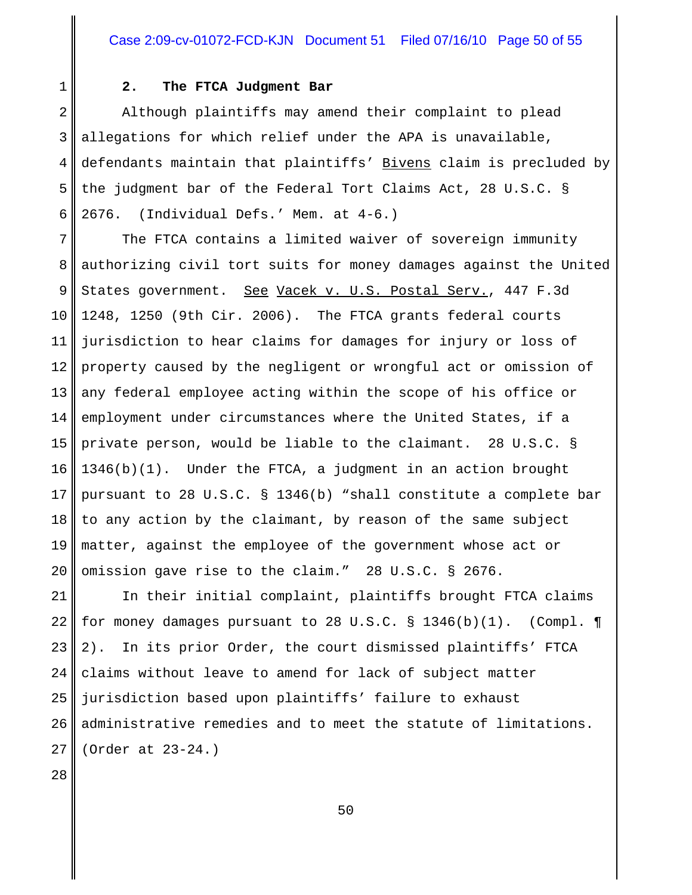**2. The FTCA Judgment Bar**

Although plaintiffs may amend their complaint to plead allegations for which relief under the APA is unavailable, defendants maintain that plaintiffs' Bivens claim is precluded by the judgment bar of the Federal Tort Claims Act, 28 U.S.C. § 2676. (Individual Defs.' Mem. at 4-6.)

The FTCA contains a limited waiver of sovereign immunity authorizing civil tort suits for money damages against the United States government. See Vacek v. U.S. Postal Serv., 447 F.3d 1248, 1250 (9th Cir. 2006). The FTCA grants federal courts jurisdiction to hear claims for damages for injury or loss of property caused by the negligent or wrongful act or omission of any federal employee acting within the scope of his office or employment under circumstances where the United States, if a private person, would be liable to the claimant. 28 U.S.C. § 1346(b)(1). Under the FTCA, a judgment in an action brought pursuant to 28 U.S.C. § 1346(b) "shall constitute a complete bar to any action by the claimant, by reason of the same subject matter, against the employee of the government whose act or omission gave rise to the claim." 28 U.S.C. § 2676.

In their initial complaint, plaintiffs brought FTCA claims for money damages pursuant to 28 U.S.C. § 1346(b)(1). (Compl. ¶ 2). In its prior Order, the court dismissed plaintiffs' FTCA claims without leave to amend for lack of subject matter jurisdiction based upon plaintiffs' failure to exhaust administrative remedies and to meet the statute of limitations. (Order at 23-24.)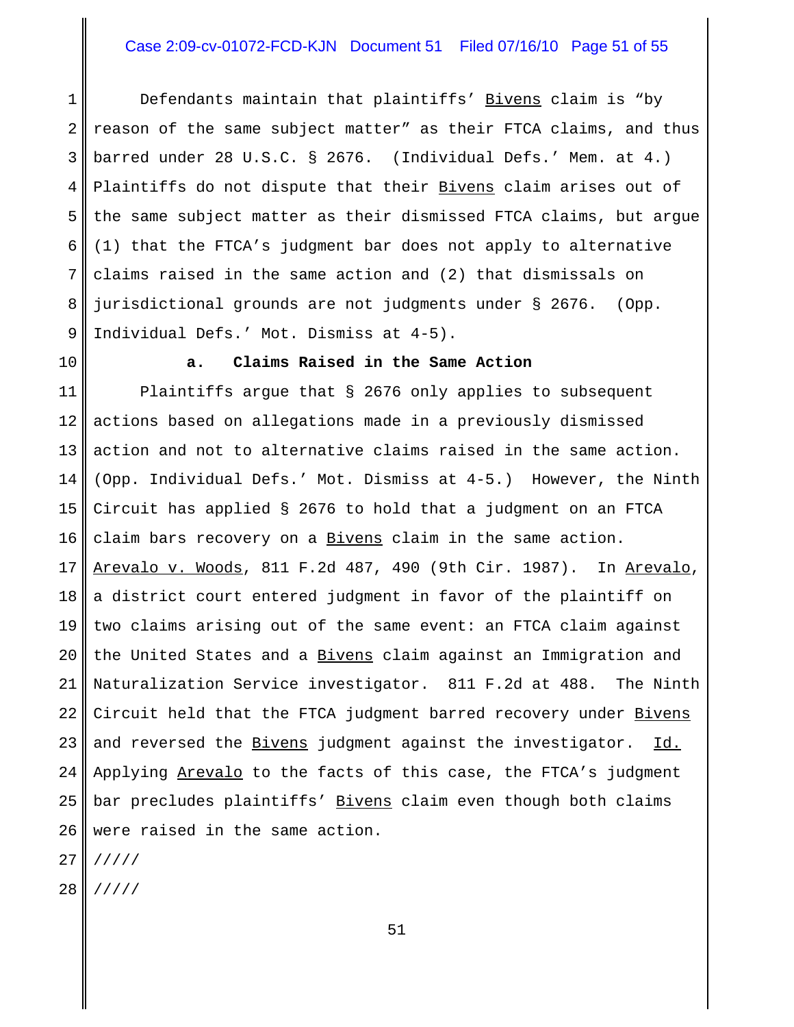Defendants maintain that plaintiffs' Bivens claim is "by reason of the same subject matter" as their FTCA claims, and thus barred under 28 U.S.C. § 2676. (Individual Defs.' Mem. at 4.) Plaintiffs do not dispute that their Bivens claim arises out of the same subject matter as their dismissed FTCA claims, but argue (1) that the FTCA's judgment bar does not apply to alternative claims raised in the same action and (2) that dismissals on jurisdictional grounds are not judgments under § 2676. (Opp. Individual Defs.' Mot. Dismiss at 4-5).

**a. Claims Raised in the Same Action**

Plaintiffs argue that § 2676 only applies to subsequent actions based on allegations made in a previously dismissed action and not to alternative claims raised in the same action. (Opp. Individual Defs.' Mot. Dismiss at 4-5.) However, the Ninth Circuit has applied § 2676 to hold that a judgment on an FTCA claim bars recovery on a Bivens claim in the same action. Arevalo v. Woods, 811 F.2d 487, 490 (9th Cir. 1987). In Arevalo, a district court entered judgment in favor of the plaintiff on two claims arising out of the same event: an FTCA claim against the United States and a Bivens claim against an Immigration and Naturalization Service investigator. 811 F.2d at 488. The Ninth Circuit held that the FTCA judgment barred recovery under Bivens and reversed the Bivens judgment against the investigator. Id. Applying Arevalo to the facts of this case, the FTCA's judgment bar precludes plaintiffs' Bivens claim even though both claims were raised in the same action.

/////

/////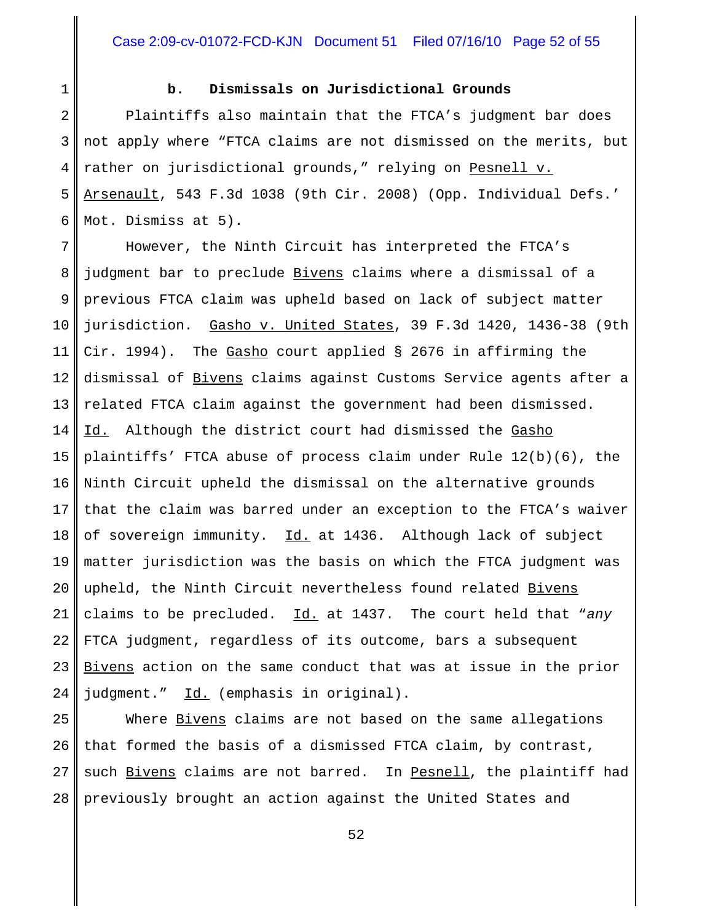**b. Dismissals on Jurisdictional Grounds**

Plaintiffs also maintain that the FTCA's judgment bar does not apply where "FTCA claims are not dismissed on the merits, but rather on jurisdictional grounds," relying on Pesnell v. Arsenault, 543 F.3d 1038 (9th Cir. 2008) (Opp. Individual Defs.' Mot. Dismiss at 5).

However, the Ninth Circuit has interpreted the FTCA's judgment bar to preclude Bivens claims where a dismissal of a previous FTCA claim was upheld based on lack of subject matter jurisdiction. Gasho v. United States, 39 F.3d 1420, 1436-38 (9th Cir. 1994). The Gasho court applied § 2676 in affirming the dismissal of Bivens claims against Customs Service agents after a related FTCA claim against the government had been dismissed. Id. Although the district court had dismissed the Gasho plaintiffs' FTCA abuse of process claim under Rule 12(b)(6), the Ninth Circuit upheld the dismissal on the alternative grounds that the claim was barred under an exception to the FTCA's waiver of sovereign immunity. Id. at 1436. Although lack of subject matter jurisdiction was the basis on which the FTCA judgment was upheld, the Ninth Circuit nevertheless found related Bivens claims to be precluded. Id. at 1437. The court held that "*any* FTCA judgment, regardless of its outcome, bars a subsequent Bivens action on the same conduct that was at issue in the prior judgment." Id. (emphasis in original).

Where Bivens claims are not based on the same allegations that formed the basis of a dismissed FTCA claim, by contrast, such Bivens claims are not barred. In Pesnell, the plaintiff had previously brought an action against the United States and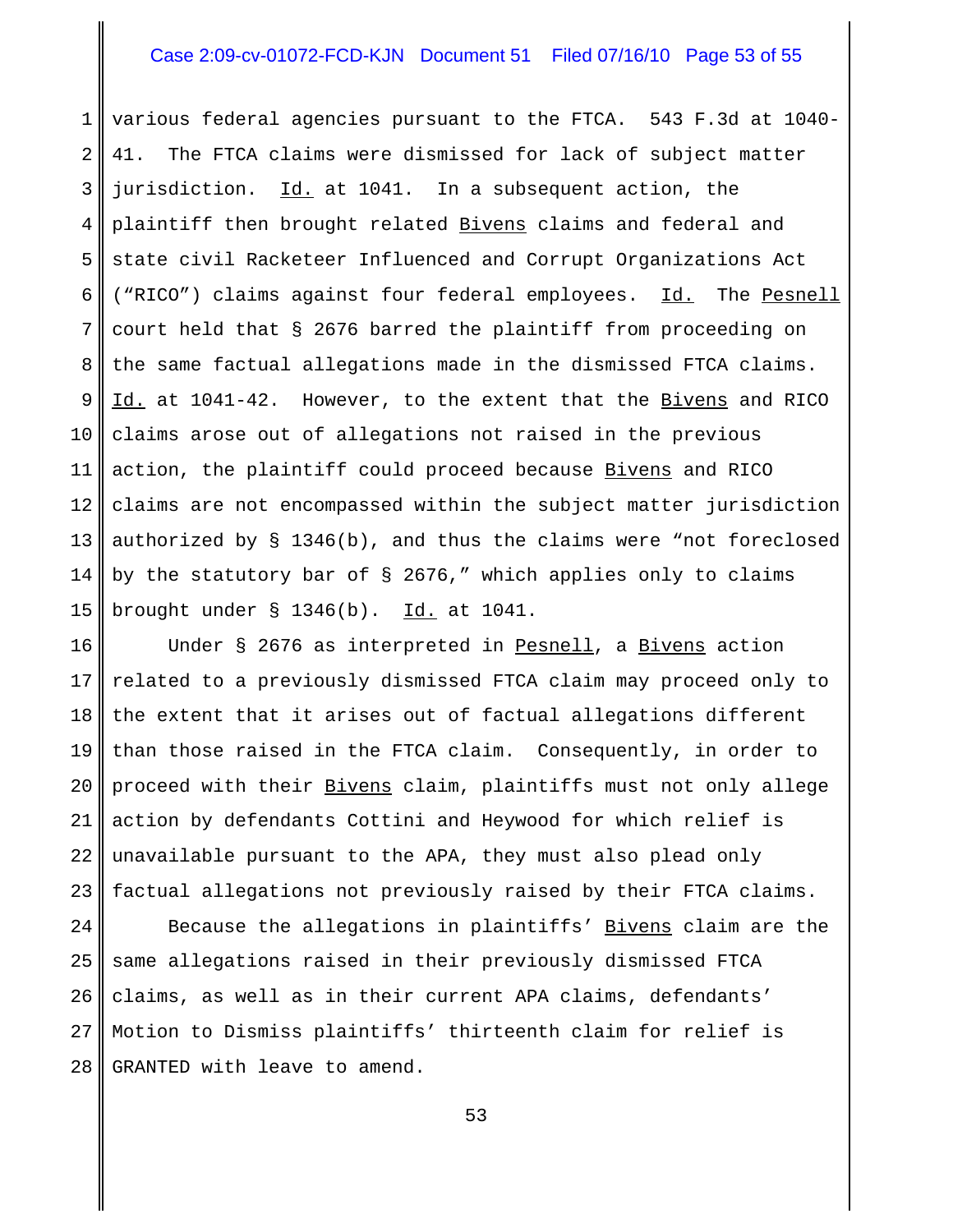various federal agencies pursuant to the FTCA. 543 F.3d at 1040-41. The FTCA claims were dismissed for lack of subject matter jurisdiction. Id. at 1041. In a subsequent action, the plaintiff then brought related Bivens claims and federal and state civil Racketeer Influenced and Corrupt Organizations Act ("RICO") claims against four federal employees. Id. The Pesnell court held that § 2676 barred the plaintiff from proceeding on the same factual allegations made in the dismissed FTCA claims. Id. at 1041-42. However, to the extent that the Bivens and RICO claims arose out of allegations not raised in the previous action, the plaintiff could proceed because Bivens and RICO claims are not encompassed within the subject matter jurisdiction authorized by § 1346(b), and thus the claims were "not foreclosed by the statutory bar of § 2676," which applies only to claims brought under § 1346(b). Id. at 1041.

Under § 2676 as interpreted in Pesnell, a Bivens action related to a previously dismissed FTCA claim may proceed only to the extent that it arises out of factual allegations different than those raised in the FTCA claim. Consequently, in order to proceed with their Bivens claim, plaintiffs must not only allege action by defendants Cottini and Heywood for which relief is unavailable pursuant to the APA, they must also plead only factual allegations not previously raised by their FTCA claims.

Because the allegations in plaintiffs' Bivens claim are the same allegations raised in their previously dismissed FTCA claims, as well as in their current APA claims, defendants' Motion to Dismiss plaintiffs' thirteenth claim for relief is GRANTED with leave to amend.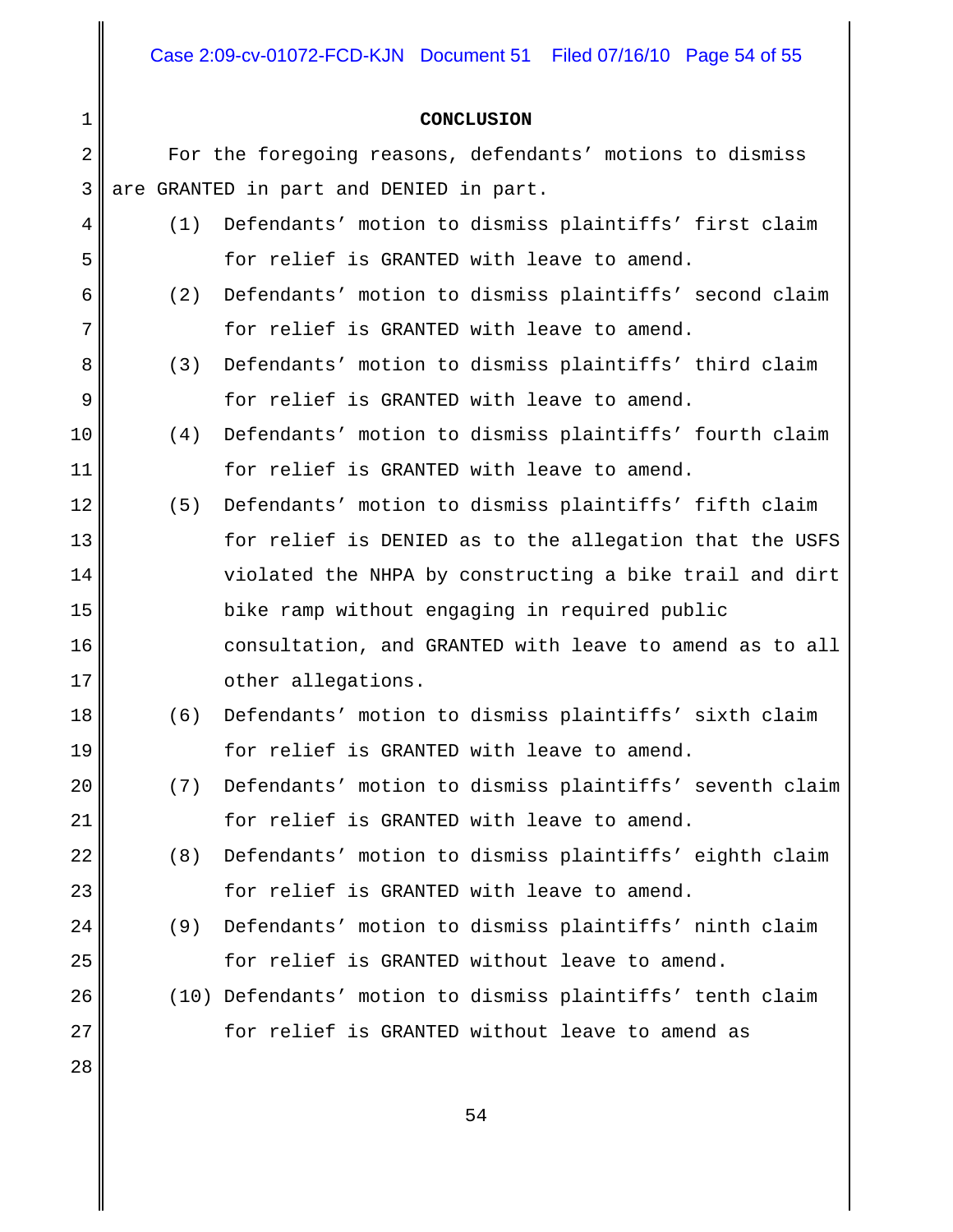## CONCLUSION

For the foregoing reasons, defendants' motions to dismiss are GRANTED in part and DENIED in part.

(1) Defendants' motion to dismiss plaintiffs' first claim for relief is GRANTED with leave to amend.

(2) Defendants' motion to dismiss plaintiffs' second claim for relief is GRANTED with leave to amend.

(3) Defendants' motion to dismiss plaintiffs' third claim for relief is GRANTED with leave to amend.

(4) Defendants' motion to dismiss plaintiffs' fourth claim for relief is GRANTED with leave to amend.

(5) Defendants' motion to dismiss plaintiffs' fifth claim for relief is DENIED as to the allegation that the USFS violated the NHPA by constructing a bike trail and dirt bike ramp without engaging in required public consultation, and GRANTED with leave to amend as to all other allegations.

(6) Defendants' motion to dismiss plaintiffs' sixth claim for relief is GRANTED with leave to amend.

(7) Defendants' motion to dismiss plaintiffs' seventh claim for relief is GRANTED with leave to amend.

(8) Defendants' motion to dismiss plaintiffs' eighth claim for relief is GRANTED with leave to amend.

(9) Defendants' motion to dismiss plaintiffs' ninth claim for relief is GRANTED without leave to amend.

(10) Defendants' motion to dismiss plaintiffs' tenth claim for relief is GRANTED without leave to amend as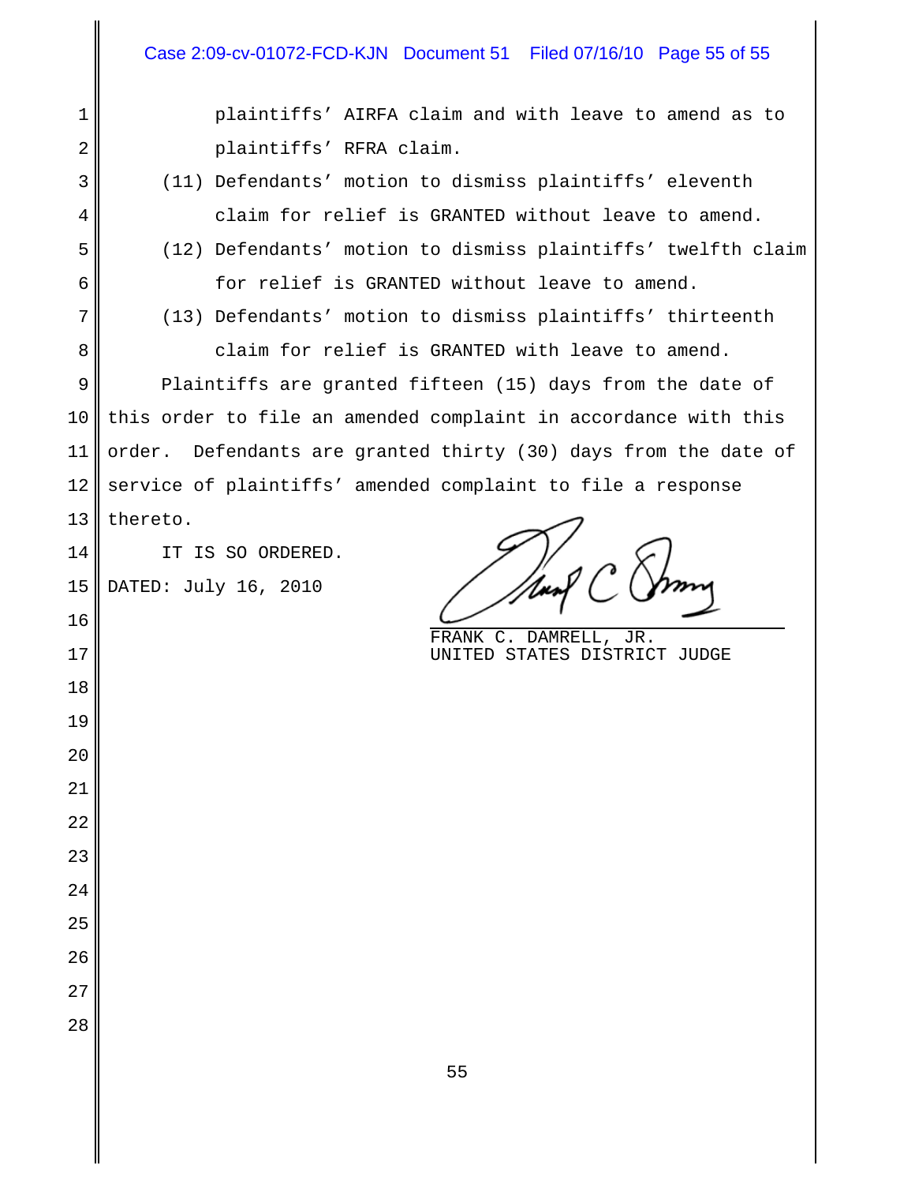plaintiffs' AIRFA claim and with leave to amend as to plaintiffs' RFRA claim.

(11) Defendants' motion to dismiss plaintiffs' eleventh claim for relief is GRANTED without leave to amend.

(12) Defendants' motion to dismiss plaintiffs' twelfth claim for relief is GRANTED without leave to amend.

(13) Defendants' motion to dismiss plaintiffs' thirteenth claim for relief is GRANTED with leave to amend.

Plaintiffs are granted fifteen (15) days from the date of this order to file an amended complaint in accordance with this order. Defendants are granted thirty (30) days from the date of service of plaintiffs' amended complaint to file a response thereto.

IT IS SO ORDERED.

DATED: July 16, 2010

FRANK C. DAMRELL, JR.
UNITED STATES DISTRICT JUDGE